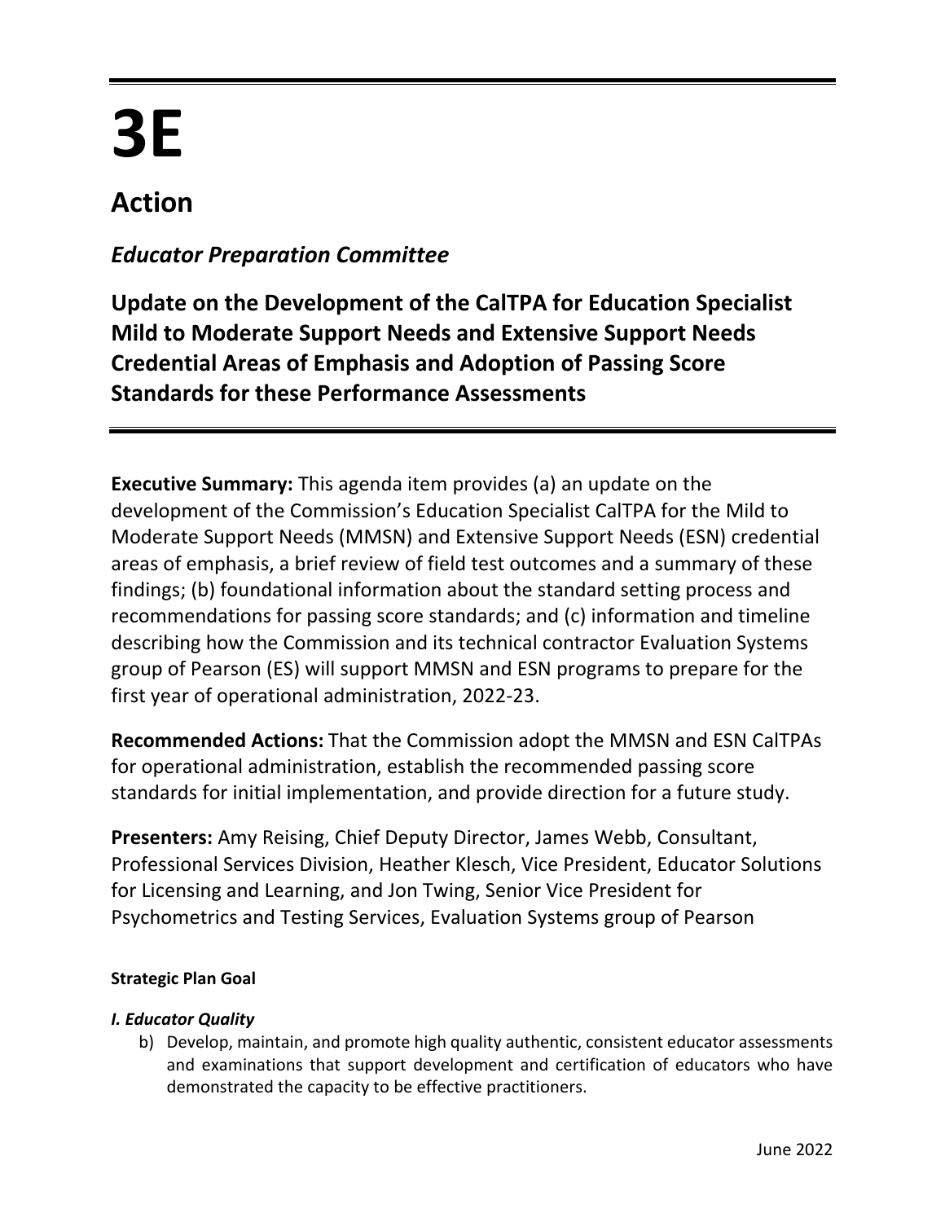# 3E

## Action

### *Educator Preparation Committee*

### Update on the Development of the CalTPA for Education Specialist Mild to Moderate Support Needs and Extensive Support Needs Credential Areas of Emphasis and Adoption of Passing Score Standards for these Performance Assessments

**Executive Summary:** This agenda item provides (a) an update on the development of the Commission's Education Specialist CalTPA for the Mild to Moderate Support Needs (MMSN) and Extensive Support Needs (ESN) credential areas of emphasis, a brief review of field test outcomes and a summary of these findings; (b) foundational information about the standard setting process and recommendations for passing score standards; and (c) information and timeline describing how the Commission and its technical contractor Evaluation Systems group of Pearson (ES) will support MMSN and ESN programs to prepare for the first year of operational administration, 2022-23.

**Recommended Actions:** That the Commission adopt the MMSN and ESN CalTPAs for operational administration, establish the recommended passing score standards for initial implementation, and provide direction for a future study.

**Presenters:** Amy Reising, Chief Deputy Director, James Webb, Consultant, Professional Services Division, Heather Klesch, Vice President, Educator Solutions for Licensing and Learning, and Jon Twing, Senior Vice President for Psychometrics and Testing Services, Evaluation Systems group of Pearson

**Strategic Plan Goal**

***I. Educator Quality***

b) Develop, maintain, and promote high quality authentic, consistent educator assessments and examinations that support development and certification of educators who have demonstrated the capacity to be effective practitioners.

June 2022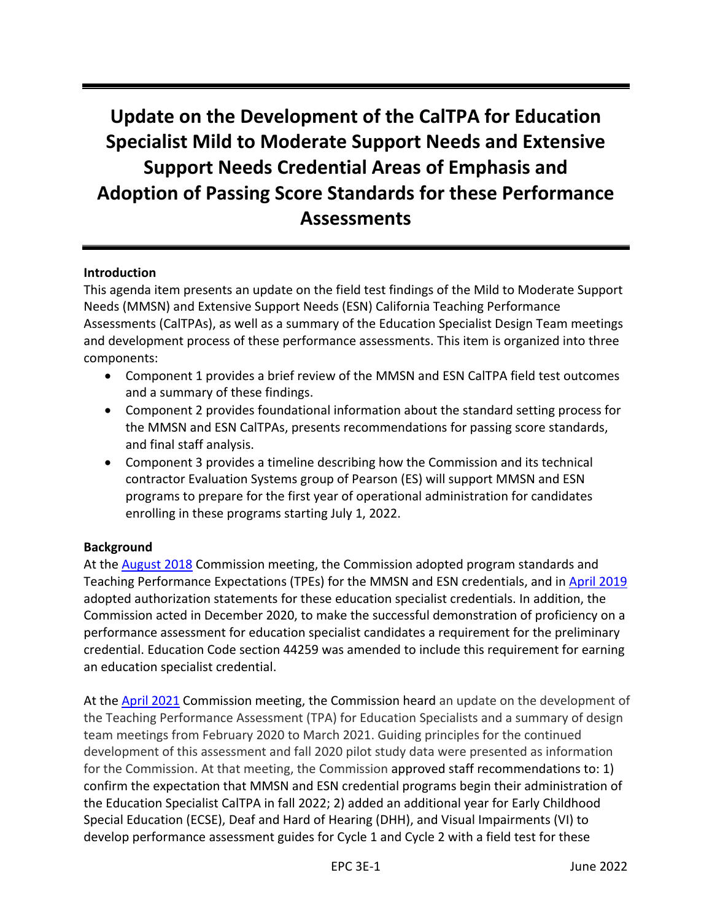# Update on the Development of the CalTPA for Education Specialist Mild to Moderate Support Needs and Extensive Support Needs Credential Areas of Emphasis and Adoption of Passing Score Standards for these Performance Assessments

**Introduction**

This agenda item presents an update on the field test findings of the Mild to Moderate Support Needs (MMSN) and Extensive Support Needs (ESN) California Teaching Performance Assessments (CalTPAs), as well as a summary of the Education Specialist Design Team meetings and development process of these performance assessments. This item is organized into three components:

- Component 1 provides a brief review of the MMSN and ESN CalTPA field test outcomes and a summary of these findings.
- Component 2 provides foundational information about the standard setting process for the MMSN and ESN CalTPAs, presents recommendations for passing score standards, and final staff analysis.
- Component 3 provides a timeline describing how the Commission and its technical contractor Evaluation Systems group of Pearson (ES) will support MMSN and ESN programs to prepare for the first year of operational administration for candidates enrolling in these programs starting July 1, 2022.

**Background**

At the August 2018 Commission meeting, the Commission adopted program standards and Teaching Performance Expectations (TPEs) for the MMSN and ESN credentials, and in April 2019 adopted authorization statements for these education specialist credentials. In addition, the Commission acted in December 2020, to make the successful demonstration of proficiency on a performance assessment for education specialist candidates a requirement for the preliminary credential. Education Code section 44259 was amended to include this requirement for earning an education specialist credential.

At the April 2021 Commission meeting, the Commission heard an update on the development of the Teaching Performance Assessment (TPA) for Education Specialists and a summary of design team meetings from February 2020 to March 2021. Guiding principles for the continued development of this assessment and fall 2020 pilot study data were presented as information for the Commission. At that meeting, the Commission approved staff recommendations to: 1) confirm the expectation that MMSN and ESN credential programs begin their administration of the Education Specialist CalTPA in fall 2022; 2) added an additional year for Early Childhood Special Education (ECSE), Deaf and Hard of Hearing (DHH), and Visual Impairments (VI) to develop performance assessment guides for Cycle 1 and Cycle 2 with a field test for these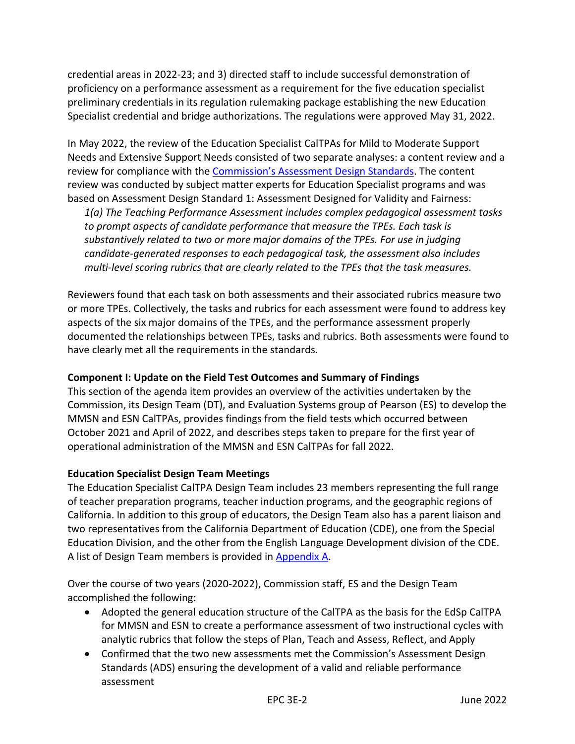credential areas in 2022-23; and 3) directed staff to include successful demonstration of proficiency on a performance assessment as a requirement for the five education specialist preliminary credentials in its regulation rulemaking package establishing the new Education Specialist credential and bridge authorizations. The regulations were approved May 31, 2022.

In May 2022, the review of the Education Specialist CalTPAs for Mild to Moderate Support Needs and Extensive Support Needs consisted of two separate analyses: a content review and a review for compliance with the [Commission's Assessment Design Standards](). The content review was conducted by subject matter experts for Education Specialist programs and was based on Assessment Design Standard 1: Assessment Designed for Validity and Fairness:

> *1(a) The Teaching Performance Assessment includes complex pedagogical assessment tasks to prompt aspects of candidate performance that measure the TPEs. Each task is substantively related to two or more major domains of the TPEs. For use in judging candidate-generated responses to each pedagogical task, the assessment also includes multi-level scoring rubrics that are clearly related to the TPEs that the task measures.*

Reviewers found that each task on both assessments and their associated rubrics measure two or more TPEs. Collectively, the tasks and rubrics for each assessment were found to address key aspects of the six major domains of the TPEs, and the performance assessment properly documented the relationships between TPEs, tasks and rubrics. Both assessments were found to have clearly met all the requirements in the standards.

**Component I: Update on the Field Test Outcomes and Summary of Findings**

This section of the agenda item provides an overview of the activities undertaken by the Commission, its Design Team (DT), and Evaluation Systems group of Pearson (ES) to develop the MMSN and ESN CalTPAs, provides findings from the field tests which occurred between October 2021 and April of 2022, and describes steps taken to prepare for the first year of operational administration of the MMSN and ESN CalTPAs for fall 2022.

**Education Specialist Design Team Meetings**

The Education Specialist CalTPA Design Team includes 23 members representing the full range of teacher preparation programs, teacher induction programs, and the geographic regions of California. In addition to this group of educators, the Design Team also has a parent liaison and two representatives from the California Department of Education (CDE), one from the Special Education Division, and the other from the English Language Development division of the CDE. A list of Design Team members is provided in [Appendix A]().

Over the course of two years (2020-2022), Commission staff, ES and the Design Team accomplished the following:

- Adopted the general education structure of the CalTPA as the basis for the EdSp CalTPA for MMSN and ESN to create a performance assessment of two instructional cycles with analytic rubrics that follow the steps of Plan, Teach and Assess, Reflect, and Apply
- Confirmed that the two new assessments met the Commission's Assessment Design Standards (ADS) ensuring the development of a valid and reliable performance assessment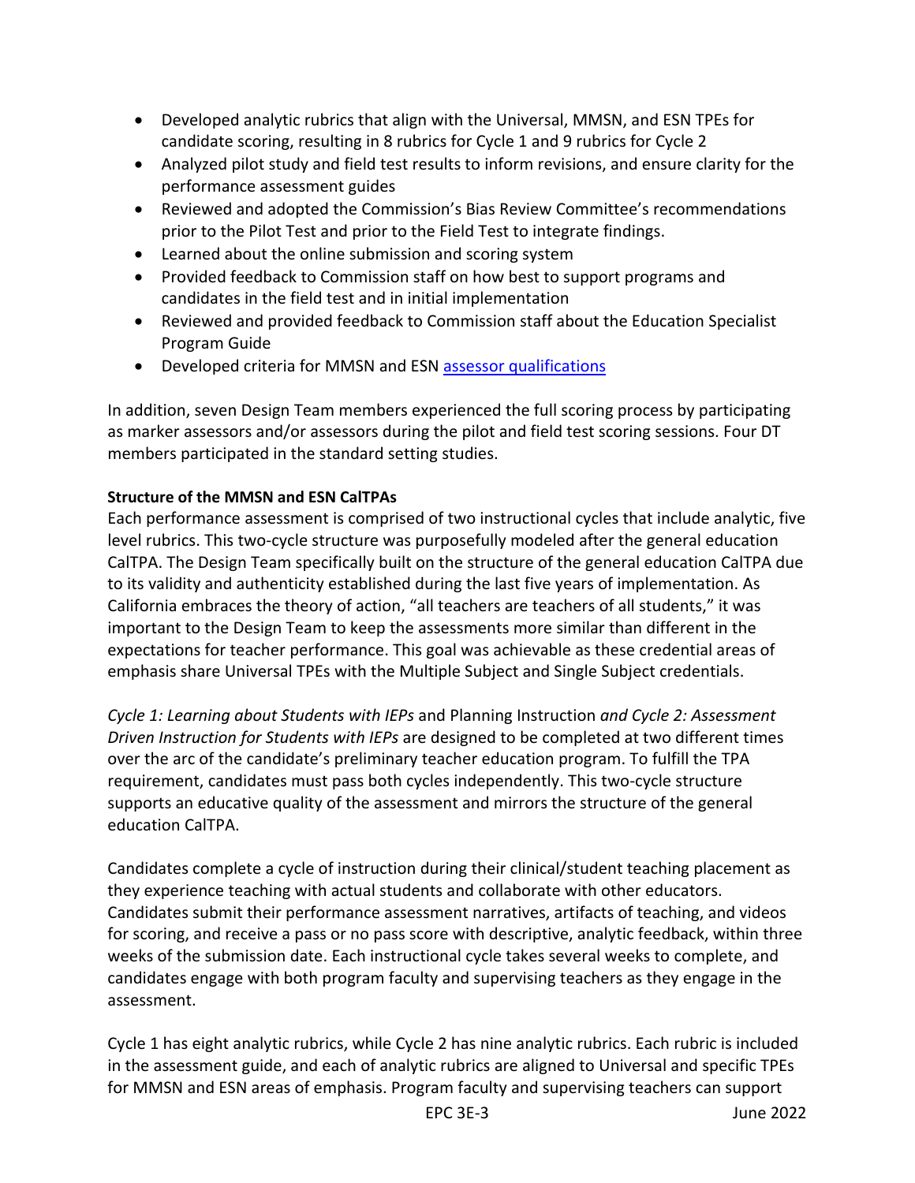- Developed analytic rubrics that align with the Universal, MMSN, and ESN TPEs for candidate scoring, resulting in 8 rubrics for Cycle 1 and 9 rubrics for Cycle 2
- Analyzed pilot study and field test results to inform revisions, and ensure clarity for the performance assessment guides
- Reviewed and adopted the Commission's Bias Review Committee's recommendations prior to the Pilot Test and prior to the Field Test to integrate findings.
- Learned about the online submission and scoring system
- Provided feedback to Commission staff on how best to support programs and candidates in the field test and in initial implementation
- Reviewed and provided feedback to Commission staff about the Education Specialist Program Guide
- Developed criteria for MMSN and ESN [assessor qualifications]()

In addition, seven Design Team members experienced the full scoring process by participating as marker assessors and/or assessors during the pilot and field test scoring sessions. Four DT members participated in the standard setting studies.

**Structure of the MMSN and ESN CalTPAs**

Each performance assessment is comprised of two instructional cycles that include analytic, five level rubrics. This two-cycle structure was purposefully modeled after the general education CalTPA. The Design Team specifically built on the structure of the general education CalTPA due to its validity and authenticity established during the last five years of implementation. As California embraces the theory of action, "all teachers are teachers of all students," it was important to the Design Team to keep the assessments more similar than different in the expectations for teacher performance. This goal was achievable as these credential areas of emphasis share Universal TPEs with the Multiple Subject and Single Subject credentials.

*Cycle 1: Learning about Students with IEPs* and Planning Instruction *and Cycle 2: Assessment Driven Instruction for Students with IEPs* are designed to be completed at two different times over the arc of the candidate's preliminary teacher education program. To fulfill the TPA requirement, candidates must pass both cycles independently. This two-cycle structure supports an educative quality of the assessment and mirrors the structure of the general education CalTPA.

Candidates complete a cycle of instruction during their clinical/student teaching placement as they experience teaching with actual students and collaborate with other educators. Candidates submit their performance assessment narratives, artifacts of teaching, and videos for scoring, and receive a pass or no pass score with descriptive, analytic feedback, within three weeks of the submission date. Each instructional cycle takes several weeks to complete, and candidates engage with both program faculty and supervising teachers as they engage in the assessment.

Cycle 1 has eight analytic rubrics, while Cycle 2 has nine analytic rubrics. Each rubric is included in the assessment guide, and each of analytic rubrics are aligned to Universal and specific TPEs for MMSN and ESN areas of emphasis. Program faculty and supervising teachers can support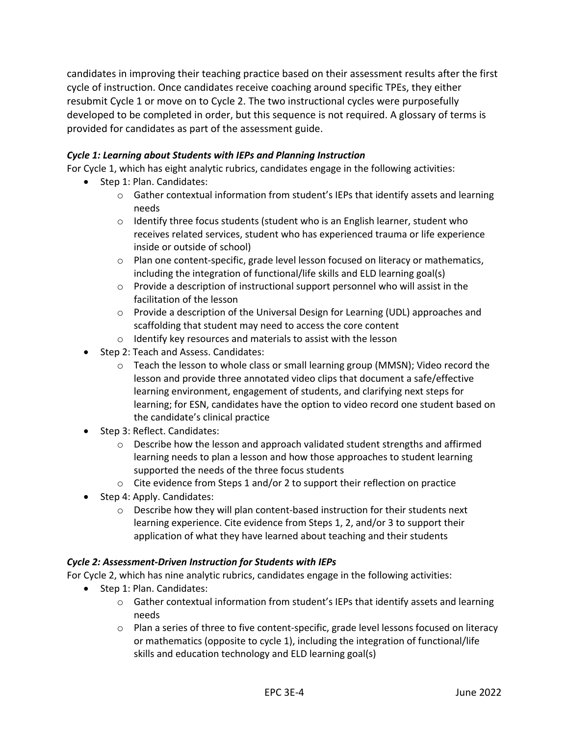candidates in improving their teaching practice based on their assessment results after the first cycle of instruction. Once candidates receive coaching around specific TPEs, they either resubmit Cycle 1 or move on to Cycle 2. The two instructional cycles were purposefully developed to be completed in order, but this sequence is not required. A glossary of terms is provided for candidates as part of the assessment guide.

***Cycle 1: Learning about Students with IEPs and Planning Instruction***

For Cycle 1, which has eight analytic rubrics, candidates engage in the following activities:

- Step 1: Plan. Candidates:
  - Gather contextual information from student's IEPs that identify assets and learning needs
  - Identify three focus students (student who is an English learner, student who receives related services, student who has experienced trauma or life experience inside or outside of school)
  - Plan one content-specific, grade level lesson focused on literacy or mathematics, including the integration of functional/life skills and ELD learning goal(s)
  - Provide a description of instructional support personnel who will assist in the facilitation of the lesson
  - Provide a description of the Universal Design for Learning (UDL) approaches and scaffolding that student may need to access the core content
  - Identify key resources and materials to assist with the lesson
- Step 2: Teach and Assess. Candidates:
  - Teach the lesson to whole class or small learning group (MMSN); Video record the lesson and provide three annotated video clips that document a safe/effective learning environment, engagement of students, and clarifying next steps for learning; for ESN, candidates have the option to video record one student based on the candidate's clinical practice
- Step 3: Reflect. Candidates:
  - Describe how the lesson and approach validated student strengths and affirmed learning needs to plan a lesson and how those approaches to student learning supported the needs of the three focus students
  - Cite evidence from Steps 1 and/or 2 to support their reflection on practice
- Step 4: Apply. Candidates:
  - Describe how they will plan content-based instruction for their students next learning experience. Cite evidence from Steps 1, 2, and/or 3 to support their application of what they have learned about teaching and their students

***Cycle 2: Assessment-Driven Instruction for Students with IEPs***

For Cycle 2, which has nine analytic rubrics, candidates engage in the following activities:

- Step 1: Plan. Candidates:
  - Gather contextual information from student's IEPs that identify assets and learning needs
  - Plan a series of three to five content-specific, grade level lessons focused on literacy or mathematics (opposite to cycle 1), including the integration of functional/life skills and education technology and ELD learning goal(s)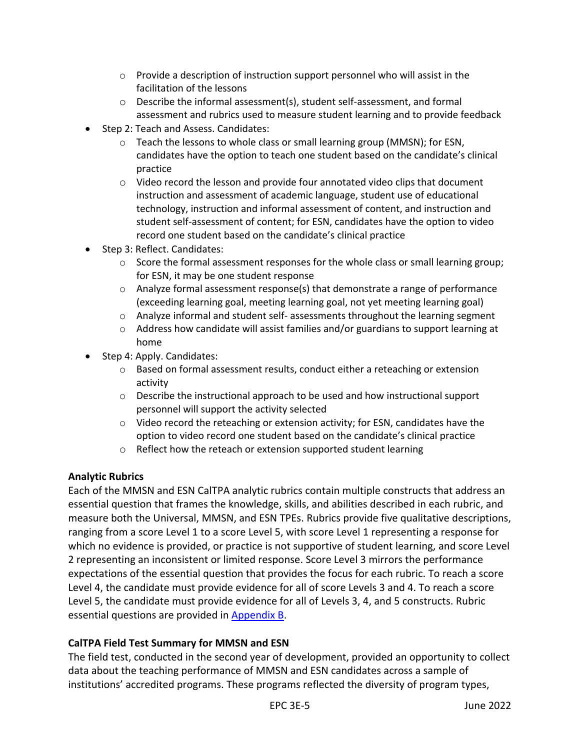- Provide a description of instruction support personnel who will assist in the facilitation of the lessons
  - Describe the informal assessment(s), student self-assessment, and formal assessment and rubrics used to measure student learning and to provide feedback
- Step 2: Teach and Assess. Candidates:
  - Teach the lessons to whole class or small learning group (MMSN); for ESN, candidates have the option to teach one student based on the candidate's clinical practice
  - Video record the lesson and provide four annotated video clips that document instruction and assessment of academic language, student use of educational technology, instruction and informal assessment of content, and instruction and student self-assessment of content; for ESN, candidates have the option to video record one student based on the candidate's clinical practice
- Step 3: Reflect. Candidates:
  - Score the formal assessment responses for the whole class or small learning group; for ESN, it may be one student response
  - Analyze formal assessment response(s) that demonstrate a range of performance (exceeding learning goal, meeting learning goal, not yet meeting learning goal)
  - Analyze informal and student self- assessments throughout the learning segment
  - Address how candidate will assist families and/or guardians to support learning at home
- Step 4: Apply. Candidates:
  - Based on formal assessment results, conduct either a reteaching or extension activity
  - Describe the instructional approach to be used and how instructional support personnel will support the activity selected
  - Video record the reteaching or extension activity; for ESN, candidates have the option to video record one student based on the candidate's clinical practice
  - Reflect how the reteach or extension supported student learning

**Analytic Rubrics**

Each of the MMSN and ESN CalTPA analytic rubrics contain multiple constructs that address an essential question that frames the knowledge, skills, and abilities described in each rubric, and measure both the Universal, MMSN, and ESN TPEs. Rubrics provide five qualitative descriptions, ranging from a score Level 1 to a score Level 5, with score Level 1 representing a response for which no evidence is provided, or practice is not supportive of student learning, and score Level 2 representing an inconsistent or limited response. Score Level 3 mirrors the performance expectations of the essential question that provides the focus for each rubric. To reach a score Level 4, the candidate must provide evidence for all of score Levels 3 and 4. To reach a score Level 5, the candidate must provide evidence for all of Levels 3, 4, and 5 constructs. Rubric essential questions are provided in Appendix B.

**CalTPA Field Test Summary for MMSN and ESN**

The field test, conducted in the second year of development, provided an opportunity to collect data about the teaching performance of MMSN and ESN candidates across a sample of institutions' accredited programs. These programs reflected the diversity of program types,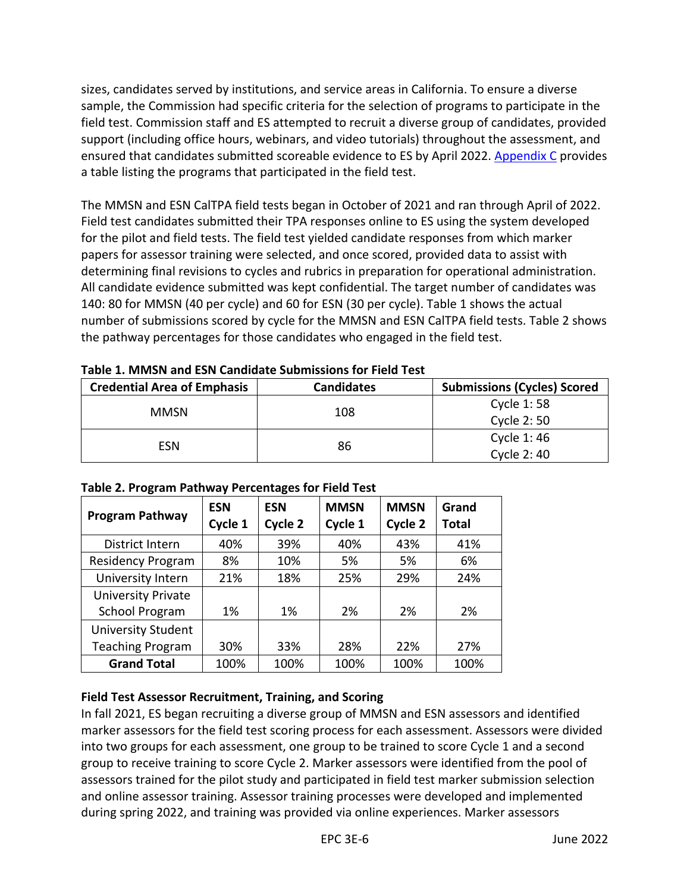sizes, candidates served by institutions, and service areas in California. To ensure a diverse sample, the Commission had specific criteria for the selection of programs to participate in the field test. Commission staff and ES attempted to recruit a diverse group of candidates, provided support (including office hours, webinars, and video tutorials) throughout the assessment, and ensured that candidates submitted scoreable evidence to ES by April 2022. Appendix C provides a table listing the programs that participated in the field test.

The MMSN and ESN CalTPA field tests began in October of 2021 and ran through April of 2022. Field test candidates submitted their TPA responses online to ES using the system developed for the pilot and field tests. The field test yielded candidate responses from which marker papers for assessor training were selected, and once scored, provided data to assist with determining final revisions to cycles and rubrics in preparation for operational administration. All candidate evidence submitted was kept confidential. The target number of candidates was 140: 80 for MMSN (40 per cycle) and 60 for ESN (30 per cycle). Table 1 shows the actual number of submissions scored by cycle for the MMSN and ESN CalTPA field tests. Table 2 shows the pathway percentages for those candidates who engaged in the field test.

**Table 1. MMSN and ESN Candidate Submissions for Field Test**

| Credential Area of Emphasis | Candidates | Submissions (Cycles) Scored |
|---|---|---|
| MMSN | 108 | Cycle 1: 58<br>Cycle 2: 50 |
| ESN | 86 | Cycle 1: 46<br>Cycle 2: 40 |

**Table 2. Program Pathway Percentages for Field Test**

| Program Pathway | ESN Cycle 1 | ESN Cycle 2 | MMSN Cycle 1 | MMSN Cycle 2 | Grand Total |
|---|---|---|---|---|---|
| District Intern | 40% | 39% | 40% | 43% | 41% |
| Residency Program | 8% | 10% | 5% | 5% | 6% |
| University Intern | 21% | 18% | 25% | 29% | 24% |
| University Private School Program | 1% | 1% | 2% | 2% | 2% |
| University Student Teaching Program | 30% | 33% | 28% | 22% | 27% |
| **Grand Total** | 100% | 100% | 100% | 100% | 100% |

**Field Test Assessor Recruitment, Training, and Scoring**

In fall 2021, ES began recruiting a diverse group of MMSN and ESN assessors and identified marker assessors for the field test scoring process for each assessment. Assessors were divided into two groups for each assessment, one group to be trained to score Cycle 1 and a second group to receive training to score Cycle 2. Marker assessors were identified from the pool of assessors trained for the pilot study and participated in field test marker submission selection and online assessor training. Assessor training processes were developed and implemented during spring 2022, and training was provided via online experiences. Marker assessors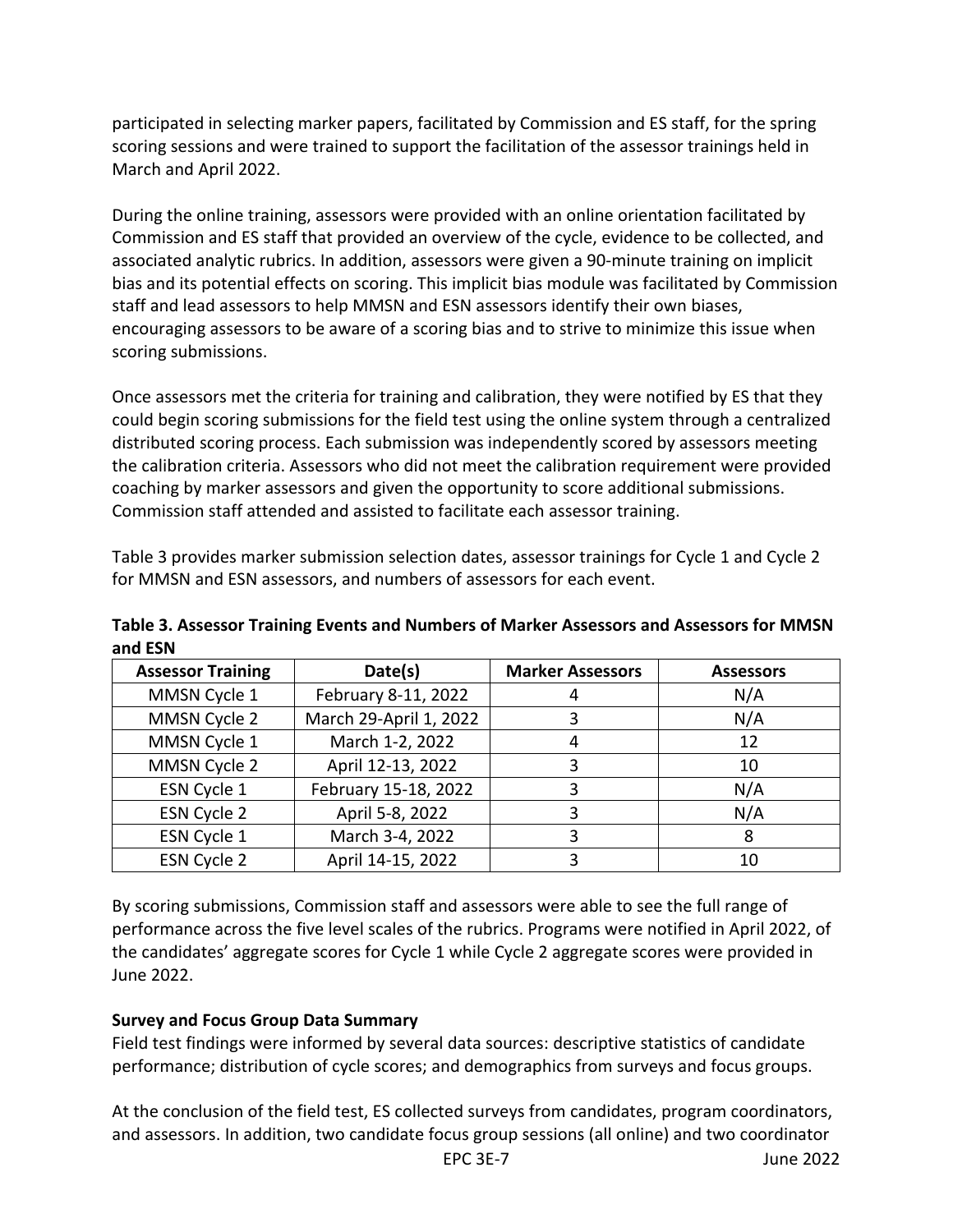participated in selecting marker papers, facilitated by Commission and ES staff, for the spring scoring sessions and were trained to support the facilitation of the assessor trainings held in March and April 2022.

During the online training, assessors were provided with an online orientation facilitated by Commission and ES staff that provided an overview of the cycle, evidence to be collected, and associated analytic rubrics. In addition, assessors were given a 90-minute training on implicit bias and its potential effects on scoring. This implicit bias module was facilitated by Commission staff and lead assessors to help MMSN and ESN assessors identify their own biases, encouraging assessors to be aware of a scoring bias and to strive to minimize this issue when scoring submissions.

Once assessors met the criteria for training and calibration, they were notified by ES that they could begin scoring submissions for the field test using the online system through a centralized distributed scoring process. Each submission was independently scored by assessors meeting the calibration criteria. Assessors who did not meet the calibration requirement were provided coaching by marker assessors and given the opportunity to score additional submissions. Commission staff attended and assisted to facilitate each assessor training.

Table 3 provides marker submission selection dates, assessor trainings for Cycle 1 and Cycle 2 for MMSN and ESN assessors, and numbers of assessors for each event.

**Table 3. Assessor Training Events and Numbers of Marker Assessors and Assessors for MMSN and ESN**

| Assessor Training | Date(s) | Marker Assessors | Assessors |
|---|---|---|---|
| MMSN Cycle 1 | February 8-11, 2022 | 4 | N/A |
| MMSN Cycle 2 | March 29-April 1, 2022 | 3 | N/A |
| MMSN Cycle 1 | March 1-2, 2022 | 4 | 12 |
| MMSN Cycle 2 | April 12-13, 2022 | 3 | 10 |
| ESN Cycle 1 | February 15-18, 2022 | 3 | N/A |
| ESN Cycle 2 | April 5-8, 2022 | 3 | N/A |
| ESN Cycle 1 | March 3-4, 2022 | 3 | 8 |
| ESN Cycle 2 | April 14-15, 2022 | 3 | 10 |

By scoring submissions, Commission staff and assessors were able to see the full range of performance across the five level scales of the rubrics. Programs were notified in April 2022, of the candidates' aggregate scores for Cycle 1 while Cycle 2 aggregate scores were provided in June 2022.

**Survey and Focus Group Data Summary**

Field test findings were informed by several data sources: descriptive statistics of candidate performance; distribution of cycle scores; and demographics from surveys and focus groups.

At the conclusion of the field test, ES collected surveys from candidates, program coordinators, and assessors. In addition, two candidate focus group sessions (all online) and two coordinator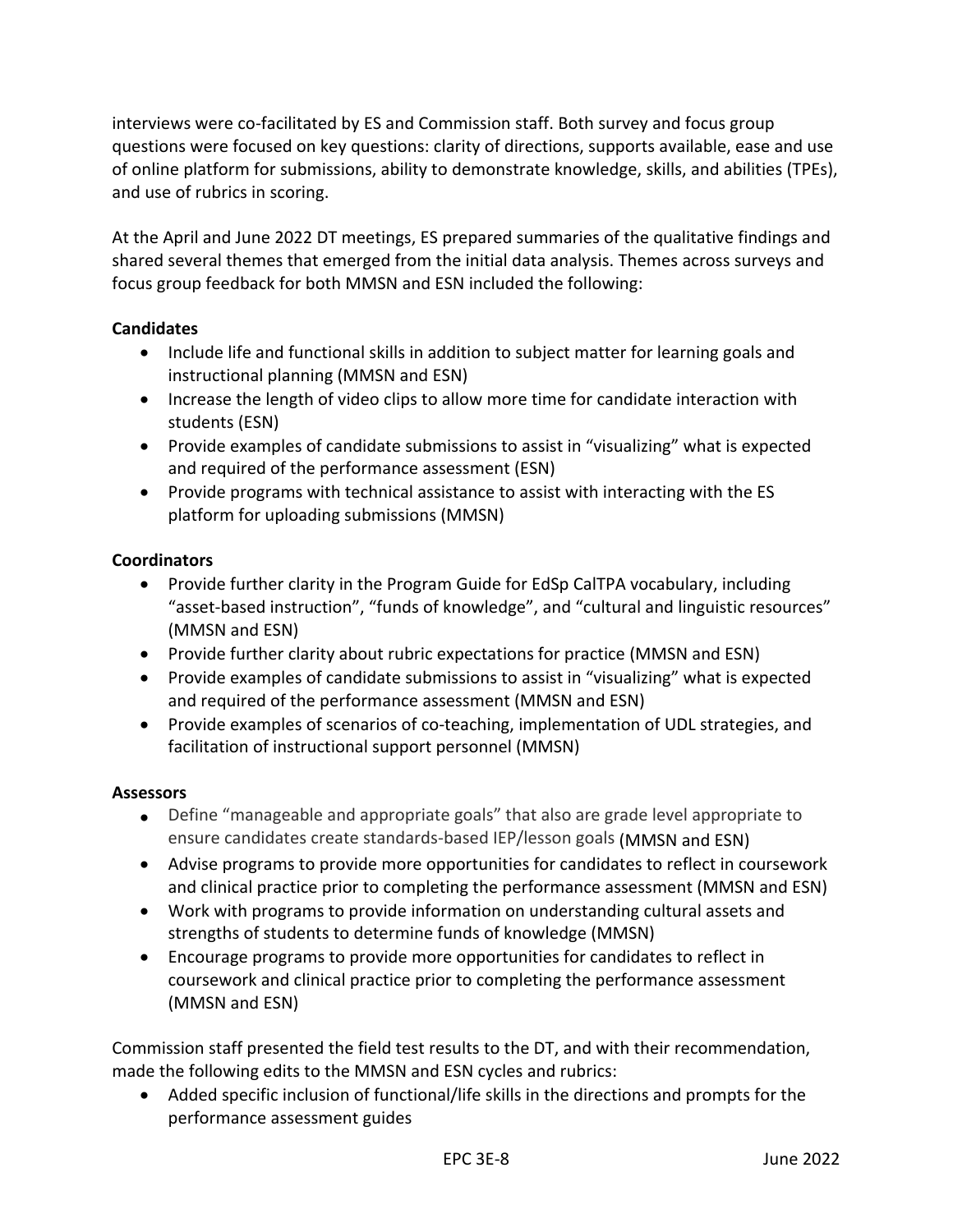interviews were co-facilitated by ES and Commission staff. Both survey and focus group questions were focused on key questions: clarity of directions, supports available, ease and use of online platform for submissions, ability to demonstrate knowledge, skills, and abilities (TPEs), and use of rubrics in scoring.

At the April and June 2022 DT meetings, ES prepared summaries of the qualitative findings and shared several themes that emerged from the initial data analysis. Themes across surveys and focus group feedback for both MMSN and ESN included the following:

**Candidates**

- Include life and functional skills in addition to subject matter for learning goals and instructional planning (MMSN and ESN)
- Increase the length of video clips to allow more time for candidate interaction with students (ESN)
- Provide examples of candidate submissions to assist in "visualizing" what is expected and required of the performance assessment (ESN)
- Provide programs with technical assistance to assist with interacting with the ES platform for uploading submissions (MMSN)

**Coordinators**

- Provide further clarity in the Program Guide for EdSp CalTPA vocabulary, including "asset-based instruction", "funds of knowledge", and "cultural and linguistic resources" (MMSN and ESN)
- Provide further clarity about rubric expectations for practice (MMSN and ESN)
- Provide examples of candidate submissions to assist in "visualizing" what is expected and required of the performance assessment (MMSN and ESN)
- Provide examples of scenarios of co-teaching, implementation of UDL strategies, and facilitation of instructional support personnel (MMSN)

**Assessors**

- Define "manageable and appropriate goals" that also are grade level appropriate to ensure candidates create standards-based IEP/lesson goals (MMSN and ESN)
- Advise programs to provide more opportunities for candidates to reflect in coursework and clinical practice prior to completing the performance assessment (MMSN and ESN)
- Work with programs to provide information on understanding cultural assets and strengths of students to determine funds of knowledge (MMSN)
- Encourage programs to provide more opportunities for candidates to reflect in coursework and clinical practice prior to completing the performance assessment (MMSN and ESN)

Commission staff presented the field test results to the DT, and with their recommendation, made the following edits to the MMSN and ESN cycles and rubrics:

- Added specific inclusion of functional/life skills in the directions and prompts for the performance assessment guides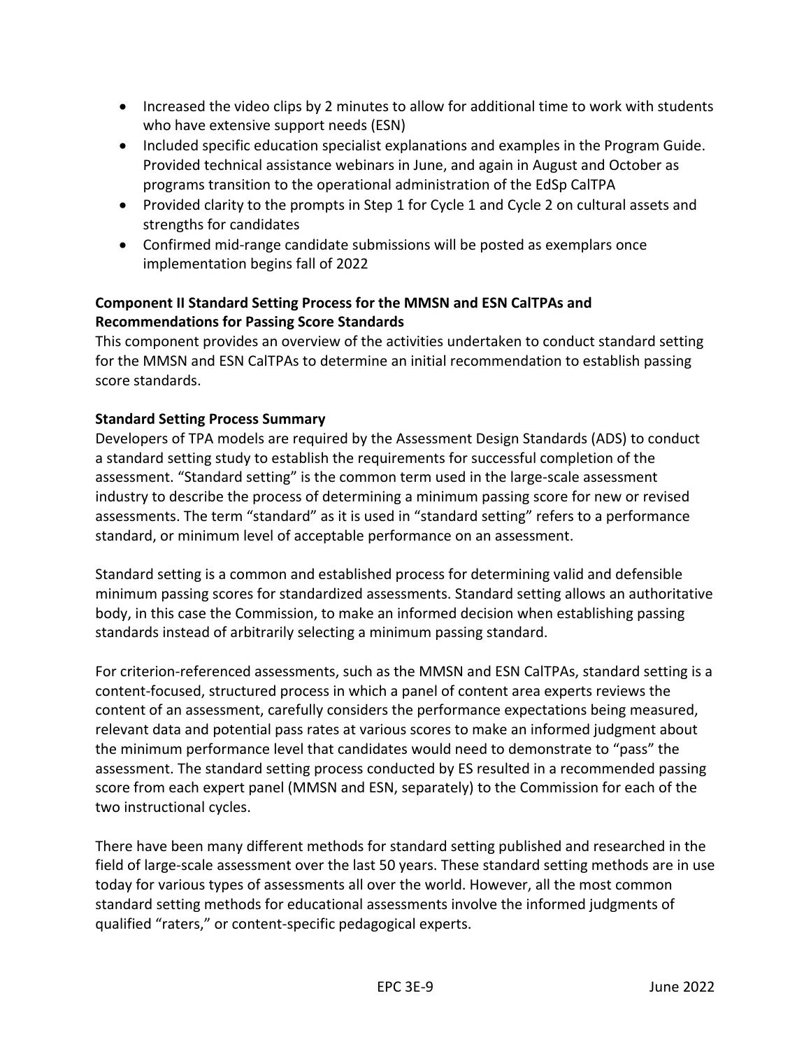- Increased the video clips by 2 minutes to allow for additional time to work with students who have extensive support needs (ESN)
- Included specific education specialist explanations and examples in the Program Guide. Provided technical assistance webinars in June, and again in August and October as programs transition to the operational administration of the EdSp CalTPA
- Provided clarity to the prompts in Step 1 for Cycle 1 and Cycle 2 on cultural assets and strengths for candidates
- Confirmed mid-range candidate submissions will be posted as exemplars once implementation begins fall of 2022

**Component II Standard Setting Process for the MMSN and ESN CalTPAs and Recommendations for Passing Score Standards**

This component provides an overview of the activities undertaken to conduct standard setting for the MMSN and ESN CalTPAs to determine an initial recommendation to establish passing score standards.

**Standard Setting Process Summary**

Developers of TPA models are required by the Assessment Design Standards (ADS) to conduct a standard setting study to establish the requirements for successful completion of the assessment. "Standard setting" is the common term used in the large-scale assessment industry to describe the process of determining a minimum passing score for new or revised assessments. The term "standard" as it is used in "standard setting" refers to a performance standard, or minimum level of acceptable performance on an assessment.

Standard setting is a common and established process for determining valid and defensible minimum passing scores for standardized assessments. Standard setting allows an authoritative body, in this case the Commission, to make an informed decision when establishing passing standards instead of arbitrarily selecting a minimum passing standard.

For criterion-referenced assessments, such as the MMSN and ESN CalTPAs, standard setting is a content-focused, structured process in which a panel of content area experts reviews the content of an assessment, carefully considers the performance expectations being measured, relevant data and potential pass rates at various scores to make an informed judgment about the minimum performance level that candidates would need to demonstrate to "pass" the assessment. The standard setting process conducted by ES resulted in a recommended passing score from each expert panel (MMSN and ESN, separately) to the Commission for each of the two instructional cycles.

There have been many different methods for standard setting published and researched in the field of large-scale assessment over the last 50 years. These standard setting methods are in use today for various types of assessments all over the world. However, all the most common standard setting methods for educational assessments involve the informed judgments of qualified "raters," or content-specific pedagogical experts.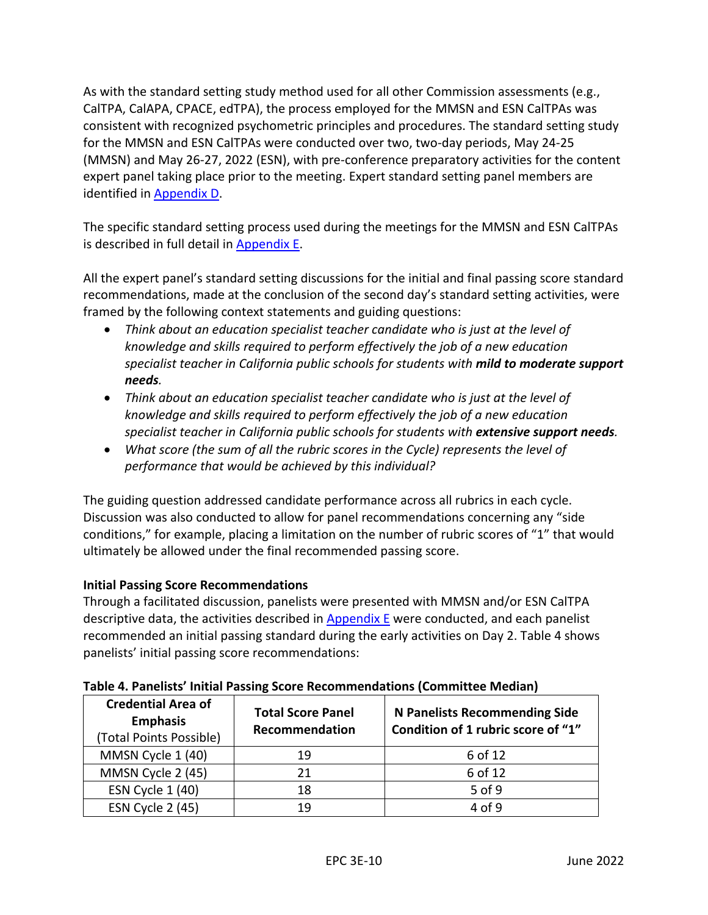As with the standard setting study method used for all other Commission assessments (e.g., CalTPA, CalAPA, CPACE, edTPA), the process employed for the MMSN and ESN CalTPAs was consistent with recognized psychometric principles and procedures. The standard setting study for the MMSN and ESN CalTPAs were conducted over two, two-day periods, May 24-25 (MMSN) and May 26-27, 2022 (ESN), with pre-conference preparatory activities for the content expert panel taking place prior to the meeting. Expert standard setting panel members are identified in Appendix D.

The specific standard setting process used during the meetings for the MMSN and ESN CalTPAs is described in full detail in Appendix E.

All the expert panel's standard setting discussions for the initial and final passing score standard recommendations, made at the conclusion of the second day's standard setting activities, were framed by the following context statements and guiding questions:

- *Think about an education specialist teacher candidate who is just at the level of knowledge and skills required to perform effectively the job of a new education specialist teacher in California public schools for students with* ***mild to moderate support needs****.*
- *Think about an education specialist teacher candidate who is just at the level of knowledge and skills required to perform effectively the job of a new education specialist teacher in California public schools for students with* ***extensive support needs****.*
- *What score (the sum of all the rubric scores in the Cycle) represents the level of performance that would be achieved by this individual?*

The guiding question addressed candidate performance across all rubrics in each cycle. Discussion was also conducted to allow for panel recommendations concerning any "side conditions," for example, placing a limitation on the number of rubric scores of "1" that would ultimately be allowed under the final recommended passing score.

**Initial Passing Score Recommendations**

Through a facilitated discussion, panelists were presented with MMSN and/or ESN CalTPA descriptive data, the activities described in Appendix E were conducted, and each panelist recommended an initial passing standard during the early activities on Day 2. Table 4 shows panelists' initial passing score recommendations:

**Table 4. Panelists' Initial Passing Score Recommendations (Committee Median)**

| **Credential Area of Emphasis** (Total Points Possible) | **Total Score Panel Recommendation** | **N Panelists Recommending Side Condition of 1 rubric score of "1"** |
| --- | --- | --- |
| MMSN Cycle 1 (40) | 19 | 6 of 12 |
| MMSN Cycle 2 (45) | 21 | 6 of 12 |
| ESN Cycle 1 (40) | 18 | 5 of 9 |
| ESN Cycle 2 (45) | 19 | 4 of 9 |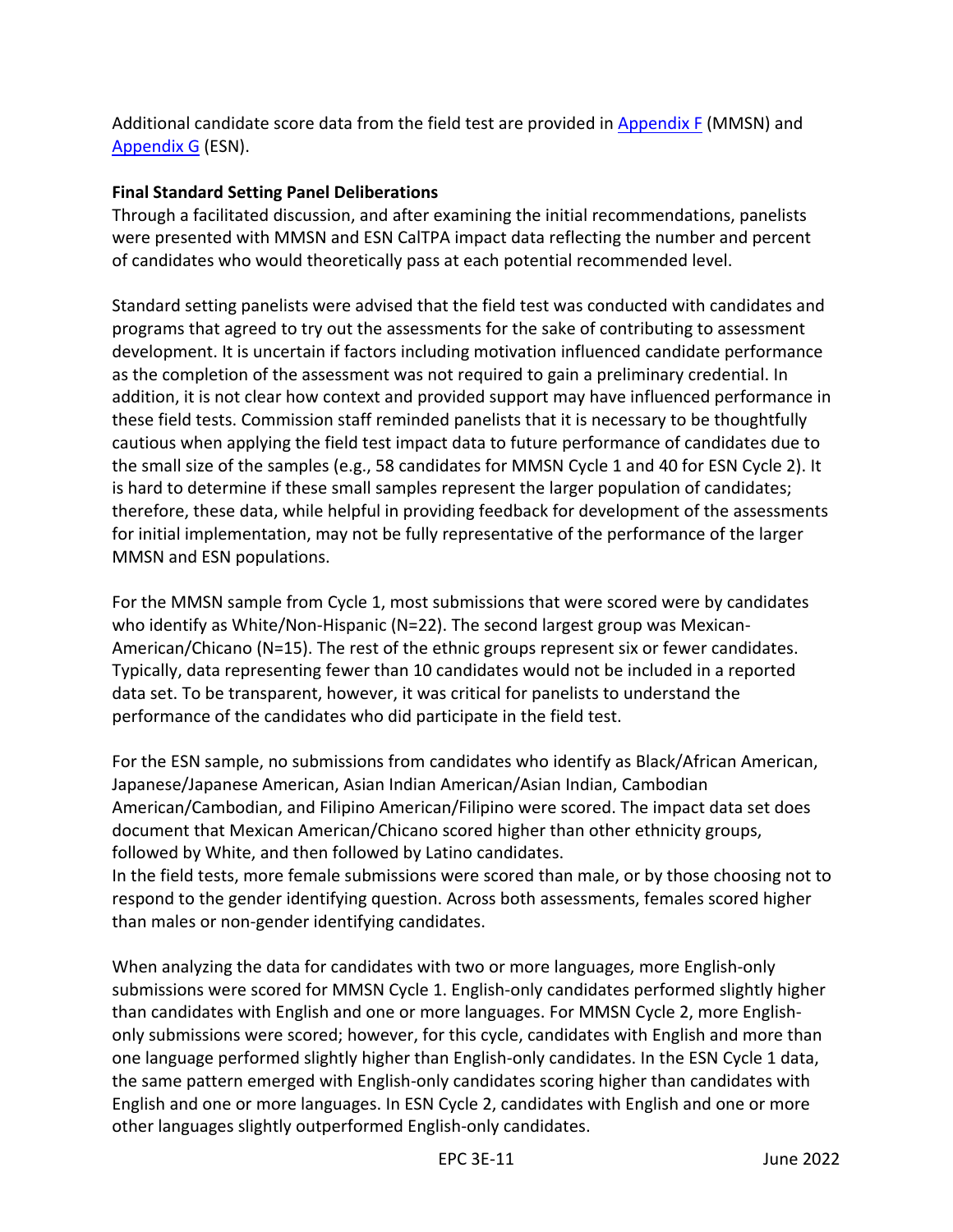Additional candidate score data from the field test are provided in Appendix F (MMSN) and Appendix G (ESN).

**Final Standard Setting Panel Deliberations**

Through a facilitated discussion, and after examining the initial recommendations, panelists were presented with MMSN and ESN CalTPA impact data reflecting the number and percent of candidates who would theoretically pass at each potential recommended level.

Standard setting panelists were advised that the field test was conducted with candidates and programs that agreed to try out the assessments for the sake of contributing to assessment development. It is uncertain if factors including motivation influenced candidate performance as the completion of the assessment was not required to gain a preliminary credential. In addition, it is not clear how context and provided support may have influenced performance in these field tests. Commission staff reminded panelists that it is necessary to be thoughtfully cautious when applying the field test impact data to future performance of candidates due to the small size of the samples (e.g., 58 candidates for MMSN Cycle 1 and 40 for ESN Cycle 2). It is hard to determine if these small samples represent the larger population of candidates; therefore, these data, while helpful in providing feedback for development of the assessments for initial implementation, may not be fully representative of the performance of the larger MMSN and ESN populations.

For the MMSN sample from Cycle 1, most submissions that were scored were by candidates who identify as White/Non-Hispanic (N=22). The second largest group was Mexican-American/Chicano (N=15). The rest of the ethnic groups represent six or fewer candidates. Typically, data representing fewer than 10 candidates would not be included in a reported data set. To be transparent, however, it was critical for panelists to understand the performance of the candidates who did participate in the field test.

For the ESN sample, no submissions from candidates who identify as Black/African American, Japanese/Japanese American, Asian Indian American/Asian Indian, Cambodian American/Cambodian, and Filipino American/Filipino were scored. The impact data set does document that Mexican American/Chicano scored higher than other ethnicity groups, followed by White, and then followed by Latino candidates.

In the field tests, more female submissions were scored than male, or by those choosing not to respond to the gender identifying question. Across both assessments, females scored higher than males or non-gender identifying candidates.

When analyzing the data for candidates with two or more languages, more English-only submissions were scored for MMSN Cycle 1. English-only candidates performed slightly higher than candidates with English and one or more languages. For MMSN Cycle 2, more English-only submissions were scored; however, for this cycle, candidates with English and more than one language performed slightly higher than English-only candidates. In the ESN Cycle 1 data, the same pattern emerged with English-only candidates scoring higher than candidates with English and one or more languages. In ESN Cycle 2, candidates with English and one or more other languages slightly outperformed English-only candidates.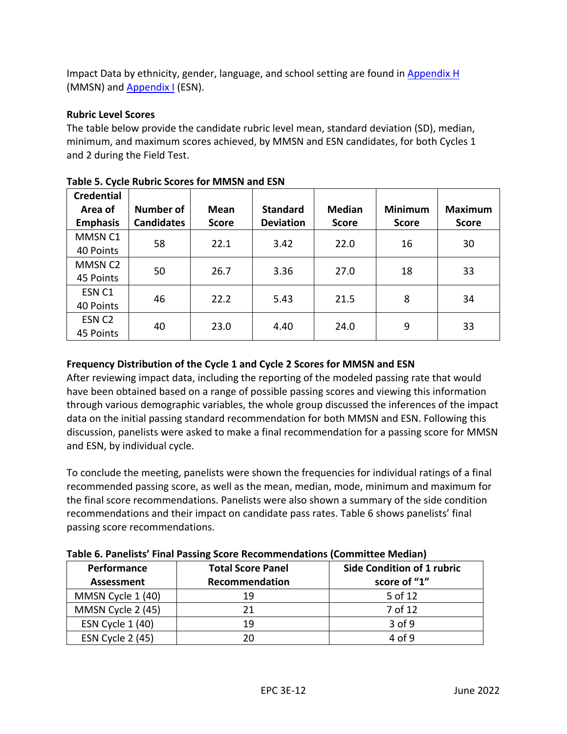Impact Data by ethnicity, gender, language, and school setting are found in Appendix H (MMSN) and Appendix I (ESN).

**Rubric Level Scores**

The table below provide the candidate rubric level mean, standard deviation (SD), median, minimum, and maximum scores achieved, by MMSN and ESN candidates, for both Cycles 1 and 2 during the Field Test.

**Table 5. Cycle Rubric Scores for MMSN and ESN**

| Credential Area of Emphasis | Number of Candidates | Mean Score | Standard Deviation | Median Score | Minimum Score | Maximum Score |
|---|---|---|---|---|---|---|
| MMSN C1 40 Points | 58 | 22.1 | 3.42 | 22.0 | 16 | 30 |
| MMSN C2 45 Points | 50 | 26.7 | 3.36 | 27.0 | 18 | 33 |
| ESN C1 40 Points | 46 | 22.2 | 5.43 | 21.5 | 8 | 34 |
| ESN C2 45 Points | 40 | 23.0 | 4.40 | 24.0 | 9 | 33 |

**Frequency Distribution of the Cycle 1 and Cycle 2 Scores for MMSN and ESN**

After reviewing impact data, including the reporting of the modeled passing rate that would have been obtained based on a range of possible passing scores and viewing this information through various demographic variables, the whole group discussed the inferences of the impact data on the initial passing standard recommendation for both MMSN and ESN. Following this discussion, panelists were asked to make a final recommendation for a passing score for MMSN and ESN, by individual cycle.

To conclude the meeting, panelists were shown the frequencies for individual ratings of a final recommended passing score, as well as the mean, median, mode, minimum and maximum for the final score recommendations. Panelists were also shown a summary of the side condition recommendations and their impact on candidate pass rates. Table 6 shows panelists' final passing score recommendations.

**Table 6. Panelists' Final Passing Score Recommendations (Committee Median)**

| Performance Assessment | Total Score Panel Recommendation | Side Condition of 1 rubric score of "1" |
|---|---|---|
| MMSN Cycle 1 (40) | 19 | 5 of 12 |
| MMSN Cycle 2 (45) | 21 | 7 of 12 |
| ESN Cycle 1 (40) | 19 | 3 of 9 |
| ESN Cycle 2 (45) | 20 | 4 of 9 |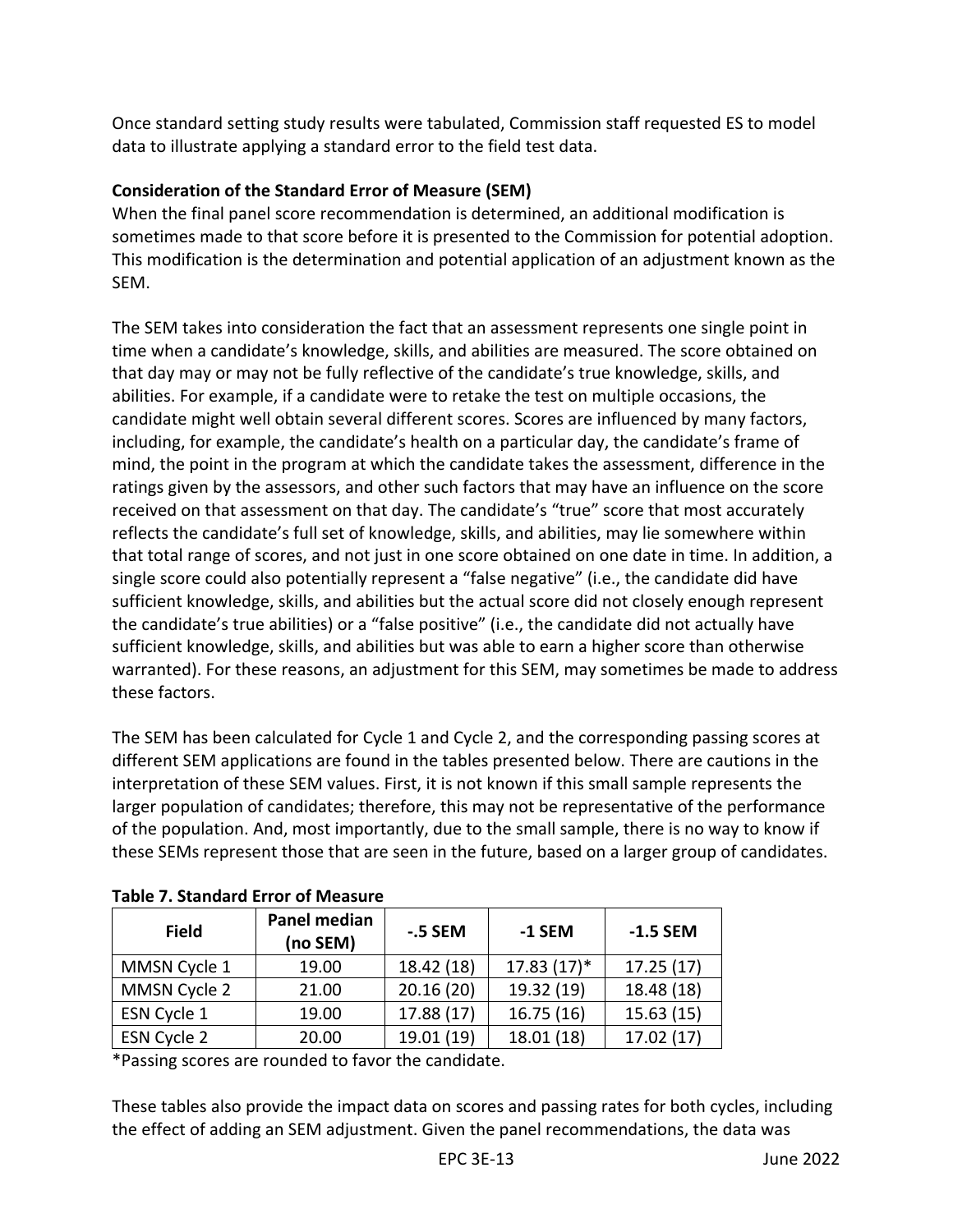Once standard setting study results were tabulated, Commission staff requested ES to model data to illustrate applying a standard error to the field test data.

**Consideration of the Standard Error of Measure (SEM)**

When the final panel score recommendation is determined, an additional modification is sometimes made to that score before it is presented to the Commission for potential adoption. This modification is the determination and potential application of an adjustment known as the SEM.

The SEM takes into consideration the fact that an assessment represents one single point in time when a candidate's knowledge, skills, and abilities are measured. The score obtained on that day may or may not be fully reflective of the candidate's true knowledge, skills, and abilities. For example, if a candidate were to retake the test on multiple occasions, the candidate might well obtain several different scores. Scores are influenced by many factors, including, for example, the candidate's health on a particular day, the candidate's frame of mind, the point in the program at which the candidate takes the assessment, difference in the ratings given by the assessors, and other such factors that may have an influence on the score received on that assessment on that day. The candidate's "true" score that most accurately reflects the candidate's full set of knowledge, skills, and abilities, may lie somewhere within that total range of scores, and not just in one score obtained on one date in time. In addition, a single score could also potentially represent a "false negative" (i.e., the candidate did have sufficient knowledge, skills, and abilities but the actual score did not closely enough represent the candidate's true abilities) or a "false positive" (i.e., the candidate did not actually have sufficient knowledge, skills, and abilities but was able to earn a higher score than otherwise warranted). For these reasons, an adjustment for this SEM, may sometimes be made to address these factors.

The SEM has been calculated for Cycle 1 and Cycle 2, and the corresponding passing scores at different SEM applications are found in the tables presented below. There are cautions in the interpretation of these SEM values. First, it is not known if this small sample represents the larger population of candidates; therefore, this may not be representative of the performance of the population. And, most importantly, due to the small sample, there is no way to know if these SEMs represent those that are seen in the future, based on a larger group of candidates.

**Table 7. Standard Error of Measure**

| Field | Panel median (no SEM) | -.5 SEM | -1 SEM | -1.5 SEM |
|---|---|---|---|---|
| MMSN Cycle 1 | 19.00 | 18.42 (18) | 17.83 (17)* | 17.25 (17) |
| MMSN Cycle 2 | 21.00 | 20.16 (20) | 19.32 (19) | 18.48 (18) |
| ESN Cycle 1 | 19.00 | 17.88 (17) | 16.75 (16) | 15.63 (15) |
| ESN Cycle 2 | 20.00 | 19.01 (19) | 18.01 (18) | 17.02 (17) |

*Passing scores are rounded to favor the candidate.

These tables also provide the impact data on scores and passing rates for both cycles, including the effect of adding an SEM adjustment. Given the panel recommendations, the data was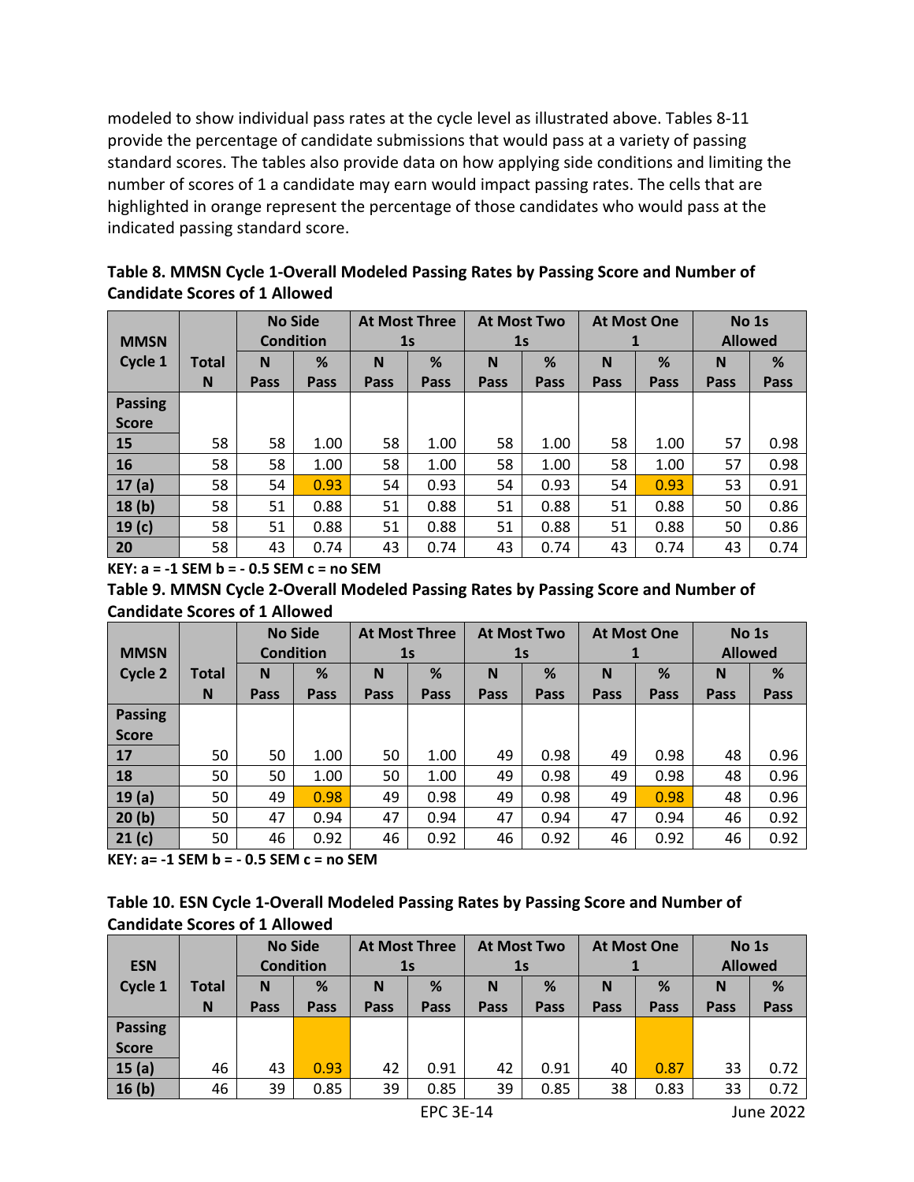modeled to show individual pass rates at the cycle level as illustrated above. Tables 8-11 provide the percentage of candidate submissions that would pass at a variety of passing standard scores. The tables also provide data on how applying side conditions and limiting the number of scores of 1 a candidate may earn would impact passing rates. The cells that are highlighted in orange represent the percentage of those candidates who would pass at the indicated passing standard score.

**Table 8. MMSN Cycle 1-Overall Modeled Passing Rates by Passing Score and Number of Candidate Scores of 1 Allowed**

| MMSN Cycle 1 | Total N | No Side Condition | | At Most Three 1s | | At Most Two 1s | | At Most One 1 | | No 1s Allowed | |
|---|---|---|---|---|---|---|---|---|---|---|---|
| | | N Pass | % Pass | N Pass | % Pass | N Pass | % Pass | N Pass | % Pass | N Pass | % Pass |
| **Passing Score** | | | | | | | | | | | |
| **15** | 58 | 58 | 1.00 | 58 | 1.00 | 58 | 1.00 | 58 | 1.00 | 57 | 0.98 |
| **16** | 58 | 58 | 1.00 | 58 | 1.00 | 58 | 1.00 | 58 | 1.00 | 57 | 0.98 |
| **17 (a)** | 58 | 54 | 0.93 | 54 | 0.93 | 54 | 0.93 | 54 | 0.93 | 53 | 0.91 |
| **18 (b)** | 58 | 51 | 0.88 | 51 | 0.88 | 51 | 0.88 | 51 | 0.88 | 50 | 0.86 |
| **19 (c)** | 58 | 51 | 0.88 | 51 | 0.88 | 51 | 0.88 | 51 | 0.88 | 50 | 0.86 |
| **20** | 58 | 43 | 0.74 | 43 | 0.74 | 43 | 0.74 | 43 | 0.74 | 43 | 0.74 |

**KEY: a = -1 SEM b = - 0.5 SEM c = no SEM**

**Table 9. MMSN Cycle 2-Overall Modeled Passing Rates by Passing Score and Number of Candidate Scores of 1 Allowed**

| MMSN Cycle 2 | Total N | No Side Condition | | At Most Three 1s | | At Most Two 1s | | At Most One 1 | | No 1s Allowed | |
|---|---|---|---|---|---|---|---|---|---|---|---|
| | | N Pass | % Pass | N Pass | % Pass | N Pass | % Pass | N Pass | % Pass | N Pass | % Pass |
| **Passing Score** | | | | | | | | | | | |
| **17** | 50 | 50 | 1.00 | 50 | 1.00 | 49 | 0.98 | 49 | 0.98 | 48 | 0.96 |
| **18** | 50 | 50 | 1.00 | 50 | 1.00 | 49 | 0.98 | 49 | 0.98 | 48 | 0.96 |
| **19 (a)** | 50 | 49 | 0.98 | 49 | 0.98 | 49 | 0.98 | 49 | 0.98 | 48 | 0.96 |
| **20 (b)** | 50 | 47 | 0.94 | 47 | 0.94 | 47 | 0.94 | 47 | 0.94 | 46 | 0.92 |
| **21 (c)** | 50 | 46 | 0.92 | 46 | 0.92 | 46 | 0.92 | 46 | 0.92 | 46 | 0.92 |

**KEY: a= -1 SEM b = - 0.5 SEM c = no SEM**

**Table 10. ESN Cycle 1-Overall Modeled Passing Rates by Passing Score and Number of Candidate Scores of 1 Allowed**

| ESN Cycle 1 | Total N | No Side Condition | | At Most Three 1s | | At Most Two 1s | | At Most One 1 | | No 1s Allowed | |
|---|---|---|---|---|---|---|---|---|---|---|---|
| | | N Pass | % Pass | N Pass | % Pass | N Pass | % Pass | N Pass | % Pass | N Pass | % Pass |
| **Passing Score** | | | | | | | | | | | |
| **15 (a)** | 46 | 43 | 0.93 | 42 | 0.91 | 42 | 0.91 | 40 | 0.87 | 33 | 0.72 |
| **16 (b)** | 46 | 39 | 0.85 | 39 | 0.85 | 39 | 0.85 | 38 | 0.83 | 33 | 0.72 |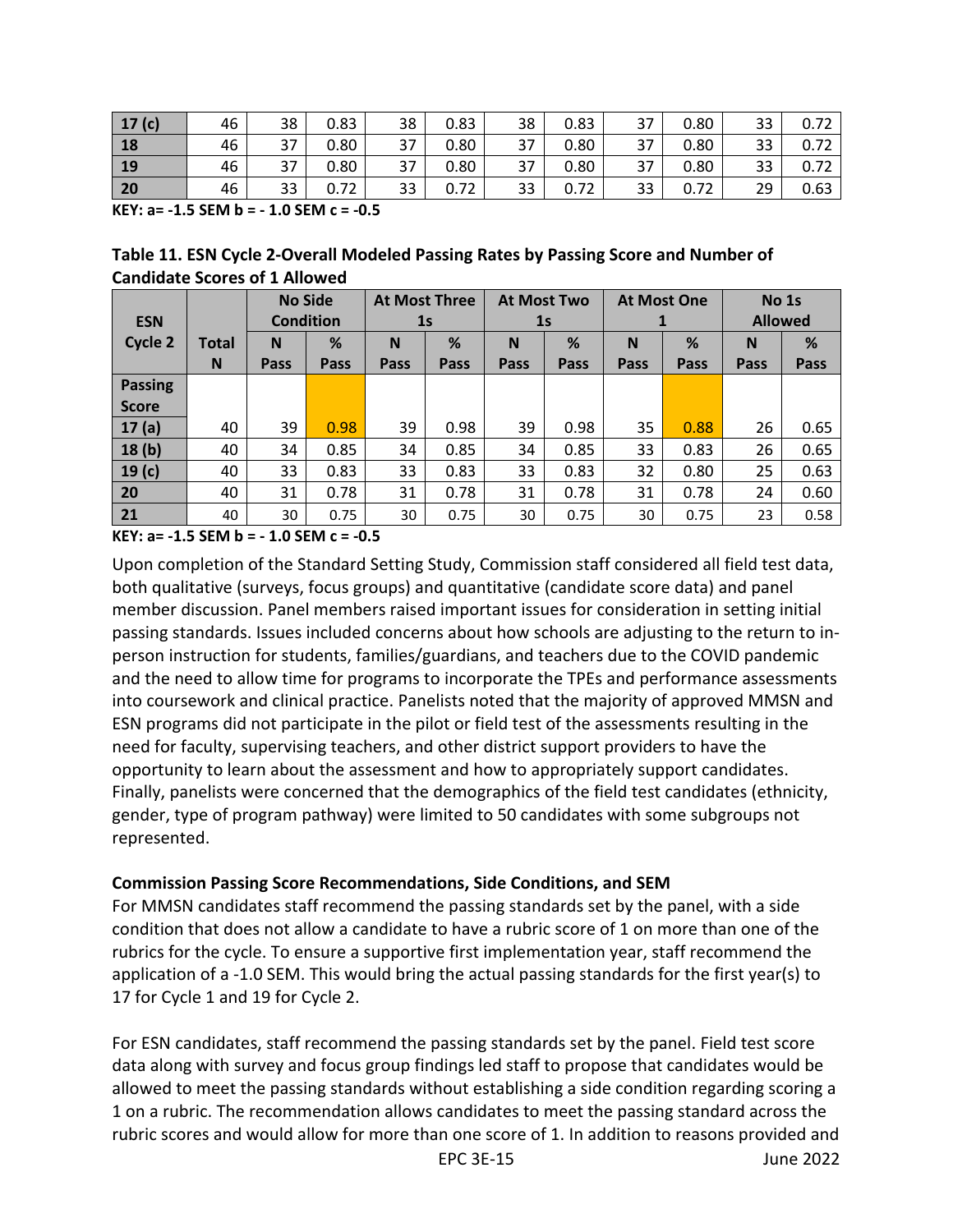| 17 (c) | 46 | 38 | 0.83 | 38 | 0.83 | 38 | 0.83 | 37 | 0.80 | 33 | 0.72 |
|---|---|---|---|---|---|---|---|---|---|---|---|
| 18 | 46 | 37 | 0.80 | 37 | 0.80 | 37 | 0.80 | 37 | 0.80 | 33 | 0.72 |
| 19 | 46 | 37 | 0.80 | 37 | 0.80 | 37 | 0.80 | 37 | 0.80 | 33 | 0.72 |
| 20 | 46 | 33 | 0.72 | 33 | 0.72 | 33 | 0.72 | 33 | 0.72 | 29 | 0.63 |

**KEY: a= -1.5 SEM b = - 1.0 SEM c = -0.5**

**Table 11. ESN Cycle 2-Overall Modeled Passing Rates by Passing Score and Number of Candidate Scores of 1 Allowed**

| ESN Cycle 2 | Total N | No Side Condition | | At Most Three 1s | | At Most Two 1s | | At Most One 1 | | No 1s Allowed | |
|---|---|---|---|---|---|---|---|---|---|---|---|
| | | N Pass | % Pass | N Pass | % Pass | N Pass | % Pass | N Pass | % Pass | N Pass | % Pass |
| Passing Score | | | | | | | | | | | |
| 17 (a) | 40 | 39 | 0.98 | 39 | 0.98 | 39 | 0.98 | 35 | 0.88 | 26 | 0.65 |
| 18 (b) | 40 | 34 | 0.85 | 34 | 0.85 | 34 | 0.85 | 33 | 0.83 | 26 | 0.65 |
| 19 (c) | 40 | 33 | 0.83 | 33 | 0.83 | 33 | 0.83 | 32 | 0.80 | 25 | 0.63 |
| 20 | 40 | 31 | 0.78 | 31 | 0.78 | 31 | 0.78 | 31 | 0.78 | 24 | 0.60 |
| 21 | 40 | 30 | 0.75 | 30 | 0.75 | 30 | 0.75 | 30 | 0.75 | 23 | 0.58 |

**KEY: a= -1.5 SEM b = - 1.0 SEM c = -0.5**

Upon completion of the Standard Setting Study, Commission staff considered all field test data, both qualitative (surveys, focus groups) and quantitative (candidate score data) and panel member discussion. Panel members raised important issues for consideration in setting initial passing standards. Issues included concerns about how schools are adjusting to the return to in-person instruction for students, families/guardians, and teachers due to the COVID pandemic and the need to allow time for programs to incorporate the TPEs and performance assessments into coursework and clinical practice. Panelists noted that the majority of approved MMSN and ESN programs did not participate in the pilot or field test of the assessments resulting in the need for faculty, supervising teachers, and other district support providers to have the opportunity to learn about the assessment and how to appropriately support candidates. Finally, panelists were concerned that the demographics of the field test candidates (ethnicity, gender, type of program pathway) were limited to 50 candidates with some subgroups not represented.

**Commission Passing Score Recommendations, Side Conditions, and SEM**

For MMSN candidates staff recommend the passing standards set by the panel, with a side condition that does not allow a candidate to have a rubric score of 1 on more than one of the rubrics for the cycle. To ensure a supportive first implementation year, staff recommend the application of a -1.0 SEM. This would bring the actual passing standards for the first year(s) to 17 for Cycle 1 and 19 for Cycle 2.

For ESN candidates, staff recommend the passing standards set by the panel. Field test score data along with survey and focus group findings led staff to propose that candidates would be allowed to meet the passing standards without establishing a side condition regarding scoring a 1 on a rubric. The recommendation allows candidates to meet the passing standard across the rubric scores and would allow for more than one score of 1. In addition to reasons provided and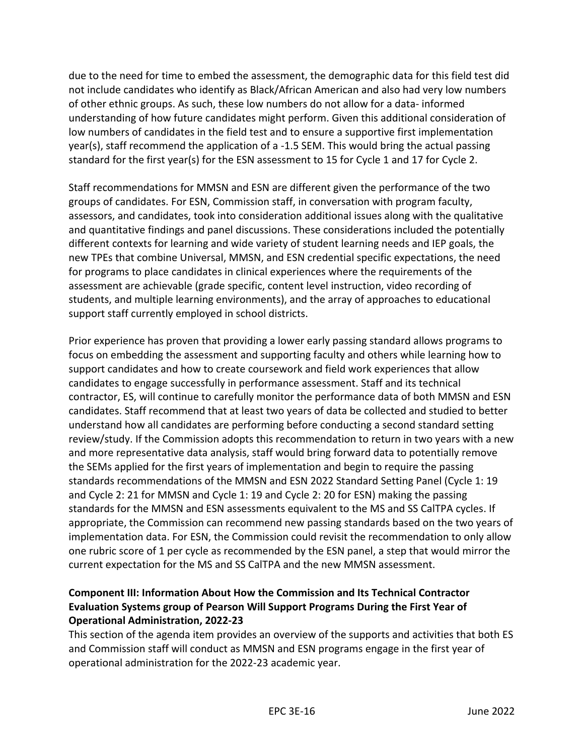due to the need for time to embed the assessment, the demographic data for this field test did not include candidates who identify as Black/African American and also had very low numbers of other ethnic groups. As such, these low numbers do not allow for a data- informed understanding of how future candidates might perform. Given this additional consideration of low numbers of candidates in the field test and to ensure a supportive first implementation year(s), staff recommend the application of a -1.5 SEM. This would bring the actual passing standard for the first year(s) for the ESN assessment to 15 for Cycle 1 and 17 for Cycle 2.

Staff recommendations for MMSN and ESN are different given the performance of the two groups of candidates. For ESN, Commission staff, in conversation with program faculty, assessors, and candidates, took into consideration additional issues along with the qualitative and quantitative findings and panel discussions. These considerations included the potentially different contexts for learning and wide variety of student learning needs and IEP goals, the new TPEs that combine Universal, MMSN, and ESN credential specific expectations, the need for programs to place candidates in clinical experiences where the requirements of the assessment are achievable (grade specific, content level instruction, video recording of students, and multiple learning environments), and the array of approaches to educational support staff currently employed in school districts.

Prior experience has proven that providing a lower early passing standard allows programs to focus on embedding the assessment and supporting faculty and others while learning how to support candidates and how to create coursework and field work experiences that allow candidates to engage successfully in performance assessment. Staff and its technical contractor, ES, will continue to carefully monitor the performance data of both MMSN and ESN candidates. Staff recommend that at least two years of data be collected and studied to better understand how all candidates are performing before conducting a second standard setting review/study. If the Commission adopts this recommendation to return in two years with a new and more representative data analysis, staff would bring forward data to potentially remove the SEMs applied for the first years of implementation and begin to require the passing standards recommendations of the MMSN and ESN 2022 Standard Setting Panel (Cycle 1: 19 and Cycle 2: 21 for MMSN and Cycle 1: 19 and Cycle 2: 20 for ESN) making the passing standards for the MMSN and ESN assessments equivalent to the MS and SS CalTPA cycles. If appropriate, the Commission can recommend new passing standards based on the two years of implementation data. For ESN, the Commission could revisit the recommendation to only allow one rubric score of 1 per cycle as recommended by the ESN panel, a step that would mirror the current expectation for the MS and SS CalTPA and the new MMSN assessment.

**Component III: Information About How the Commission and Its Technical Contractor Evaluation Systems group of Pearson Will Support Programs During the First Year of Operational Administration, 2022-23**

This section of the agenda item provides an overview of the supports and activities that both ES and Commission staff will conduct as MMSN and ESN programs engage in the first year of operational administration for the 2022-23 academic year.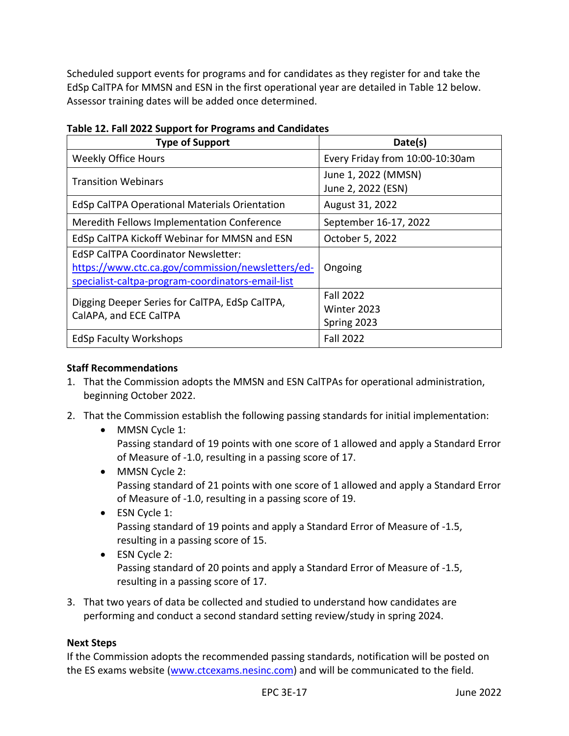Scheduled support events for programs and for candidates as they register for and take the EdSp CalTPA for MMSN and ESN in the first operational year are detailed in Table 12 below. Assessor training dates will be added once determined.

**Table 12. Fall 2022 Support for Programs and Candidates**

| Type of Support | Date(s) |
|---|---|
| Weekly Office Hours | Every Friday from 10:00-10:30am |
| Transition Webinars | June 1, 2022 (MMSN)<br>June 2, 2022 (ESN) |
| EdSp CalTPA Operational Materials Orientation | August 31, 2022 |
| Meredith Fellows Implementation Conference | September 16-17, 2022 |
| EdSp CalTPA Kickoff Webinar for MMSN and ESN | October 5, 2022 |
| EdSP CalTPA Coordinator Newsletter: [https://www.ctc.ca.gov/commission/newsletters/ed-specialist-caltpa-program-coordinators-email-list](https://www.ctc.ca.gov/commission/newsletters/ed-specialist-caltpa-program-coordinators-email-list) | Ongoing |
| Digging Deeper Series for CalTPA, EdSp CalTPA, CalAPA, and ECE CalTPA | Fall 2022<br>Winter 2023<br>Spring 2023 |
| EdSp Faculty Workshops | Fall 2022 |

**Staff Recommendations**

1. That the Commission adopts the MMSN and ESN CalTPAs for operational administration, beginning October 2022.
2. That the Commission establish the following passing standards for initial implementation:
   - MMSN Cycle 1:
     Passing standard of 19 points with one score of 1 allowed and apply a Standard Error of Measure of -1.0, resulting in a passing score of 17.
   - MMSN Cycle 2:
     Passing standard of 21 points with one score of 1 allowed and apply a Standard Error of Measure of -1.0, resulting in a passing score of 19.
   - ESN Cycle 1:
     Passing standard of 19 points and apply a Standard Error of Measure of -1.5, resulting in a passing score of 15.
   - ESN Cycle 2:
     Passing standard of 20 points and apply a Standard Error of Measure of -1.5, resulting in a passing score of 17.
3. That two years of data be collected and studied to understand how candidates are performing and conduct a second standard setting review/study in spring 2024.

**Next Steps**

If the Commission adopts the recommended passing standards, notification will be posted on the ES exams website ([www.ctcexams.nesinc.com](http://www.ctcexams.nesinc.com)) and will be communicated to the field.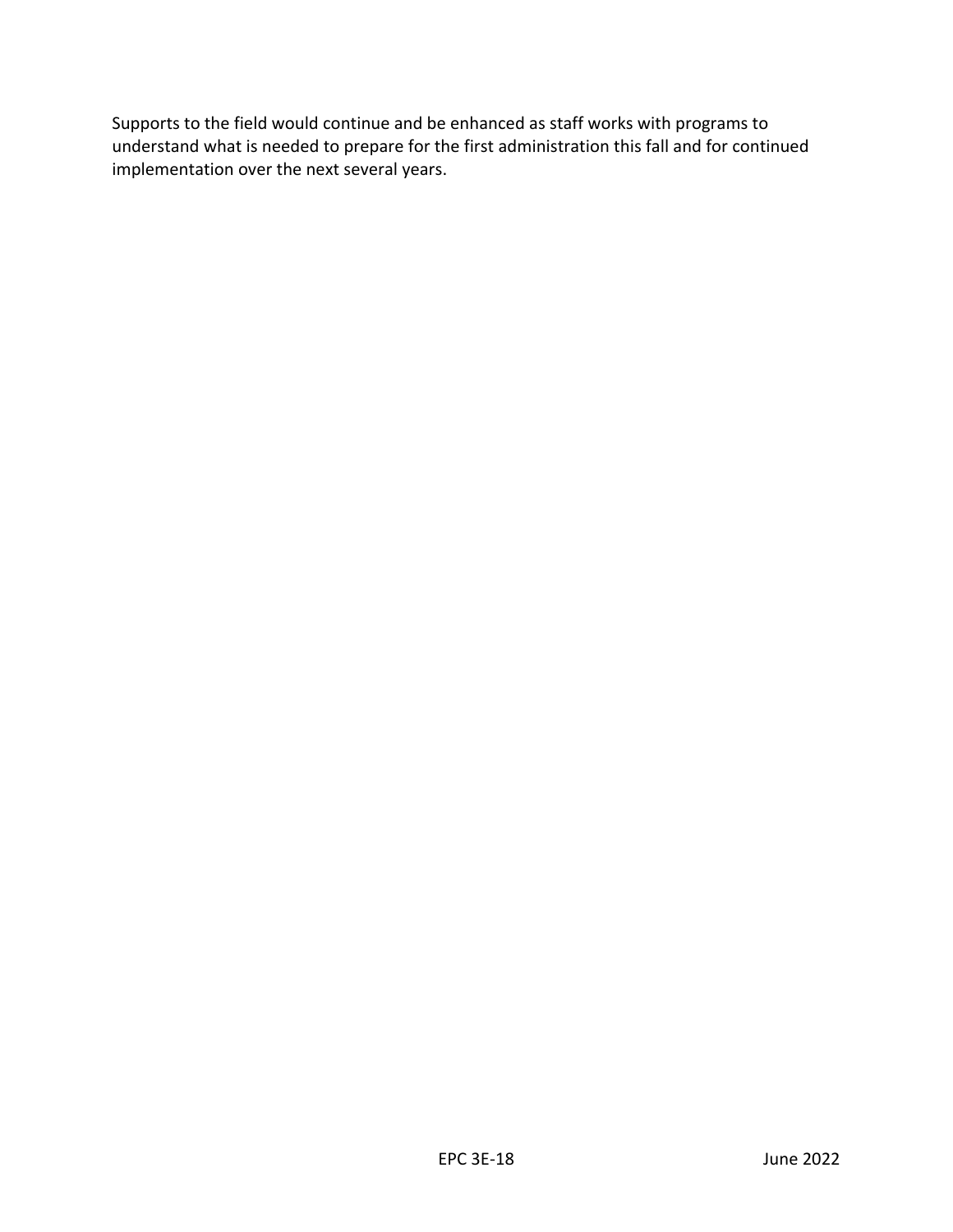Supports to the field would continue and be enhanced as staff works with programs to understand what is needed to prepare for the first administration this fall and for continued implementation over the next several years.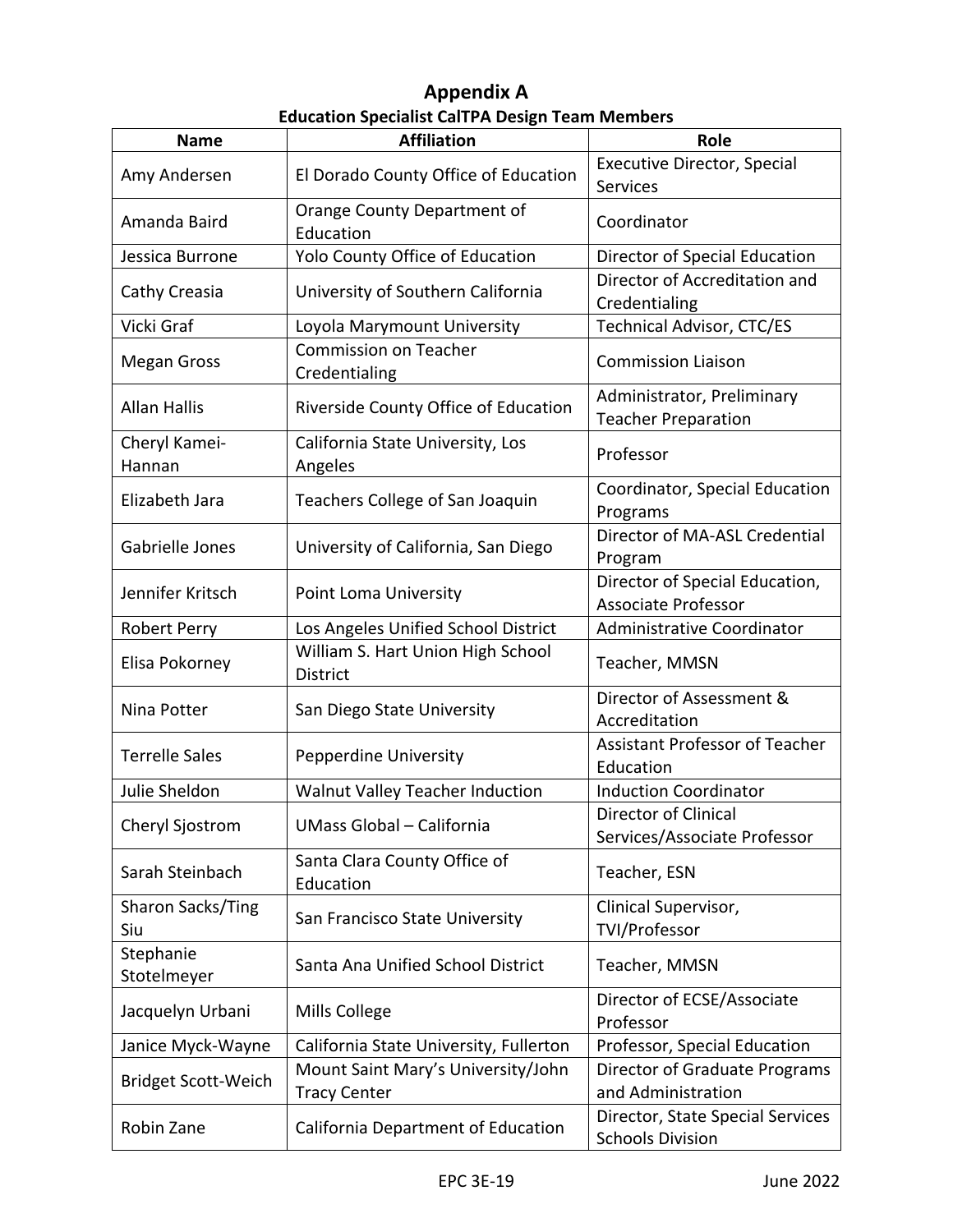# Appendix A

**Education Specialist CalTPA Design Team Members**

| Name | Affiliation | Role |
|---|---|---|
| Amy Andersen | El Dorado County Office of Education | Executive Director, Special Services |
| Amanda Baird | Orange County Department of Education | Coordinator |
| Jessica Burrone | Yolo County Office of Education | Director of Special Education |
| Cathy Creasia | University of Southern California | Director of Accreditation and Credentialing |
| Vicki Graf | Loyola Marymount University | Technical Advisor, CTC/ES |
| Megan Gross | Commission on Teacher Credentialing | Commission Liaison |
| Allan Hallis | Riverside County Office of Education | Administrator, Preliminary Teacher Preparation |
| Cheryl Kamei-Hannan | California State University, Los Angeles | Professor |
| Elizabeth Jara | Teachers College of San Joaquin | Coordinator, Special Education Programs |
| Gabrielle Jones | University of California, San Diego | Director of MA-ASL Credential Program |
| Jennifer Kritsch | Point Loma University | Director of Special Education, Associate Professor |
| Robert Perry | Los Angeles Unified School District | Administrative Coordinator |
| Elisa Pokorney | William S. Hart Union High School District | Teacher, MMSN |
| Nina Potter | San Diego State University | Director of Assessment & Accreditation |
| Terrelle Sales | Pepperdine University | Assistant Professor of Teacher Education |
| Julie Sheldon | Walnut Valley Teacher Induction | Induction Coordinator |
| Cheryl Sjostrom | UMass Global – California | Director of Clinical Services/Associate Professor |
| Sarah Steinbach | Santa Clara County Office of Education | Teacher, ESN |
| Sharon Sacks/Ting Siu | San Francisco State University | Clinical Supervisor, TVI/Professor |
| Stephanie Stotelmeyer | Santa Ana Unified School District | Teacher, MMSN |
| Jacquelyn Urbani | Mills College | Director of ECSE/Associate Professor |
| Janice Myck-Wayne | California State University, Fullerton | Professor, Special Education |
| Bridget Scott-Weich | Mount Saint Mary's University/John Tracy Center | Director of Graduate Programs and Administration |
| Robin Zane | California Department of Education | Director, State Special Services Schools Division |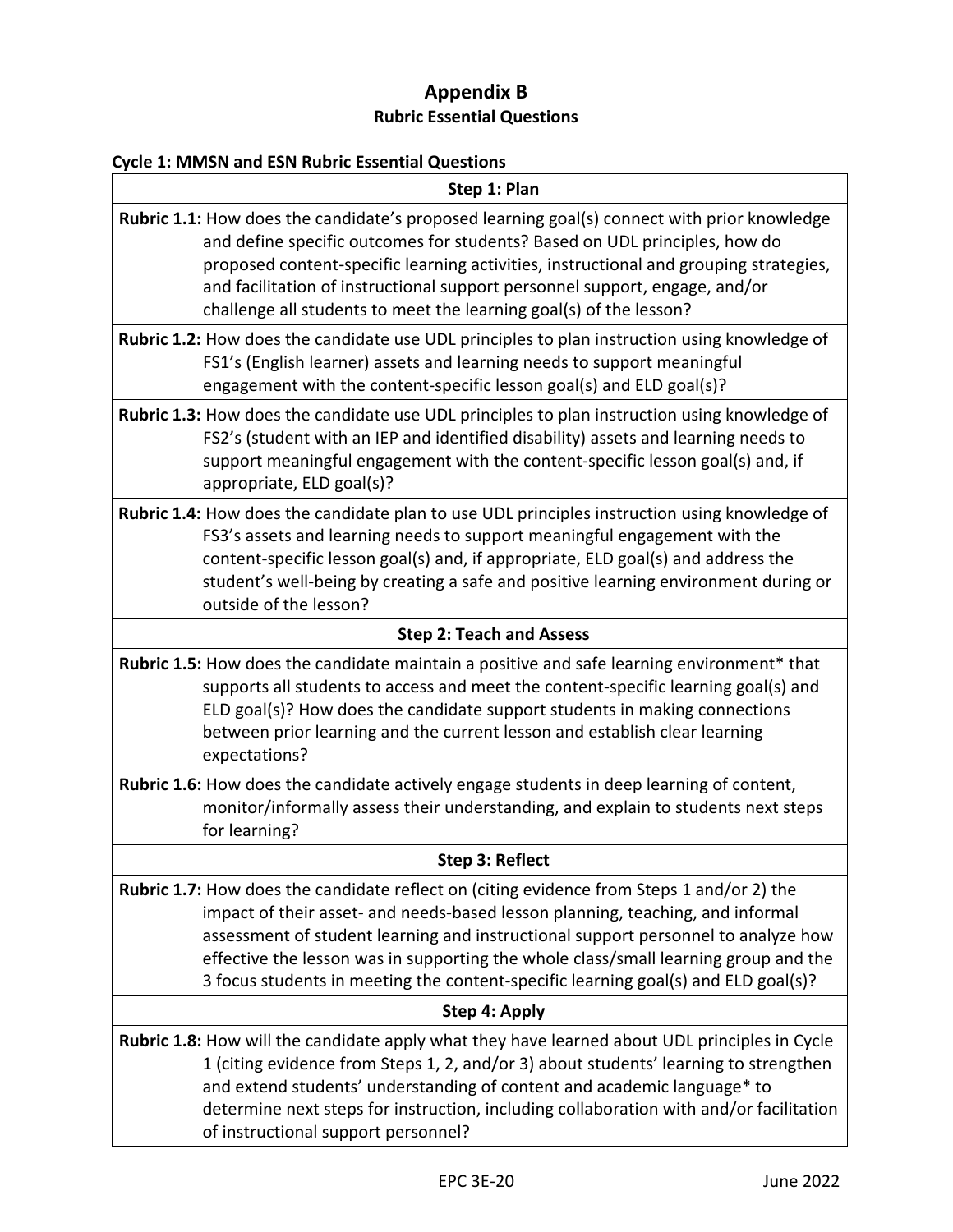# Appendix B

## Rubric Essential Questions

**Cycle 1: MMSN and ESN Rubric Essential Questions**

| Step 1: Plan |
|---|
| **Rubric 1.1:** How does the candidate's proposed learning goal(s) connect with prior knowledge and define specific outcomes for students? Based on UDL principles, how do proposed content-specific learning activities, instructional and grouping strategies, and facilitation of instructional support personnel support, engage, and/or challenge all students to meet the learning goal(s) of the lesson? |
| **Rubric 1.2:** How does the candidate use UDL principles to plan instruction using knowledge of FS1's (English learner) assets and learning needs to support meaningful engagement with the content-specific lesson goal(s) and ELD goal(s)? |
| **Rubric 1.3:** How does the candidate use UDL principles to plan instruction using knowledge of FS2's (student with an IEP and identified disability) assets and learning needs to support meaningful engagement with the content-specific lesson goal(s) and, if appropriate, ELD goal(s)? |
| **Rubric 1.4:** How does the candidate plan to use UDL principles instruction using knowledge of FS3's assets and learning needs to support meaningful engagement with the content-specific lesson goal(s) and, if appropriate, ELD goal(s) and address the student's well-being by creating a safe and positive learning environment during or outside of the lesson? |
| **Step 2: Teach and Assess** |
| **Rubric 1.5:** How does the candidate maintain a positive and safe learning environment* that supports all students to access and meet the content-specific learning goal(s) and ELD goal(s)? How does the candidate support students in making connections between prior learning and the current lesson and establish clear learning expectations? |
| **Rubric 1.6:** How does the candidate actively engage students in deep learning of content, monitor/informally assess their understanding, and explain to students next steps for learning? |
| **Step 3: Reflect** |
| **Rubric 1.7:** How does the candidate reflect on (citing evidence from Steps 1 and/or 2) the impact of their asset- and needs-based lesson planning, teaching, and informal assessment of student learning and instructional support personnel to analyze how effective the lesson was in supporting the whole class/small learning group and the 3 focus students in meeting the content-specific learning goal(s) and ELD goal(s)? |
| **Step 4: Apply** |
| **Rubric 1.8:** How will the candidate apply what they have learned about UDL principles in Cycle 1 (citing evidence from Steps 1, 2, and/or 3) about students' learning to strengthen and extend students' understanding of content and academic language* to determine next steps for instruction, including collaboration with and/or facilitation of instructional support personnel? |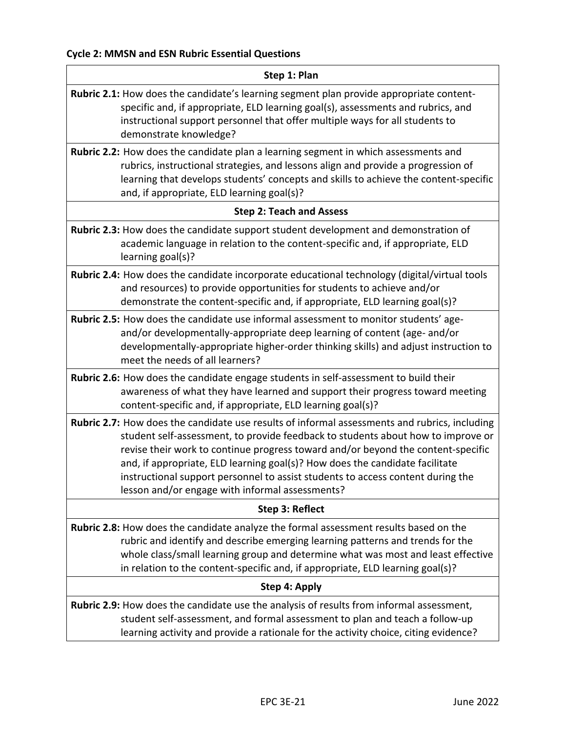**Cycle 2: MMSN and ESN Rubric Essential Questions**

| Step 1: Plan |
|---|
| **Rubric 2.1:** How does the candidate's learning segment plan provide appropriate content-specific and, if appropriate, ELD learning goal(s), assessments and rubrics, and instructional support personnel that offer multiple ways for all students to demonstrate knowledge? |
| **Rubric 2.2:** How does the candidate plan a learning segment in which assessments and rubrics, instructional strategies, and lessons align and provide a progression of learning that develops students' concepts and skills to achieve the content-specific and, if appropriate, ELD learning goal(s)? |
| **Step 2: Teach and Assess** |
| **Rubric 2.3:** How does the candidate support student development and demonstration of academic language in relation to the content-specific and, if appropriate, ELD learning goal(s)? |
| **Rubric 2.4:** How does the candidate incorporate educational technology (digital/virtual tools and resources) to provide opportunities for students to achieve and/or demonstrate the content-specific and, if appropriate, ELD learning goal(s)? |
| **Rubric 2.5:** How does the candidate use informal assessment to monitor students' age- and/or developmentally-appropriate deep learning of content (age- and/or developmentally-appropriate higher-order thinking skills) and adjust instruction to meet the needs of all learners? |
| **Rubric 2.6:** How does the candidate engage students in self-assessment to build their awareness of what they have learned and support their progress toward meeting content-specific and, if appropriate, ELD learning goal(s)? |
| **Rubric 2.7:** How does the candidate use results of informal assessments and rubrics, including student self-assessment, to provide feedback to students about how to improve or revise their work to continue progress toward and/or beyond the content-specific and, if appropriate, ELD learning goal(s)? How does the candidate facilitate instructional support personnel to assist students to access content during the lesson and/or engage with informal assessments? |
| **Step 3: Reflect** |
| **Rubric 2.8:** How does the candidate analyze the formal assessment results based on the rubric and identify and describe emerging learning patterns and trends for the whole class/small learning group and determine what was most and least effective in relation to the content-specific and, if appropriate, ELD learning goal(s)? |
| **Step 4: Apply** |
| **Rubric 2.9:** How does the candidate use the analysis of results from informal assessment, student self-assessment, and formal assessment to plan and teach a follow-up learning activity and provide a rationale for the activity choice, citing evidence? |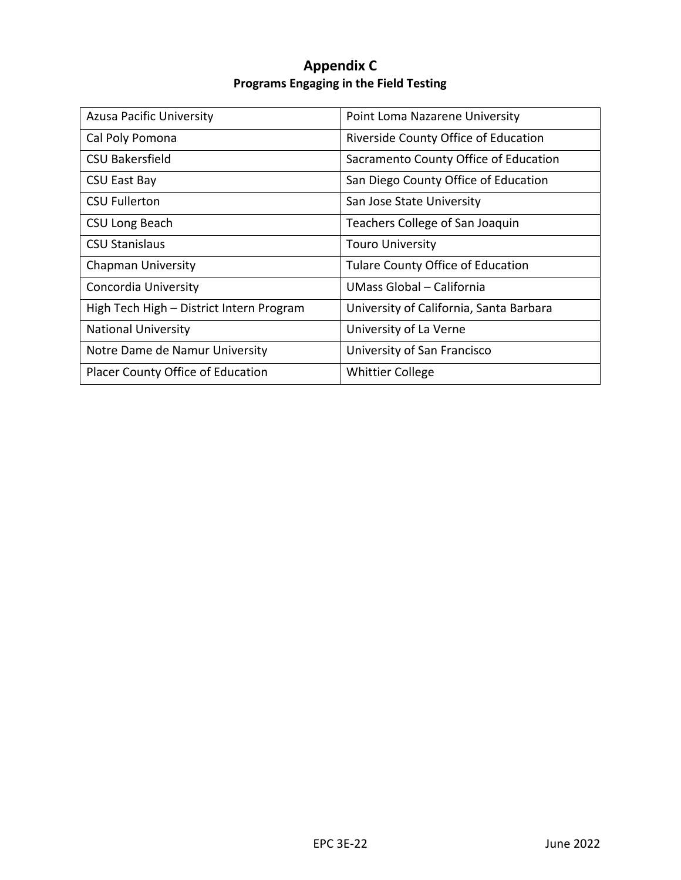# Appendix C

## Programs Engaging in the Field Testing

| | |
|---|---|
| Azusa Pacific University | Point Loma Nazarene University |
| Cal Poly Pomona | Riverside County Office of Education |
| CSU Bakersfield | Sacramento County Office of Education |
| CSU East Bay | San Diego County Office of Education |
| CSU Fullerton | San Jose State University |
| CSU Long Beach | Teachers College of San Joaquin |
| CSU Stanislaus | Touro University |
| Chapman University | Tulare County Office of Education |
| Concordia University | UMass Global – California |
| High Tech High – District Intern Program | University of California, Santa Barbara |
| National University | University of La Verne |
| Notre Dame de Namur University | University of San Francisco |
| Placer County Office of Education | Whittier College |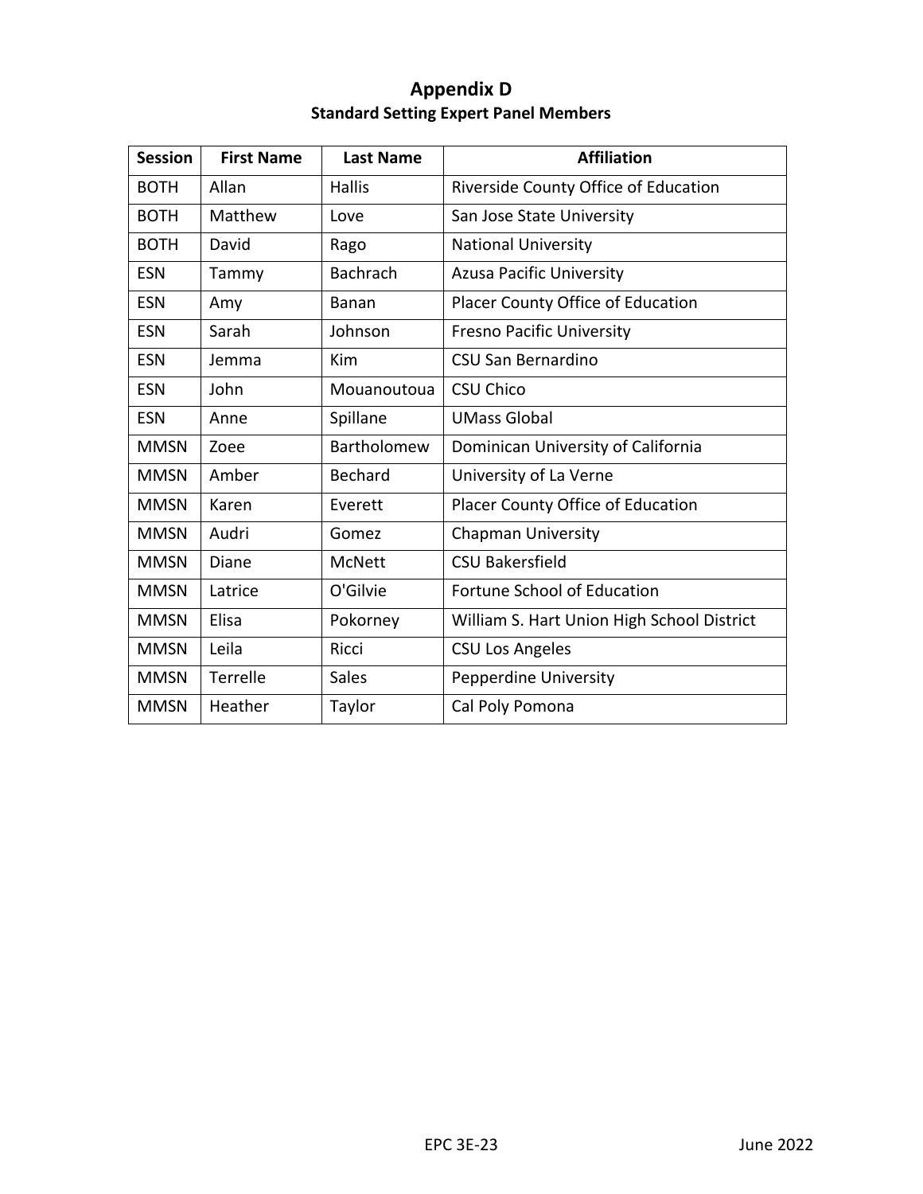# Appendix D

## Standard Setting Expert Panel Members

| Session | First Name | Last Name | Affiliation |
|---|---|---|---|
| BOTH | Allan | Hallis | Riverside County Office of Education |
| BOTH | Matthew | Love | San Jose State University |
| BOTH | David | Rago | National University |
| ESN | Tammy | Bachrach | Azusa Pacific University |
| ESN | Amy | Banan | Placer County Office of Education |
| ESN | Sarah | Johnson | Fresno Pacific University |
| ESN | Jemma | Kim | CSU San Bernardino |
| ESN | John | Mouanoutoua | CSU Chico |
| ESN | Anne | Spillane | UMass Global |
| MMSN | Zoee | Bartholomew | Dominican University of California |
| MMSN | Amber | Bechard | University of La Verne |
| MMSN | Karen | Everett | Placer County Office of Education |
| MMSN | Audri | Gomez | Chapman University |
| MMSN | Diane | McNett | CSU Bakersfield |
| MMSN | Latrice | O'Gilvie | Fortune School of Education |
| MMSN | Elisa | Pokorney | William S. Hart Union High School District |
| MMSN | Leila | Ricci | CSU Los Angeles |
| MMSN | Terrelle | Sales | Pepperdine University |
| MMSN | Heather | Taylor | Cal Poly Pomona |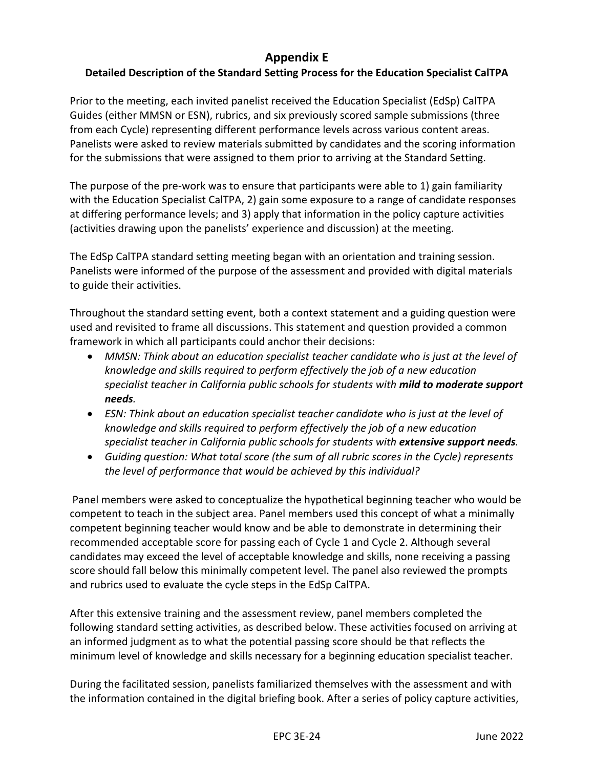# Appendix E

## Detailed Description of the Standard Setting Process for the Education Specialist CalTPA

Prior to the meeting, each invited panelist received the Education Specialist (EdSp) CalTPA Guides (either MMSN or ESN), rubrics, and six previously scored sample submissions (three from each Cycle) representing different performance levels across various content areas. Panelists were asked to review materials submitted by candidates and the scoring information for the submissions that were assigned to them prior to arriving at the Standard Setting.

The purpose of the pre-work was to ensure that participants were able to 1) gain familiarity with the Education Specialist CalTPA, 2) gain some exposure to a range of candidate responses at differing performance levels; and 3) apply that information in the policy capture activities (activities drawing upon the panelists' experience and discussion) at the meeting.

The EdSp CalTPA standard setting meeting began with an orientation and training session. Panelists were informed of the purpose of the assessment and provided with digital materials to guide their activities.

Throughout the standard setting event, both a context statement and a guiding question were used and revisited to frame all discussions. This statement and question provided a common framework in which all participants could anchor their decisions:

- *MMSN: Think about an education specialist teacher candidate who is just at the level of knowledge and skills required to perform effectively the job of a new education specialist teacher in California public schools for students with* ***mild to moderate support needs****.*
- *ESN: Think about an education specialist teacher candidate who is just at the level of knowledge and skills required to perform effectively the job of a new education specialist teacher in California public schools for students with* ***extensive support needs****.*
- *Guiding question: What total score (the sum of all rubric scores in the Cycle) represents the level of performance that would be achieved by this individual?*

Panel members were asked to conceptualize the hypothetical beginning teacher who would be competent to teach in the subject area. Panel members used this concept of what a minimally competent beginning teacher would know and be able to demonstrate in determining their recommended acceptable score for passing each of Cycle 1 and Cycle 2. Although several candidates may exceed the level of acceptable knowledge and skills, none receiving a passing score should fall below this minimally competent level. The panel also reviewed the prompts and rubrics used to evaluate the cycle steps in the EdSp CalTPA.

After this extensive training and the assessment review, panel members completed the following standard setting activities, as described below. These activities focused on arriving at an informed judgment as to what the potential passing score should be that reflects the minimum level of knowledge and skills necessary for a beginning education specialist teacher.

During the facilitated session, panelists familiarized themselves with the assessment and with the information contained in the digital briefing book. After a series of policy capture activities,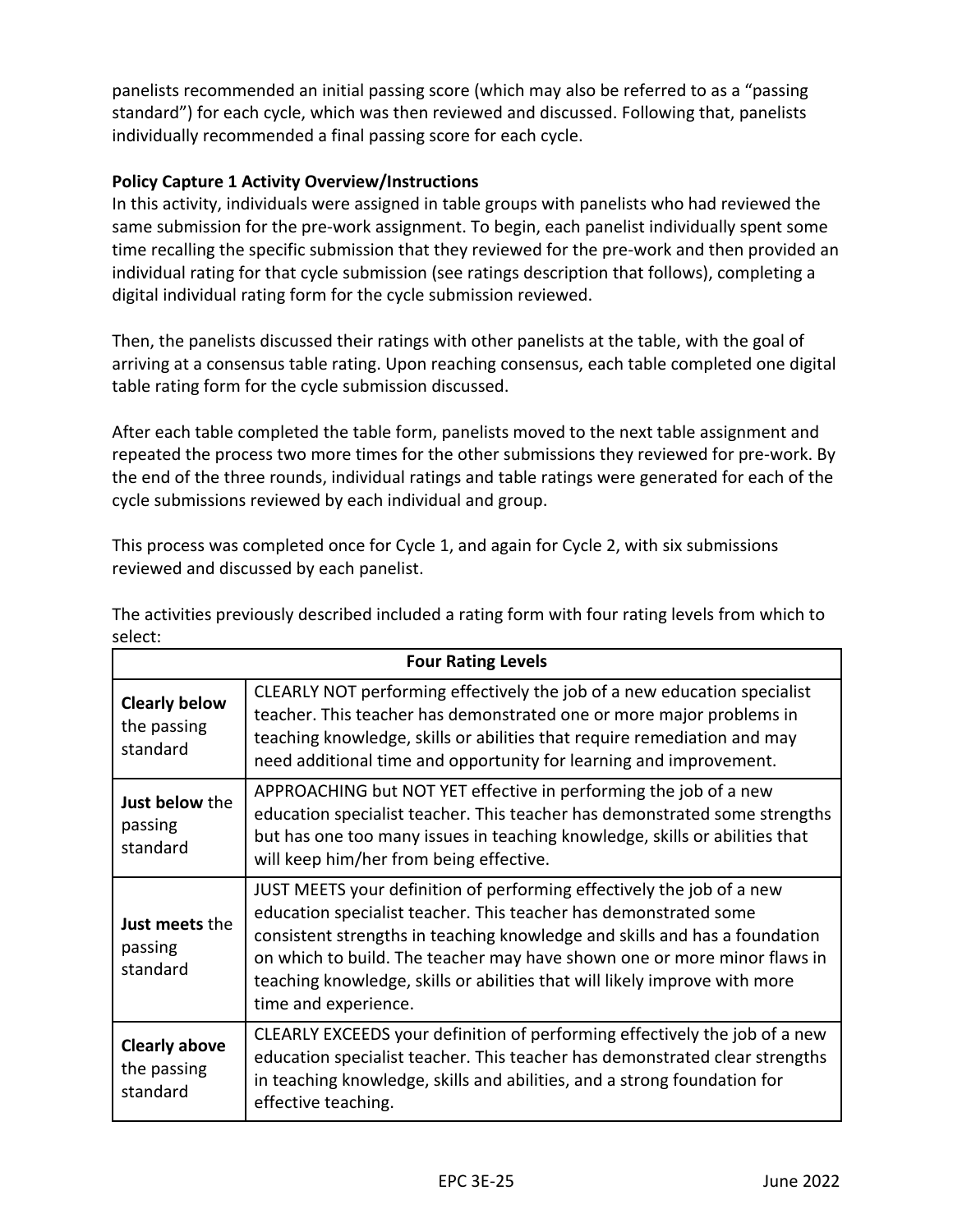panelists recommended an initial passing score (which may also be referred to as a "passing standard") for each cycle, which was then reviewed and discussed. Following that, panelists individually recommended a final passing score for each cycle.

**Policy Capture 1 Activity Overview/Instructions**

In this activity, individuals were assigned in table groups with panelists who had reviewed the same submission for the pre-work assignment. To begin, each panelist individually spent some time recalling the specific submission that they reviewed for the pre-work and then provided an individual rating for that cycle submission (see ratings description that follows), completing a digital individual rating form for the cycle submission reviewed.

Then, the panelists discussed their ratings with other panelists at the table, with the goal of arriving at a consensus table rating. Upon reaching consensus, each table completed one digital table rating form for the cycle submission discussed.

After each table completed the table form, panelists moved to the next table assignment and repeated the process two more times for the other submissions they reviewed for pre-work. By the end of the three rounds, individual ratings and table ratings were generated for each of the cycle submissions reviewed by each individual and group.

This process was completed once for Cycle 1, and again for Cycle 2, with six submissions reviewed and discussed by each panelist.

The activities previously described included a rating form with four rating levels from which to select:

| **Four Rating Levels** | |
|---|---|
| **Clearly below** the passing standard | CLEARLY NOT performing effectively the job of a new education specialist teacher. This teacher has demonstrated one or more major problems in teaching knowledge, skills or abilities that require remediation and may need additional time and opportunity for learning and improvement. |
| **Just below** the passing standard | APPROACHING but NOT YET effective in performing the job of a new education specialist teacher. This teacher has demonstrated some strengths but has one too many issues in teaching knowledge, skills or abilities that will keep him/her from being effective. |
| **Just meets** the passing standard | JUST MEETS your definition of performing effectively the job of a new education specialist teacher. This teacher has demonstrated some consistent strengths in teaching knowledge and skills and has a foundation on which to build. The teacher may have shown one or more minor flaws in teaching knowledge, skills or abilities that will likely improve with more time and experience. |
| **Clearly above** the passing standard | CLEARLY EXCEEDS your definition of performing effectively the job of a new education specialist teacher. This teacher has demonstrated clear strengths in teaching knowledge, skills and abilities, and a strong foundation for effective teaching. |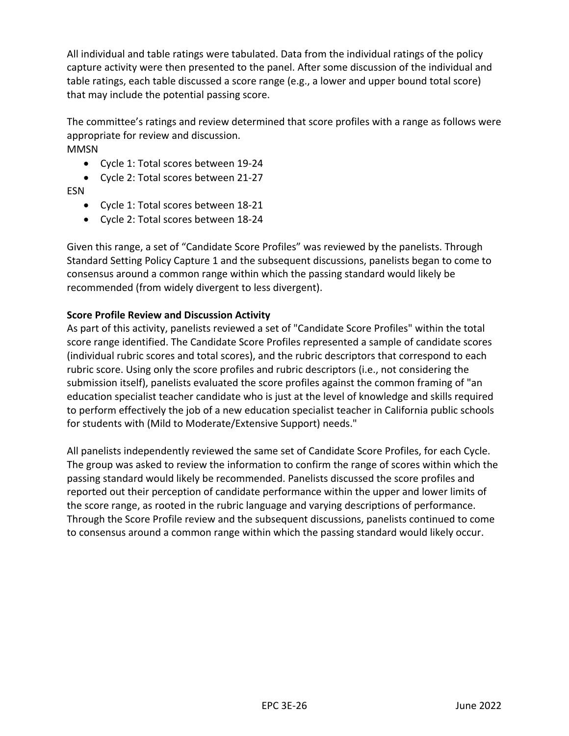All individual and table ratings were tabulated. Data from the individual ratings of the policy capture activity were then presented to the panel. After some discussion of the individual and table ratings, each table discussed a score range (e.g., a lower and upper bound total score) that may include the potential passing score.

The committee's ratings and review determined that score profiles with a range as follows were appropriate for review and discussion.

MMSN

- Cycle 1: Total scores between 19-24
- Cycle 2: Total scores between 21-27

ESN

- Cycle 1: Total scores between 18-21
- Cycle 2: Total scores between 18-24

Given this range, a set of "Candidate Score Profiles" was reviewed by the panelists. Through Standard Setting Policy Capture 1 and the subsequent discussions, panelists began to come to consensus around a common range within which the passing standard would likely be recommended (from widely divergent to less divergent).

**Score Profile Review and Discussion Activity**

As part of this activity, panelists reviewed a set of "Candidate Score Profiles" within the total score range identified. The Candidate Score Profiles represented a sample of candidate scores (individual rubric scores and total scores), and the rubric descriptors that correspond to each rubric score. Using only the score profiles and rubric descriptors (i.e., not considering the submission itself), panelists evaluated the score profiles against the common framing of "an education specialist teacher candidate who is just at the level of knowledge and skills required to perform effectively the job of a new education specialist teacher in California public schools for students with (Mild to Moderate/Extensive Support) needs."

All panelists independently reviewed the same set of Candidate Score Profiles, for each Cycle. The group was asked to review the information to confirm the range of scores within which the passing standard would likely be recommended. Panelists discussed the score profiles and reported out their perception of candidate performance within the upper and lower limits of the score range, as rooted in the rubric language and varying descriptions of performance. Through the Score Profile review and the subsequent discussions, panelists continued to come to consensus around a common range within which the passing standard would likely occur.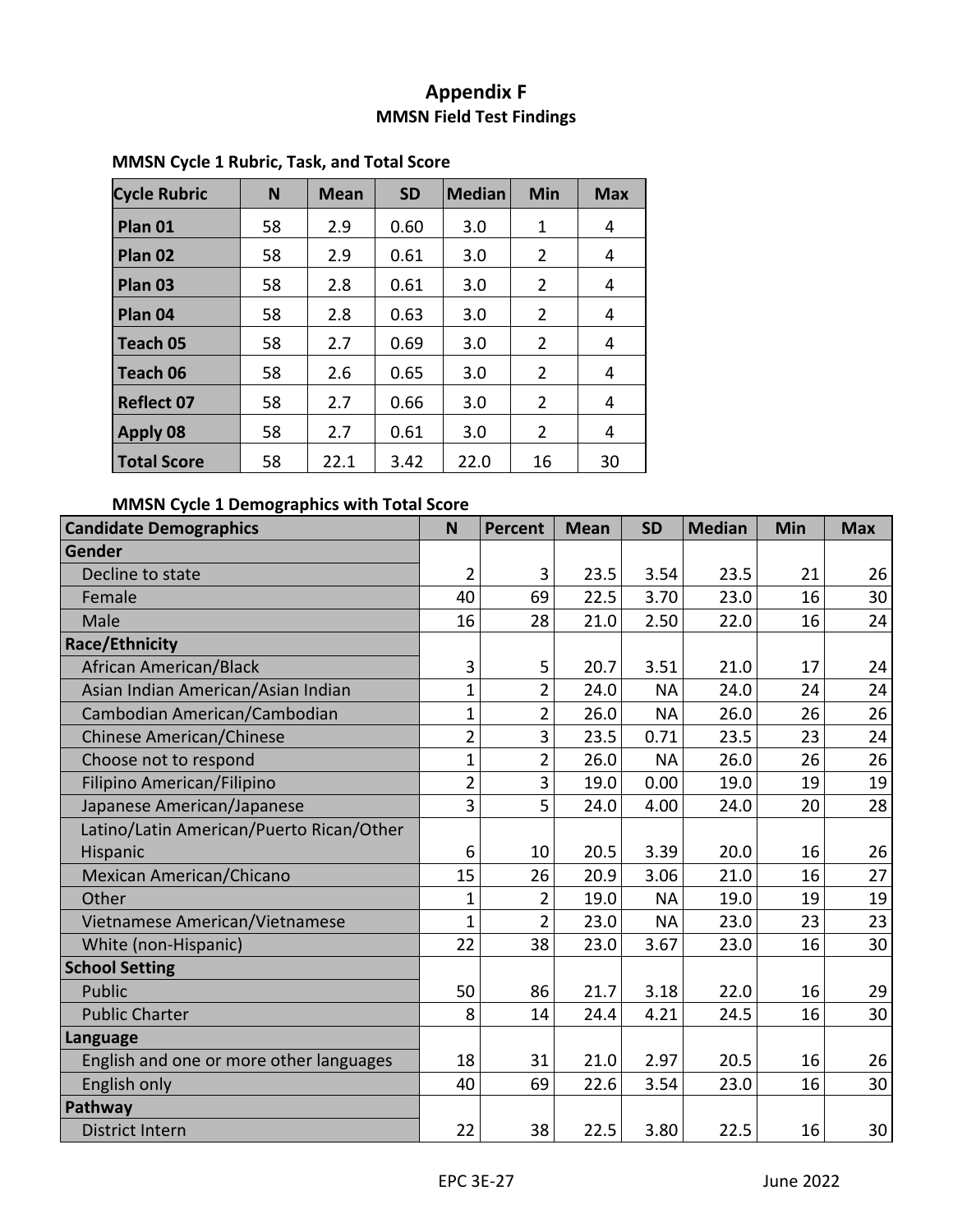# Appendix F

## MMSN Field Test Findings

### MMSN Cycle 1 Rubric, Task, and Total Score

| Cycle Rubric | N | Mean | SD | Median | Min | Max |
|---|---|---|---|---|---|---|
| Plan 01 | 58 | 2.9 | 0.60 | 3.0 | 1 | 4 |
| Plan 02 | 58 | 2.9 | 0.61 | 3.0 | 2 | 4 |
| Plan 03 | 58 | 2.8 | 0.61 | 3.0 | 2 | 4 |
| Plan 04 | 58 | 2.8 | 0.63 | 3.0 | 2 | 4 |
| Teach 05 | 58 | 2.7 | 0.69 | 3.0 | 2 | 4 |
| Teach 06 | 58 | 2.6 | 0.65 | 3.0 | 2 | 4 |
| Reflect 07 | 58 | 2.7 | 0.66 | 3.0 | 2 | 4 |
| Apply 08 | 58 | 2.7 | 0.61 | 3.0 | 2 | 4 |
| Total Score | 58 | 22.1 | 3.42 | 22.0 | 16 | 30 |

### MMSN Cycle 1 Demographics with Total Score

| Candidate Demographics | N | Percent | Mean | SD | Median | Min | Max |
|---|---|---|---|---|---|---|---|
| **Gender** | | | | | | | |
| Decline to state | 2 | 3 | 23.5 | 3.54 | 23.5 | 21 | 26 |
| Female | 40 | 69 | 22.5 | 3.70 | 23.0 | 16 | 30 |
| Male | 16 | 28 | 21.0 | 2.50 | 22.0 | 16 | 24 |
| **Race/Ethnicity** | | | | | | | |
| African American/Black | 3 | 5 | 20.7 | 3.51 | 21.0 | 17 | 24 |
| Asian Indian American/Asian Indian | 1 | 2 | 24.0 | NA | 24.0 | 24 | 24 |
| Cambodian American/Cambodian | 1 | 2 | 26.0 | NA | 26.0 | 26 | 26 |
| Chinese American/Chinese | 2 | 3 | 23.5 | 0.71 | 23.5 | 23 | 24 |
| Choose not to respond | 1 | 2 | 26.0 | NA | 26.0 | 26 | 26 |
| Filipino American/Filipino | 2 | 3 | 19.0 | 0.00 | 19.0 | 19 | 19 |
| Japanese American/Japanese | 3 | 5 | 24.0 | 4.00 | 24.0 | 20 | 28 |
| Latino/Latin American/Puerto Rican/Other Hispanic | 6 | 10 | 20.5 | 3.39 | 20.0 | 16 | 26 |
| Mexican American/Chicano | 15 | 26 | 20.9 | 3.06 | 21.0 | 16 | 27 |
| Other | 1 | 2 | 19.0 | NA | 19.0 | 19 | 19 |
| Vietnamese American/Vietnamese | 1 | 2 | 23.0 | NA | 23.0 | 23 | 23 |
| White (non-Hispanic) | 22 | 38 | 23.0 | 3.67 | 23.0 | 16 | 30 |
| **School Setting** | | | | | | | |
| Public | 50 | 86 | 21.7 | 3.18 | 22.0 | 16 | 29 |
| Public Charter | 8 | 14 | 24.4 | 4.21 | 24.5 | 16 | 30 |
| **Language** | | | | | | | |
| English and one or more other languages | 18 | 31 | 21.0 | 2.97 | 20.5 | 16 | 26 |
| English only | 40 | 69 | 22.6 | 3.54 | 23.0 | 16 | 30 |
| **Pathway** | | | | | | | |
| District Intern | 22 | 38 | 22.5 | 3.80 | 22.5 | 16 | 30 |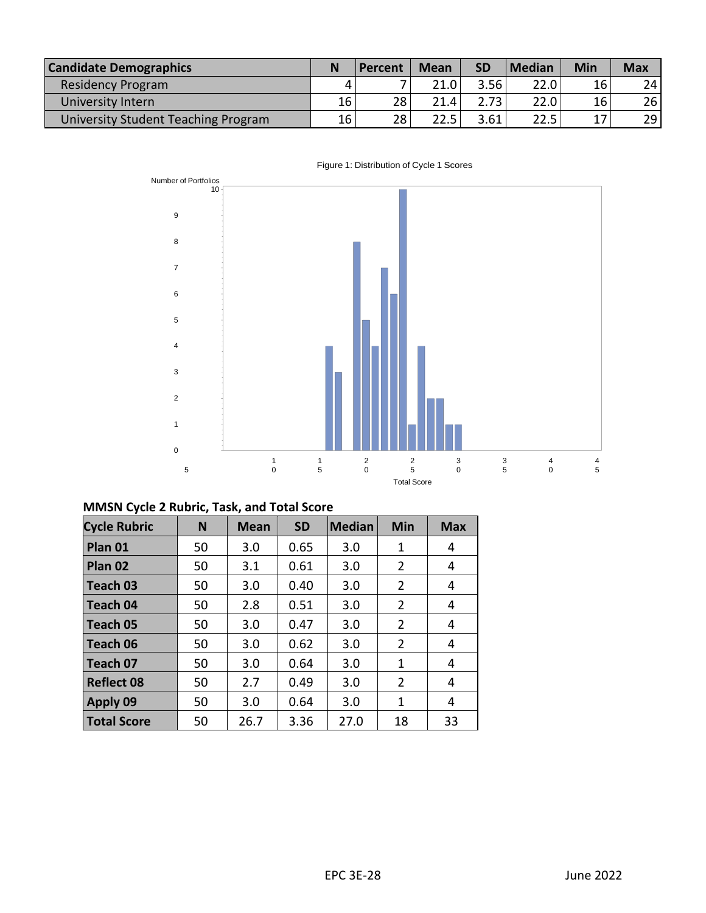| Candidate Demographics | N | Percent | Mean | SD | Median | Min | Max |
|---|---|---|---|---|---|---|---|
| Residency Program | 4 | 7 | 21.0 | 3.56 | 22.0 | 16 | 24 |
| University Intern | 16 | 28 | 21.4 | 2.73 | 22.0 | 16 | 26 |
| University Student Teaching Program | 16 | 28 | 22.5 | 3.61 | 22.5 | 17 | 29 |

Figure 1: Distribution of Cycle 1 Scores

## MMSN Cycle 2 Rubric, Task, and Total Score

| Cycle Rubric | N | Mean | SD | Median | Min | Max |
|---|---|---|---|---|---|---|
| Plan 01 | 50 | 3.0 | 0.65 | 3.0 | 1 | 4 |
| Plan 02 | 50 | 3.1 | 0.61 | 3.0 | 2 | 4 |
| Teach 03 | 50 | 3.0 | 0.40 | 3.0 | 2 | 4 |
| Teach 04 | 50 | 2.8 | 0.51 | 3.0 | 2 | 4 |
| Teach 05 | 50 | 3.0 | 0.47 | 3.0 | 2 | 4 |
| Teach 06 | 50 | 3.0 | 0.62 | 3.0 | 2 | 4 |
| Teach 07 | 50 | 3.0 | 0.64 | 3.0 | 1 | 4 |
| Reflect 08 | 50 | 2.7 | 0.49 | 3.0 | 2 | 4 |
| Apply 09 | 50 | 3.0 | 0.64 | 3.0 | 1 | 4 |
| Total Score | 50 | 26.7 | 3.36 | 27.0 | 18 | 33 |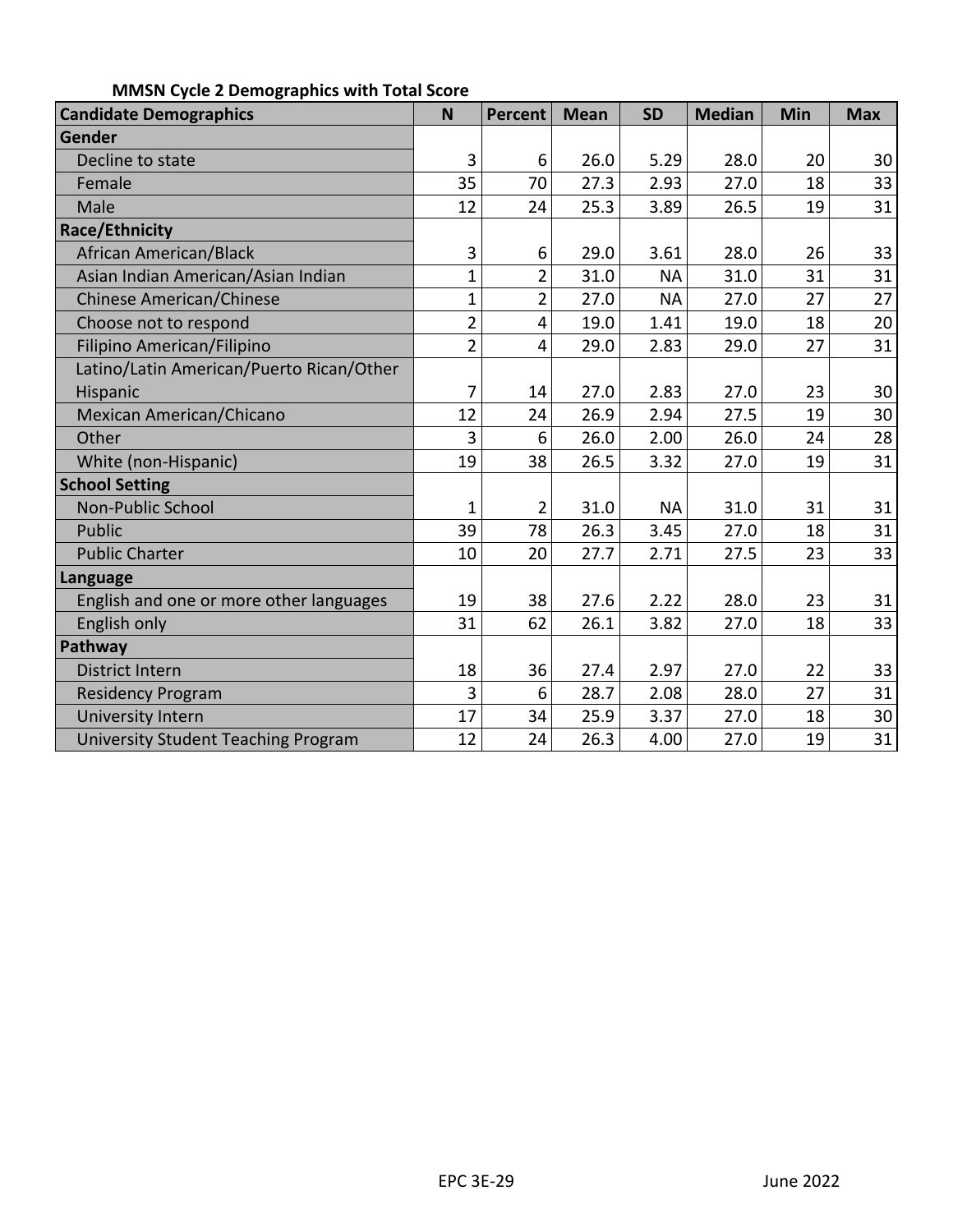**MMSN Cycle 2 Demographics with Total Score**

| Candidate Demographics | N | Percent | Mean | SD | Median | Min | Max |
|---|---|---|---|---|---|---|---|
| **Gender** | | | | | | | |
| Decline to state | 3 | 6 | 26.0 | 5.29 | 28.0 | 20 | 30 |
| Female | 35 | 70 | 27.3 | 2.93 | 27.0 | 18 | 33 |
| Male | 12 | 24 | 25.3 | 3.89 | 26.5 | 19 | 31 |
| **Race/Ethnicity** | | | | | | | |
| African American/Black | 3 | 6 | 29.0 | 3.61 | 28.0 | 26 | 33 |
| Asian Indian American/Asian Indian | 1 | 2 | 31.0 | NA | 31.0 | 31 | 31 |
| Chinese American/Chinese | 1 | 2 | 27.0 | NA | 27.0 | 27 | 27 |
| Choose not to respond | 2 | 4 | 19.0 | 1.41 | 19.0 | 18 | 20 |
| Filipino American/Filipino | 2 | 4 | 29.0 | 2.83 | 29.0 | 27 | 31 |
| Latino/Latin American/Puerto Rican/Other Hispanic | 7 | 14 | 27.0 | 2.83 | 27.0 | 23 | 30 |
| Mexican American/Chicano | 12 | 24 | 26.9 | 2.94 | 27.5 | 19 | 30 |
| Other | 3 | 6 | 26.0 | 2.00 | 26.0 | 24 | 28 |
| White (non-Hispanic) | 19 | 38 | 26.5 | 3.32 | 27.0 | 19 | 31 |
| **School Setting** | | | | | | | |
| Non-Public School | 1 | 2 | 31.0 | NA | 31.0 | 31 | 31 |
| Public | 39 | 78 | 26.3 | 3.45 | 27.0 | 18 | 31 |
| Public Charter | 10 | 20 | 27.7 | 2.71 | 27.5 | 23 | 33 |
| **Language** | | | | | | | |
| English and one or more other languages | 19 | 38 | 27.6 | 2.22 | 28.0 | 23 | 31 |
| English only | 31 | 62 | 26.1 | 3.82 | 27.0 | 18 | 33 |
| **Pathway** | | | | | | | |
| District Intern | 18 | 36 | 27.4 | 2.97 | 27.0 | 22 | 33 |
| Residency Program | 3 | 6 | 28.7 | 2.08 | 28.0 | 27 | 31 |
| University Intern | 17 | 34 | 25.9 | 3.37 | 27.0 | 18 | 30 |
| University Student Teaching Program | 12 | 24 | 26.3 | 4.00 | 27.0 | 19 | 31 |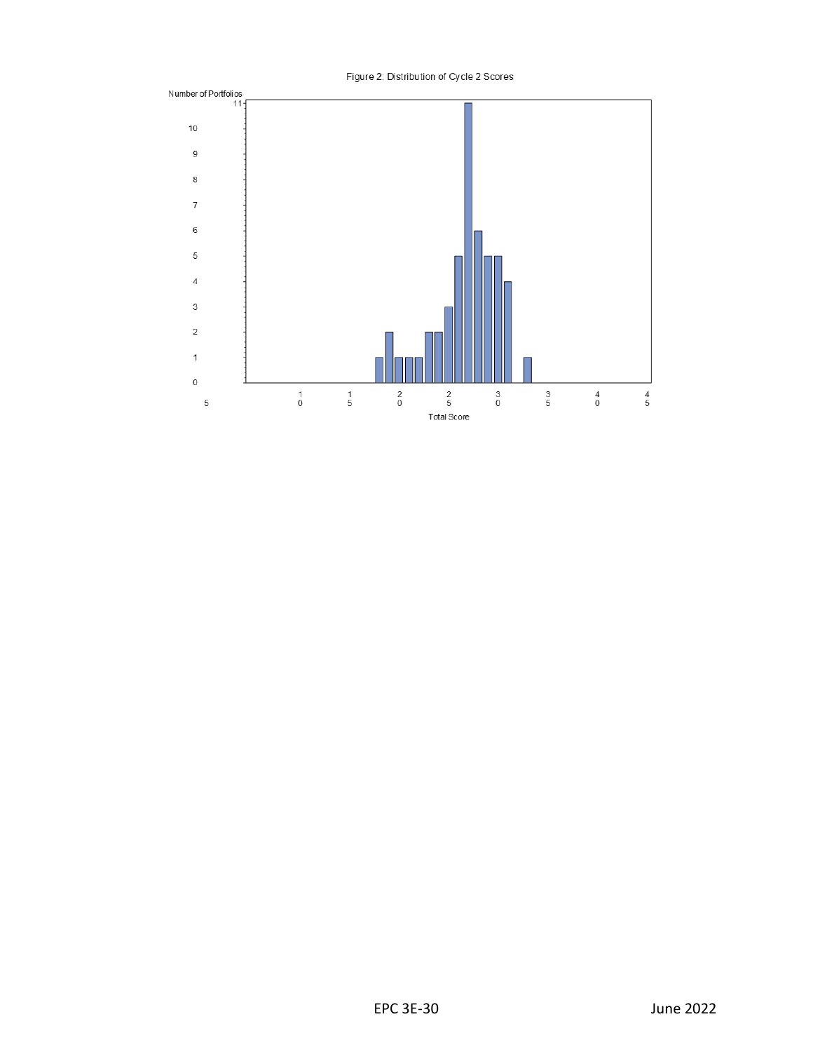Figure 2: Distribution of Cycle 2 Scores

Number of Portfolios

Total Score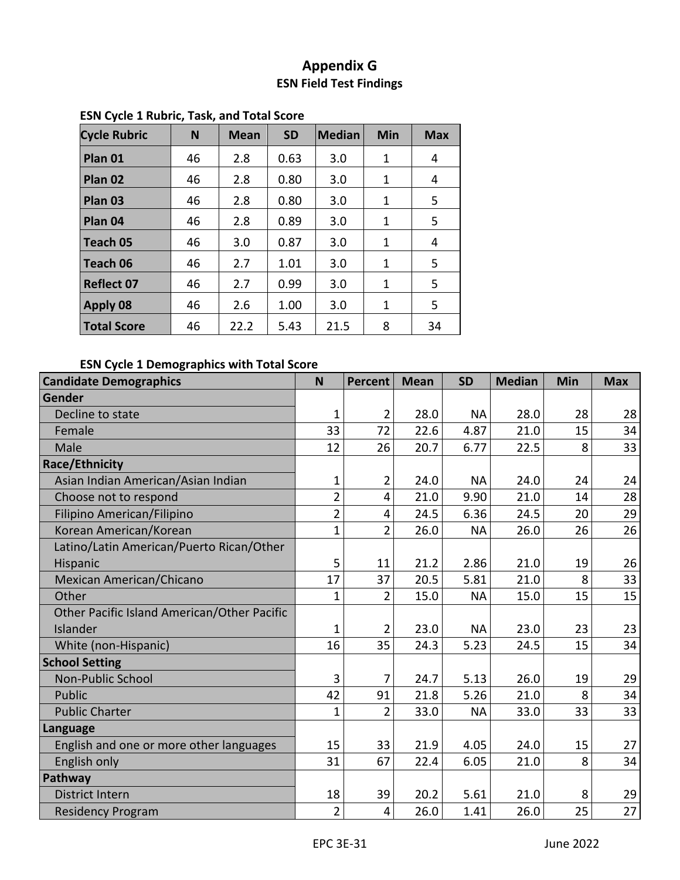# Appendix G

## ESN Field Test Findings

**ESN Cycle 1 Rubric, Task, and Total Score**

| Cycle Rubric | N | Mean | SD | Median | Min | Max |
|---|---|---|---|---|---|---|
| **Plan 01** | 46 | 2.8 | 0.63 | 3.0 | 1 | 4 |
| **Plan 02** | 46 | 2.8 | 0.80 | 3.0 | 1 | 4 |
| **Plan 03** | 46 | 2.8 | 0.80 | 3.0 | 1 | 5 |
| **Plan 04** | 46 | 2.8 | 0.89 | 3.0 | 1 | 5 |
| **Teach 05** | 46 | 3.0 | 0.87 | 3.0 | 1 | 4 |
| **Teach 06** | 46 | 2.7 | 1.01 | 3.0 | 1 | 5 |
| **Reflect 07** | 46 | 2.7 | 0.99 | 3.0 | 1 | 5 |
| **Apply 08** | 46 | 2.6 | 1.00 | 3.0 | 1 | 5 |
| **Total Score** | 46 | 22.2 | 5.43 | 21.5 | 8 | 34 |

**ESN Cycle 1 Demographics with Total Score**

| Candidate Demographics | N | Percent | Mean | SD | Median | Min | Max |
|---|---|---|---|---|---|---|---|
| **Gender** | | | | | | | |
| Decline to state | 1 | 2 | 28.0 | NA | 28.0 | 28 | 28 |
| Female | 33 | 72 | 22.6 | 4.87 | 21.0 | 15 | 34 |
| Male | 12 | 26 | 20.7 | 6.77 | 22.5 | 8 | 33 |
| **Race/Ethnicity** | | | | | | | |
| Asian Indian American/Asian Indian | 1 | 2 | 24.0 | NA | 24.0 | 24 | 24 |
| Choose not to respond | 2 | 4 | 21.0 | 9.90 | 21.0 | 14 | 28 |
| Filipino American/Filipino | 2 | 4 | 24.5 | 6.36 | 24.5 | 20 | 29 |
| Korean American/Korean | 1 | 2 | 26.0 | NA | 26.0 | 26 | 26 |
| Latino/Latin American/Puerto Rican/Other Hispanic | 5 | 11 | 21.2 | 2.86 | 21.0 | 19 | 26 |
| Mexican American/Chicano | 17 | 37 | 20.5 | 5.81 | 21.0 | 8 | 33 |
| Other | 1 | 2 | 15.0 | NA | 15.0 | 15 | 15 |
| Other Pacific Island American/Other Pacific Islander | 1 | 2 | 23.0 | NA | 23.0 | 23 | 23 |
| White (non-Hispanic) | 16 | 35 | 24.3 | 5.23 | 24.5 | 15 | 34 |
| **School Setting** | | | | | | | |
| Non-Public School | 3 | 7 | 24.7 | 5.13 | 26.0 | 19 | 29 |
| Public | 42 | 91 | 21.8 | 5.26 | 21.0 | 8 | 34 |
| Public Charter | 1 | 2 | 33.0 | NA | 33.0 | 33 | 33 |
| **Language** | | | | | | | |
| English and one or more other languages | 15 | 33 | 21.9 | 4.05 | 24.0 | 15 | 27 |
| English only | 31 | 67 | 22.4 | 6.05 | 21.0 | 8 | 34 |
| **Pathway** | | | | | | | |
| District Intern | 18 | 39 | 20.2 | 5.61 | 21.0 | 8 | 29 |
| Residency Program | 2 | 4 | 26.0 | 1.41 | 26.0 | 25 | 27 |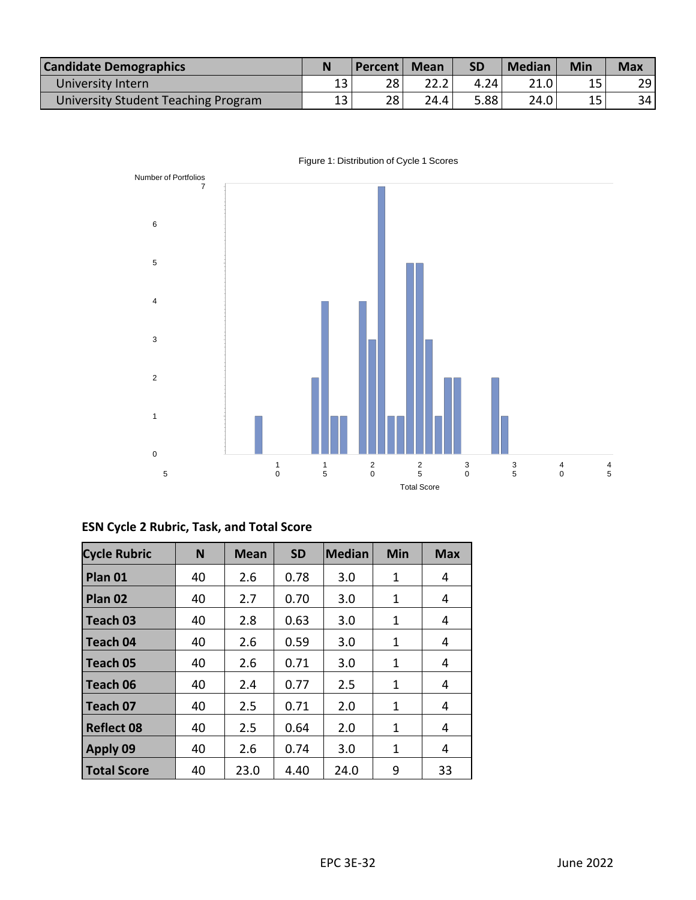| Candidate Demographics | N | Percent | Mean | SD | Median | Min | Max |
|---|---|---|---|---|---|---|---|
| University Intern | 13 | 28 | 22.2 | 4.24 | 21.0 | 15 | 29 |
| University Student Teaching Program | 13 | 28 | 24.4 | 5.88 | 24.0 | 15 | 34 |

Figure 1: Distribution of Cycle 1 Scores

### ESN Cycle 2 Rubric, Task, and Total Score

| Cycle Rubric | N | Mean | SD | Median | Min | Max |
|---|---|---|---|---|---|---|
| Plan 01 | 40 | 2.6 | 0.78 | 3.0 | 1 | 4 |
| Plan 02 | 40 | 2.7 | 0.70 | 3.0 | 1 | 4 |
| Teach 03 | 40 | 2.8 | 0.63 | 3.0 | 1 | 4 |
| Teach 04 | 40 | 2.6 | 0.59 | 3.0 | 1 | 4 |
| Teach 05 | 40 | 2.6 | 0.71 | 3.0 | 1 | 4 |
| Teach 06 | 40 | 2.4 | 0.77 | 2.5 | 1 | 4 |
| Teach 07 | 40 | 2.5 | 0.71 | 2.0 | 1 | 4 |
| Reflect 08 | 40 | 2.5 | 0.64 | 2.0 | 1 | 4 |
| Apply 09 | 40 | 2.6 | 0.74 | 3.0 | 1 | 4 |
| Total Score | 40 | 23.0 | 4.40 | 24.0 | 9 | 33 |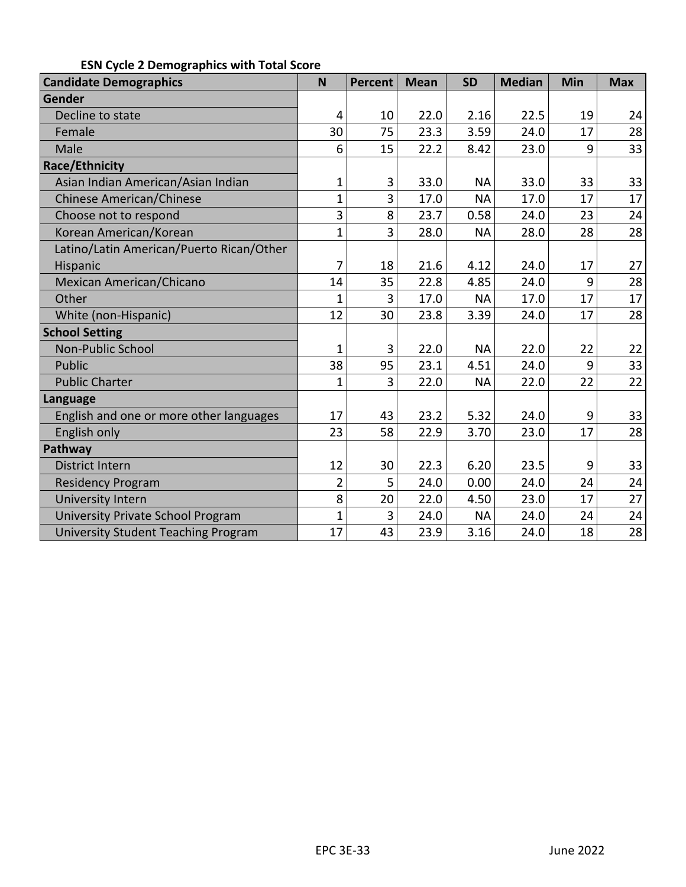**ESN Cycle 2 Demographics with Total Score**

| Candidate Demographics | N | Percent | Mean | SD | Median | Min | Max |
|---|---|---|---|---|---|---|---|
| **Gender** | | | | | | | |
| Decline to state | 4 | 10 | 22.0 | 2.16 | 22.5 | 19 | 24 |
| Female | 30 | 75 | 23.3 | 3.59 | 24.0 | 17 | 28 |
| Male | 6 | 15 | 22.2 | 8.42 | 23.0 | 9 | 33 |
| **Race/Ethnicity** | | | | | | | |
| Asian Indian American/Asian Indian | 1 | 3 | 33.0 | NA | 33.0 | 33 | 33 |
| Chinese American/Chinese | 1 | 3 | 17.0 | NA | 17.0 | 17 | 17 |
| Choose not to respond | 3 | 8 | 23.7 | 0.58 | 24.0 | 23 | 24 |
| Korean American/Korean | 1 | 3 | 28.0 | NA | 28.0 | 28 | 28 |
| Latino/Latin American/Puerto Rican/Other Hispanic | 7 | 18 | 21.6 | 4.12 | 24.0 | 17 | 27 |
| Mexican American/Chicano | 14 | 35 | 22.8 | 4.85 | 24.0 | 9 | 28 |
| Other | 1 | 3 | 17.0 | NA | 17.0 | 17 | 17 |
| White (non-Hispanic) | 12 | 30 | 23.8 | 3.39 | 24.0 | 17 | 28 |
| **School Setting** | | | | | | | |
| Non-Public School | 1 | 3 | 22.0 | NA | 22.0 | 22 | 22 |
| Public | 38 | 95 | 23.1 | 4.51 | 24.0 | 9 | 33 |
| Public Charter | 1 | 3 | 22.0 | NA | 22.0 | 22 | 22 |
| **Language** | | | | | | | |
| English and one or more other languages | 17 | 43 | 23.2 | 5.32 | 24.0 | 9 | 33 |
| English only | 23 | 58 | 22.9 | 3.70 | 23.0 | 17 | 28 |
| **Pathway** | | | | | | | |
| District Intern | 12 | 30 | 22.3 | 6.20 | 23.5 | 9 | 33 |
| Residency Program | 2 | 5 | 24.0 | 0.00 | 24.0 | 24 | 24 |
| University Intern | 8 | 20 | 22.0 | 4.50 | 23.0 | 17 | 27 |
| University Private School Program | 1 | 3 | 24.0 | NA | 24.0 | 24 | 24 |
| University Student Teaching Program | 17 | 43 | 23.9 | 3.16 | 24.0 | 18 | 28 |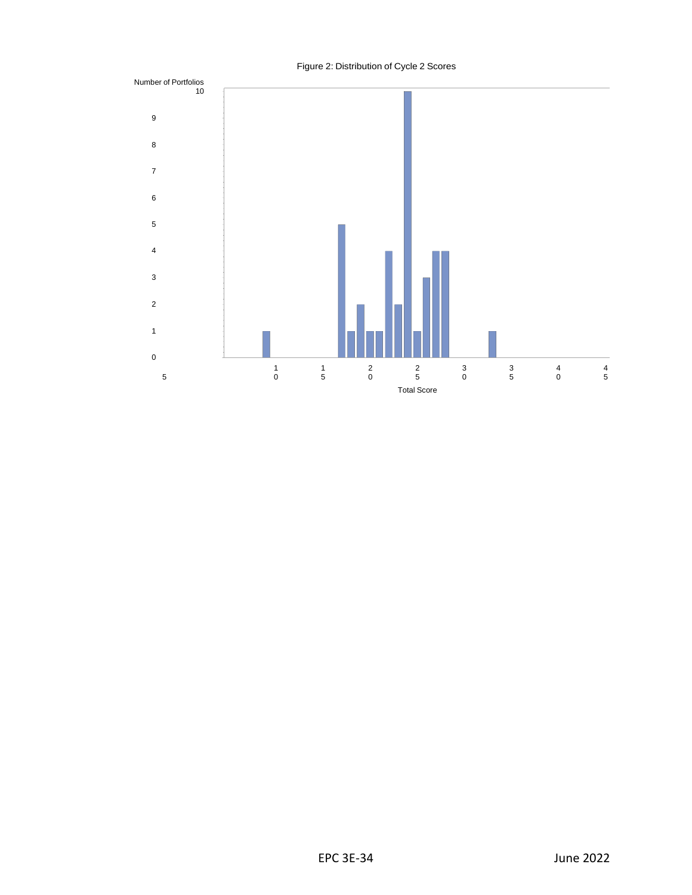Figure 2: Distribution of Cycle 2 Scores

Number of Portfolios

10

9

8

7

6

5

4

3

2

1

0

5 10 15 20 25 30 35 40 45

Total Score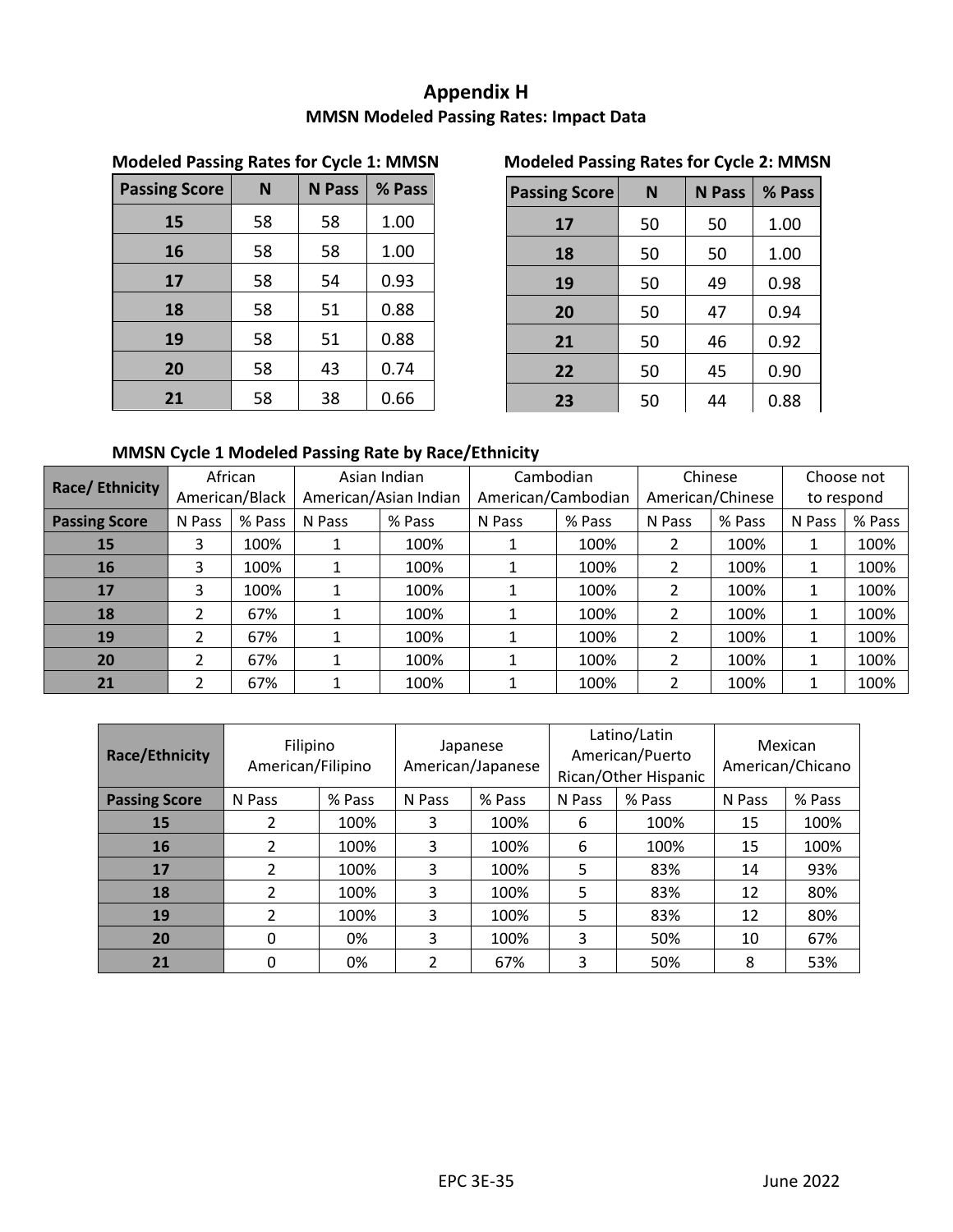# Appendix H

## MMSN Modeled Passing Rates: Impact Data

**Modeled Passing Rates for Cycle 1: MMSN**

| Passing Score | N | N Pass | % Pass |
|---|---|---|---|
| 15 | 58 | 58 | 1.00 |
| 16 | 58 | 58 | 1.00 |
| 17 | 58 | 54 | 0.93 |
| 18 | 58 | 51 | 0.88 |
| 19 | 58 | 51 | 0.88 |
| 20 | 58 | 43 | 0.74 |
| 21 | 58 | 38 | 0.66 |

**Modeled Passing Rates for Cycle 2: MMSN**

| Passing Score | N | N Pass | % Pass |
|---|---|---|---|
| 17 | 50 | 50 | 1.00 |
| 18 | 50 | 50 | 1.00 |
| 19 | 50 | 49 | 0.98 |
| 20 | 50 | 47 | 0.94 |
| 21 | 50 | 46 | 0.92 |
| 22 | 50 | 45 | 0.90 |
| 23 | 50 | 44 | 0.88 |

**MMSN Cycle 1 Modeled Passing Rate by Race/Ethnicity**

| Race/ Ethnicity | African American/Black | | Asian Indian American/Asian Indian | | Cambodian American/Cambodian | | Chinese American/Chinese | | Choose not to respond | |
|---|---|---|---|---|---|---|---|---|---|---|
| Passing Score | N Pass | % Pass | N Pass | % Pass | N Pass | % Pass | N Pass | % Pass | N Pass | % Pass |
| 15 | 3 | 100% | 1 | 100% | 1 | 100% | 2 | 100% | 1 | 100% |
| 16 | 3 | 100% | 1 | 100% | 1 | 100% | 2 | 100% | 1 | 100% |
| 17 | 3 | 100% | 1 | 100% | 1 | 100% | 2 | 100% | 1 | 100% |
| 18 | 2 | 67% | 1 | 100% | 1 | 100% | 2 | 100% | 1 | 100% |
| 19 | 2 | 67% | 1 | 100% | 1 | 100% | 2 | 100% | 1 | 100% |
| 20 | 2 | 67% | 1 | 100% | 1 | 100% | 2 | 100% | 1 | 100% |
| 21 | 2 | 67% | 1 | 100% | 1 | 100% | 2 | 100% | 1 | 100% |

| Race/Ethnicity | Filipino American/Filipino | | Japanese American/Japanese | | Latino/Latin American/Puerto Rican/Other Hispanic | | Mexican American/Chicano | |
|---|---|---|---|---|---|---|---|---|
| Passing Score | N Pass | % Pass | N Pass | % Pass | N Pass | % Pass | N Pass | % Pass |
| 15 | 2 | 100% | 3 | 100% | 6 | 100% | 15 | 100% |
| 16 | 2 | 100% | 3 | 100% | 6 | 100% | 15 | 100% |
| 17 | 2 | 100% | 3 | 100% | 5 | 83% | 14 | 93% |
| 18 | 2 | 100% | 3 | 100% | 5 | 83% | 12 | 80% |
| 19 | 2 | 100% | 3 | 100% | 5 | 83% | 12 | 80% |
| 20 | 0 | 0% | 3 | 100% | 3 | 50% | 10 | 67% |
| 21 | 0 | 0% | 2 | 67% | 3 | 50% | 8 | 53% |

EPC 3E-35 June 2022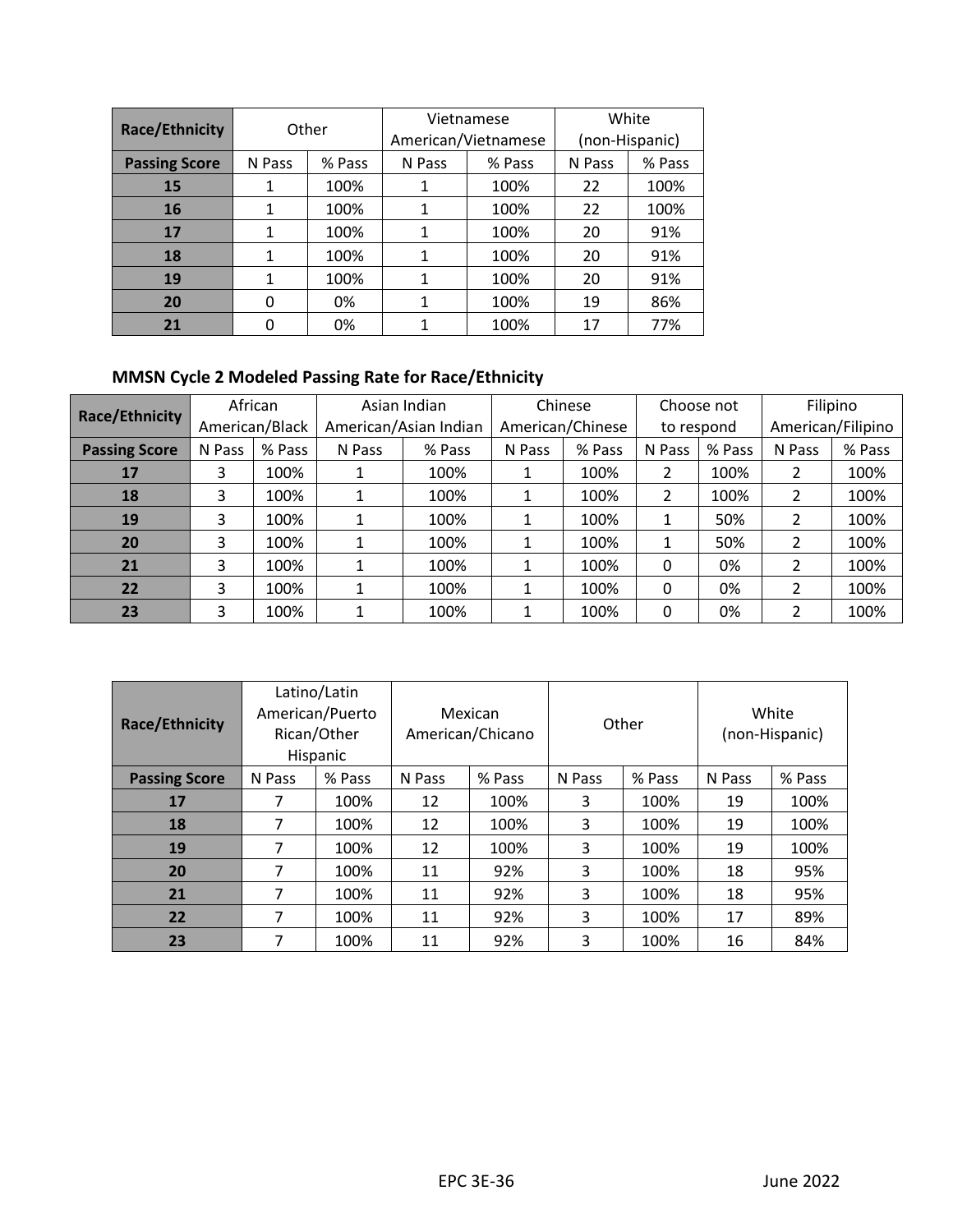| Race/Ethnicity | Other | | Vietnamese American/Vietnamese | | White (non-Hispanic) | |
|---|---|---|---|---|---|---|
| Passing Score | N Pass | % Pass | N Pass | % Pass | N Pass | % Pass |
| 15 | 1 | 100% | 1 | 100% | 22 | 100% |
| 16 | 1 | 100% | 1 | 100% | 22 | 100% |
| 17 | 1 | 100% | 1 | 100% | 20 | 91% |
| 18 | 1 | 100% | 1 | 100% | 20 | 91% |
| 19 | 1 | 100% | 1 | 100% | 20 | 91% |
| 20 | 0 | 0% | 1 | 100% | 19 | 86% |
| 21 | 0 | 0% | 1 | 100% | 17 | 77% |

### MMSN Cycle 2 Modeled Passing Rate for Race/Ethnicity

| Race/Ethnicity | African American/Black | | Asian Indian American/Asian Indian | | Chinese American/Chinese | | Choose not to respond | | Filipino American/Filipino | |
|---|---|---|---|---|---|---|---|---|---|---|
| Passing Score | N Pass | % Pass | N Pass | % Pass | N Pass | % Pass | N Pass | % Pass | N Pass | % Pass |
| 17 | 3 | 100% | 1 | 100% | 1 | 100% | 2 | 100% | 2 | 100% |
| 18 | 3 | 100% | 1 | 100% | 1 | 100% | 2 | 100% | 2 | 100% |
| 19 | 3 | 100% | 1 | 100% | 1 | 100% | 1 | 50% | 2 | 100% |
| 20 | 3 | 100% | 1 | 100% | 1 | 100% | 1 | 50% | 2 | 100% |
| 21 | 3 | 100% | 1 | 100% | 1 | 100% | 0 | 0% | 2 | 100% |
| 22 | 3 | 100% | 1 | 100% | 1 | 100% | 0 | 0% | 2 | 100% |
| 23 | 3 | 100% | 1 | 100% | 1 | 100% | 0 | 0% | 2 | 100% |

| Race/Ethnicity | Latino/Latin American/Puerto Rican/Other Hispanic | | Mexican American/Chicano | | Other | | White (non-Hispanic) | |
|---|---|---|---|---|---|---|---|---|
| Passing Score | N Pass | % Pass | N Pass | % Pass | N Pass | % Pass | N Pass | % Pass |
| 17 | 7 | 100% | 12 | 100% | 3 | 100% | 19 | 100% |
| 18 | 7 | 100% | 12 | 100% | 3 | 100% | 19 | 100% |
| 19 | 7 | 100% | 12 | 100% | 3 | 100% | 19 | 100% |
| 20 | 7 | 100% | 11 | 92% | 3 | 100% | 18 | 95% |
| 21 | 7 | 100% | 11 | 92% | 3 | 100% | 18 | 95% |
| 22 | 7 | 100% | 11 | 92% | 3 | 100% | 17 | 89% |
| 23 | 7 | 100% | 11 | 92% | 3 | 100% | 16 | 84% |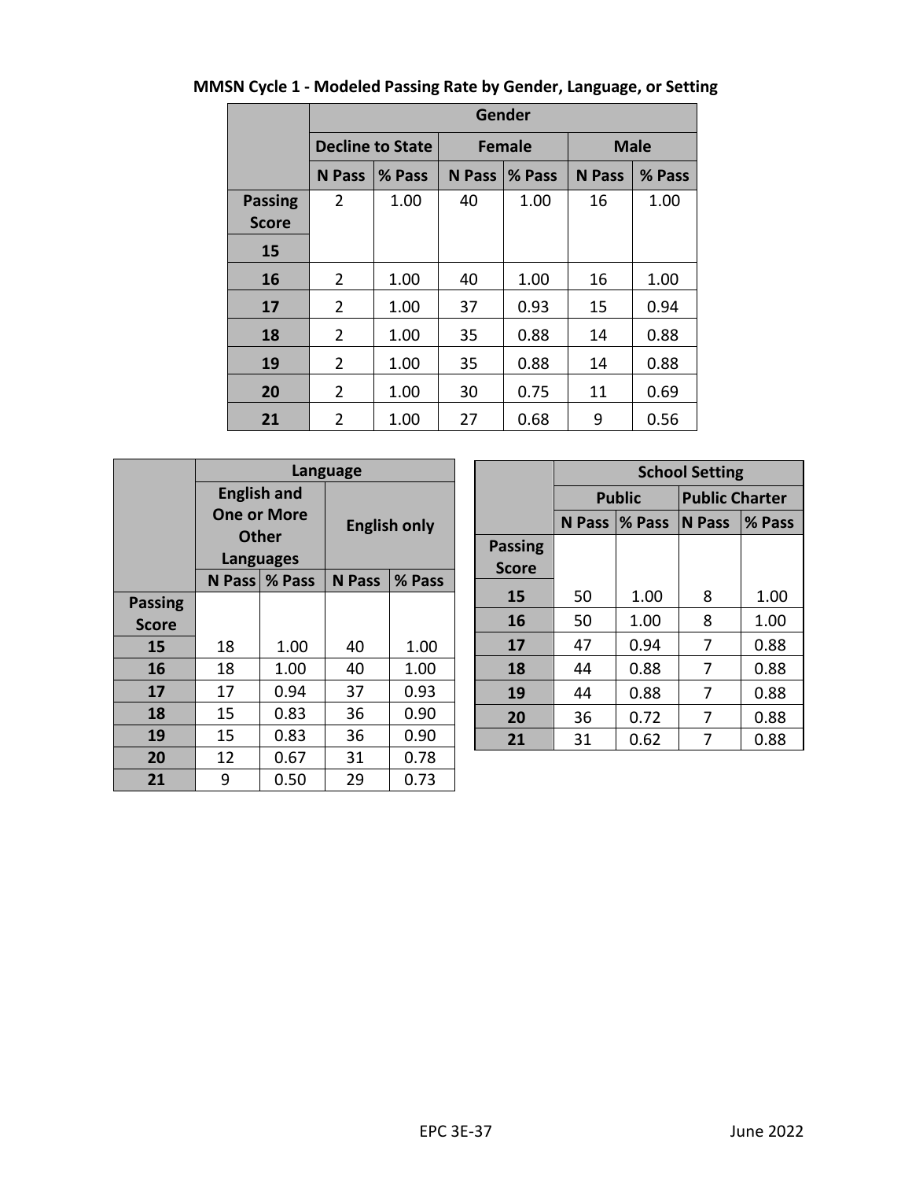**MMSN Cycle 1 - Modeled Passing Rate by Gender, Language, or Setting**

| | Gender | | | | | |
|---|---|---|---|---|---|---|
| | Decline to State | | Female | | Male | |
| | N Pass | % Pass | N Pass | % Pass | N Pass | % Pass |
| **Passing Score** | | | | | | |
| **15** | 2 | 1.00 | 40 | 1.00 | 16 | 1.00 |
| **16** | 2 | 1.00 | 40 | 1.00 | 16 | 1.00 |
| **17** | 2 | 1.00 | 37 | 0.93 | 15 | 0.94 |
| **18** | 2 | 1.00 | 35 | 0.88 | 14 | 0.88 |
| **19** | 2 | 1.00 | 35 | 0.88 | 14 | 0.88 |
| **20** | 2 | 1.00 | 30 | 0.75 | 11 | 0.69 |
| **21** | 2 | 1.00 | 27 | 0.68 | 9 | 0.56 |

| | Language | | | |
|---|---|---|---|---|
| | English and One or More Other Languages | | English only | |
| | N Pass | % Pass | N Pass | % Pass |
| **Passing Score** | | | | |
| **15** | 18 | 1.00 | 40 | 1.00 |
| **16** | 18 | 1.00 | 40 | 1.00 |
| **17** | 17 | 0.94 | 37 | 0.93 |
| **18** | 15 | 0.83 | 36 | 0.90 |
| **19** | 15 | 0.83 | 36 | 0.90 |
| **20** | 12 | 0.67 | 31 | 0.78 |
| **21** | 9 | 0.50 | 29 | 0.73 |

| | School Setting | | | |
|---|---|---|---|---|
| | Public | | Public Charter | |
| | N Pass | % Pass | N Pass | % Pass |
| **Passing Score** | | | | |
| **15** | 50 | 1.00 | 8 | 1.00 |
| **16** | 50 | 1.00 | 8 | 1.00 |
| **17** | 47 | 0.94 | 7 | 0.88 |
| **18** | 44 | 0.88 | 7 | 0.88 |
| **19** | 44 | 0.88 | 7 | 0.88 |
| **20** | 36 | 0.72 | 7 | 0.88 |
| **21** | 31 | 0.62 | 7 | 0.88 |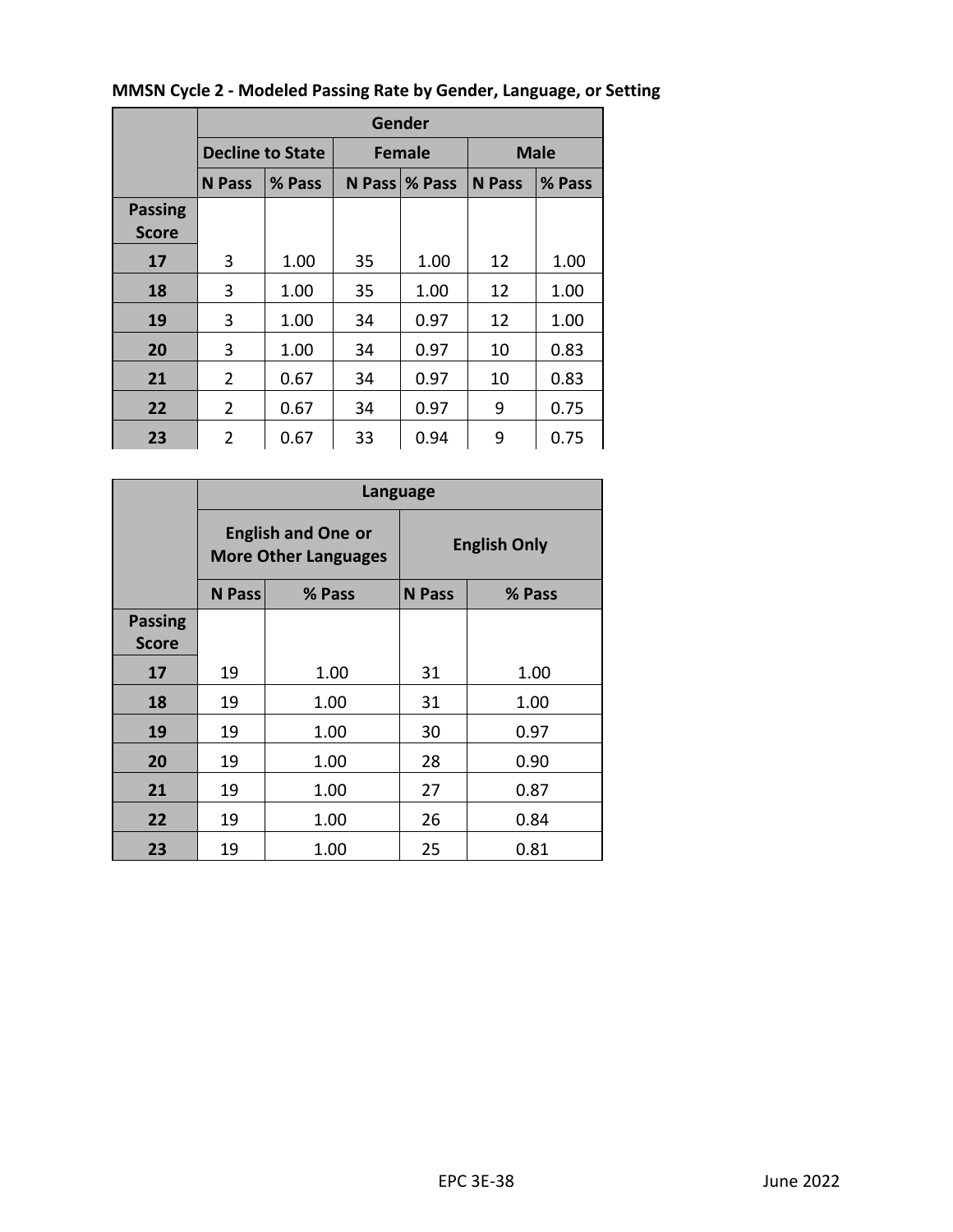**MMSN Cycle 2 - Modeled Passing Rate by Gender, Language, or Setting**

| | Gender | | | | | |
|---|---|---|---|---|---|---|
| | Decline to State | | Female | | Male | |
| | N Pass | % Pass | N Pass | % Pass | N Pass | % Pass |
| Passing Score | | | | | | |
| 17 | 3 | 1.00 | 35 | 1.00 | 12 | 1.00 |
| 18 | 3 | 1.00 | 35 | 1.00 | 12 | 1.00 |
| 19 | 3 | 1.00 | 34 | 0.97 | 12 | 1.00 |
| 20 | 3 | 1.00 | 34 | 0.97 | 10 | 0.83 |
| 21 | 2 | 0.67 | 34 | 0.97 | 10 | 0.83 |
| 22 | 2 | 0.67 | 34 | 0.97 | 9 | 0.75 |
| 23 | 2 | 0.67 | 33 | 0.94 | 9 | 0.75 |

| | Language | | | |
|---|---|---|---|---|
| | English and One or More Other Languages | | English Only | |
| | N Pass | % Pass | N Pass | % Pass |
| Passing Score | | | | |
| 17 | 19 | 1.00 | 31 | 1.00 |
| 18 | 19 | 1.00 | 31 | 1.00 |
| 19 | 19 | 1.00 | 30 | 0.97 |
| 20 | 19 | 1.00 | 28 | 0.90 |
| 21 | 19 | 1.00 | 27 | 0.87 |
| 22 | 19 | 1.00 | 26 | 0.84 |
| 23 | 19 | 1.00 | 25 | 0.81 |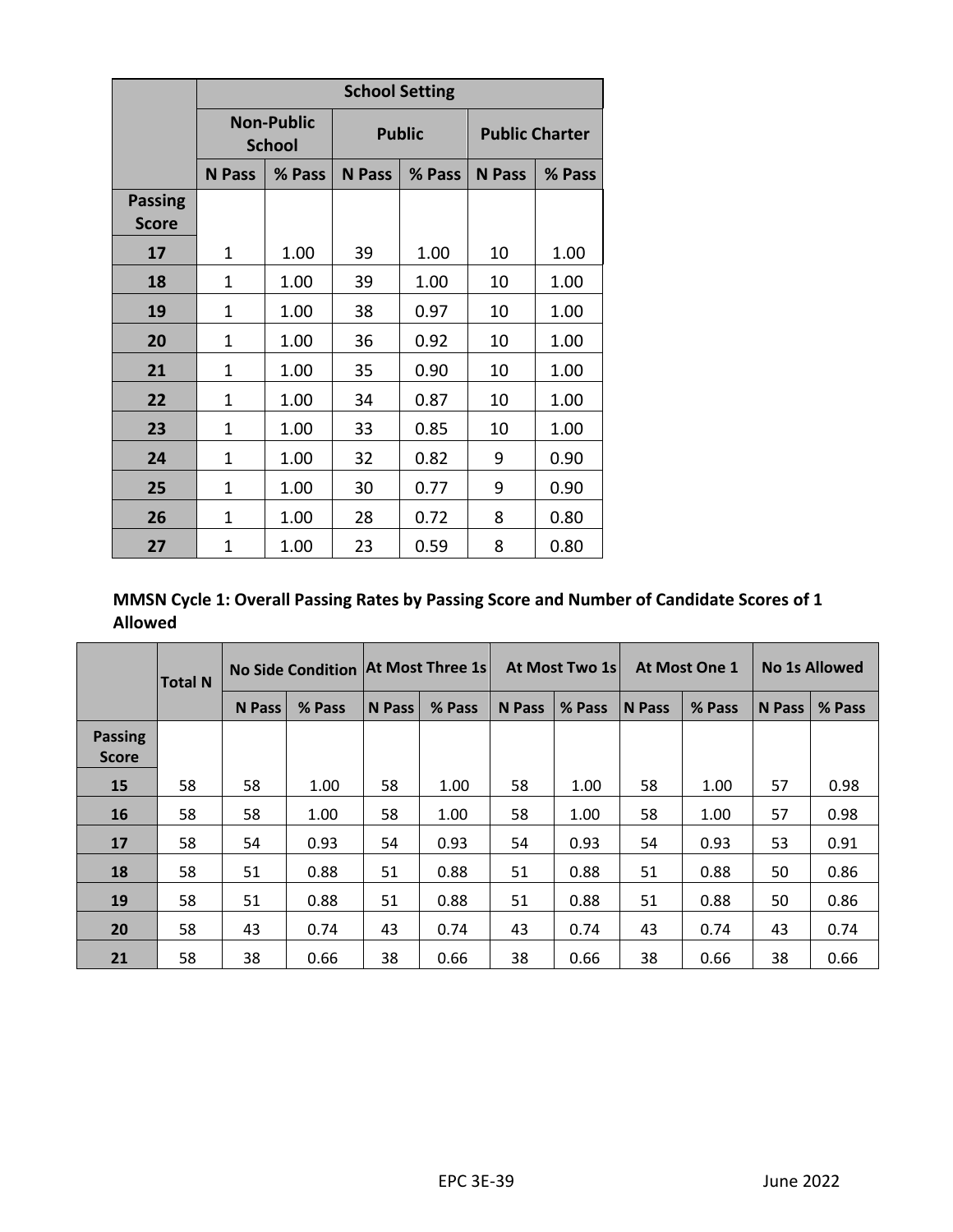| | School Setting | | | | | |
|---|---|---|---|---|---|---|
| | Non-Public School | | Public | | Public Charter | |
| | N Pass | % Pass | N Pass | % Pass | N Pass | % Pass |
| **Passing Score** | | | | | | |
| **17** | 1 | 1.00 | 39 | 1.00 | 10 | 1.00 |
| **18** | 1 | 1.00 | 39 | 1.00 | 10 | 1.00 |
| **19** | 1 | 1.00 | 38 | 0.97 | 10 | 1.00 |
| **20** | 1 | 1.00 | 36 | 0.92 | 10 | 1.00 |
| **21** | 1 | 1.00 | 35 | 0.90 | 10 | 1.00 |
| **22** | 1 | 1.00 | 34 | 0.87 | 10 | 1.00 |
| **23** | 1 | 1.00 | 33 | 0.85 | 10 | 1.00 |
| **24** | 1 | 1.00 | 32 | 0.82 | 9 | 0.90 |
| **25** | 1 | 1.00 | 30 | 0.77 | 9 | 0.90 |
| **26** | 1 | 1.00 | 28 | 0.72 | 8 | 0.80 |
| **27** | 1 | 1.00 | 23 | 0.59 | 8 | 0.80 |

**MMSN Cycle 1: Overall Passing Rates by Passing Score and Number of Candidate Scores of 1 Allowed**

| | Total N | No Side Condition | | At Most Three 1s | | At Most Two 1s | | At Most One 1 | | No 1s Allowed | |
|---|---|---|---|---|---|---|---|---|---|---|---|
| | | N Pass | % Pass | N Pass | % Pass | N Pass | % Pass | N Pass | % Pass | N Pass | % Pass |
| **Passing Score** | | | | | | | | | | | |
| **15** | 58 | 58 | 1.00 | 58 | 1.00 | 58 | 1.00 | 58 | 1.00 | 57 | 0.98 |
| **16** | 58 | 58 | 1.00 | 58 | 1.00 | 58 | 1.00 | 58 | 1.00 | 57 | 0.98 |
| **17** | 58 | 54 | 0.93 | 54 | 0.93 | 54 | 0.93 | 54 | 0.93 | 53 | 0.91 |
| **18** | 58 | 51 | 0.88 | 51 | 0.88 | 51 | 0.88 | 51 | 0.88 | 50 | 0.86 |
| **19** | 58 | 51 | 0.88 | 51 | 0.88 | 51 | 0.88 | 51 | 0.88 | 50 | 0.86 |
| **20** | 58 | 43 | 0.74 | 43 | 0.74 | 43 | 0.74 | 43 | 0.74 | 43 | 0.74 |
| **21** | 58 | 38 | 0.66 | 38 | 0.66 | 38 | 0.66 | 38 | 0.66 | 38 | 0.66 |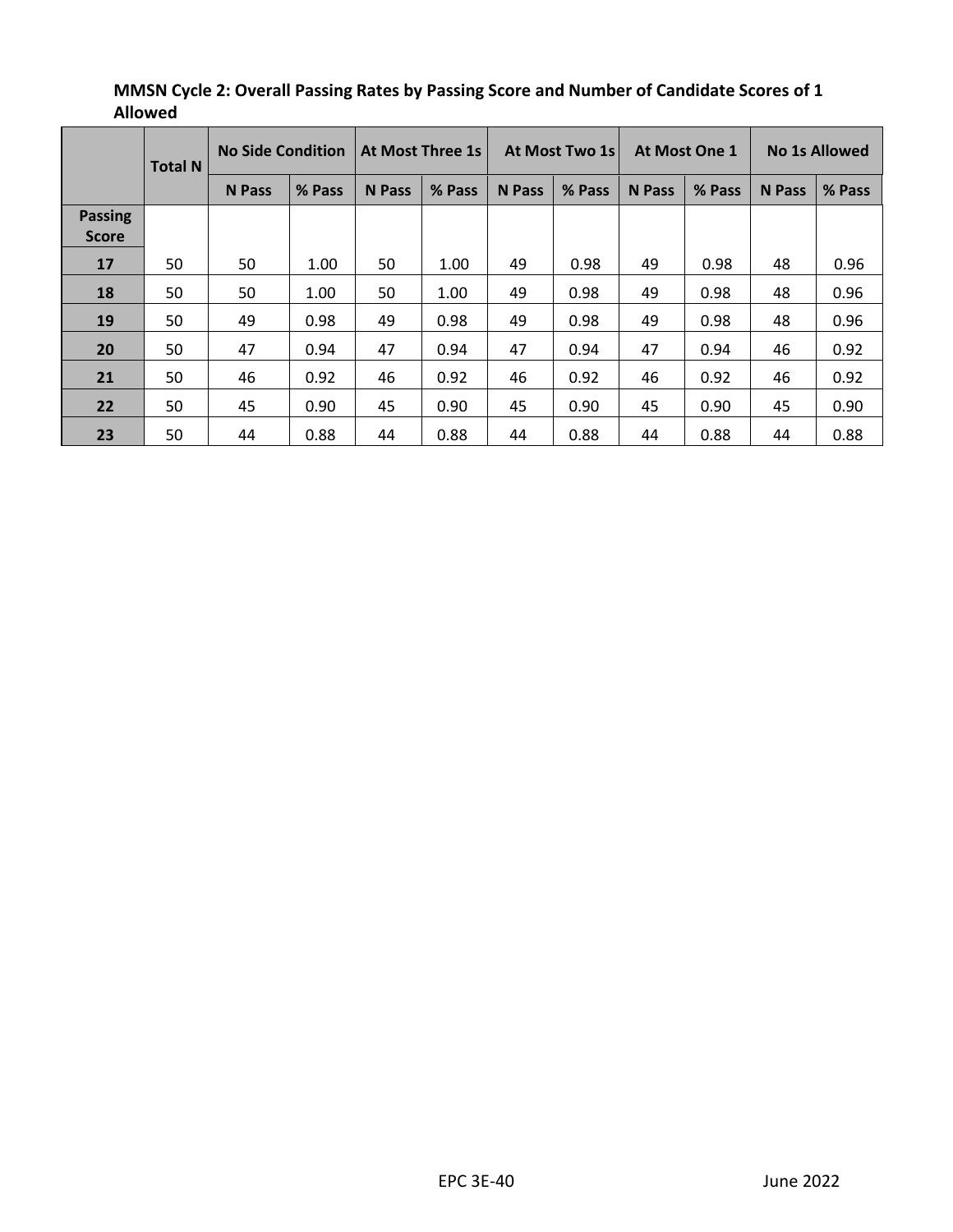**MMSN Cycle 2: Overall Passing Rates by Passing Score and Number of Candidate Scores of 1 Allowed**

| | Total N | No Side Condition | | At Most Three 1s | | At Most Two 1s | | At Most One 1 | | No 1s Allowed | |
|---|---|---|---|---|---|---|---|---|---|---|---|
| | | N Pass | % Pass | N Pass | % Pass | N Pass | % Pass | N Pass | % Pass | N Pass | % Pass |
| **Passing Score** | | | | | | | | | | | |
| **17** | 50 | 50 | 1.00 | 50 | 1.00 | 49 | 0.98 | 49 | 0.98 | 48 | 0.96 |
| **18** | 50 | 50 | 1.00 | 50 | 1.00 | 49 | 0.98 | 49 | 0.98 | 48 | 0.96 |
| **19** | 50 | 49 | 0.98 | 49 | 0.98 | 49 | 0.98 | 49 | 0.98 | 48 | 0.96 |
| **20** | 50 | 47 | 0.94 | 47 | 0.94 | 47 | 0.94 | 47 | 0.94 | 46 | 0.92 |
| **21** | 50 | 46 | 0.92 | 46 | 0.92 | 46 | 0.92 | 46 | 0.92 | 46 | 0.92 |
| **22** | 50 | 45 | 0.90 | 45 | 0.90 | 45 | 0.90 | 45 | 0.90 | 45 | 0.90 |
| **23** | 50 | 44 | 0.88 | 44 | 0.88 | 44 | 0.88 | 44 | 0.88 | 44 | 0.88 |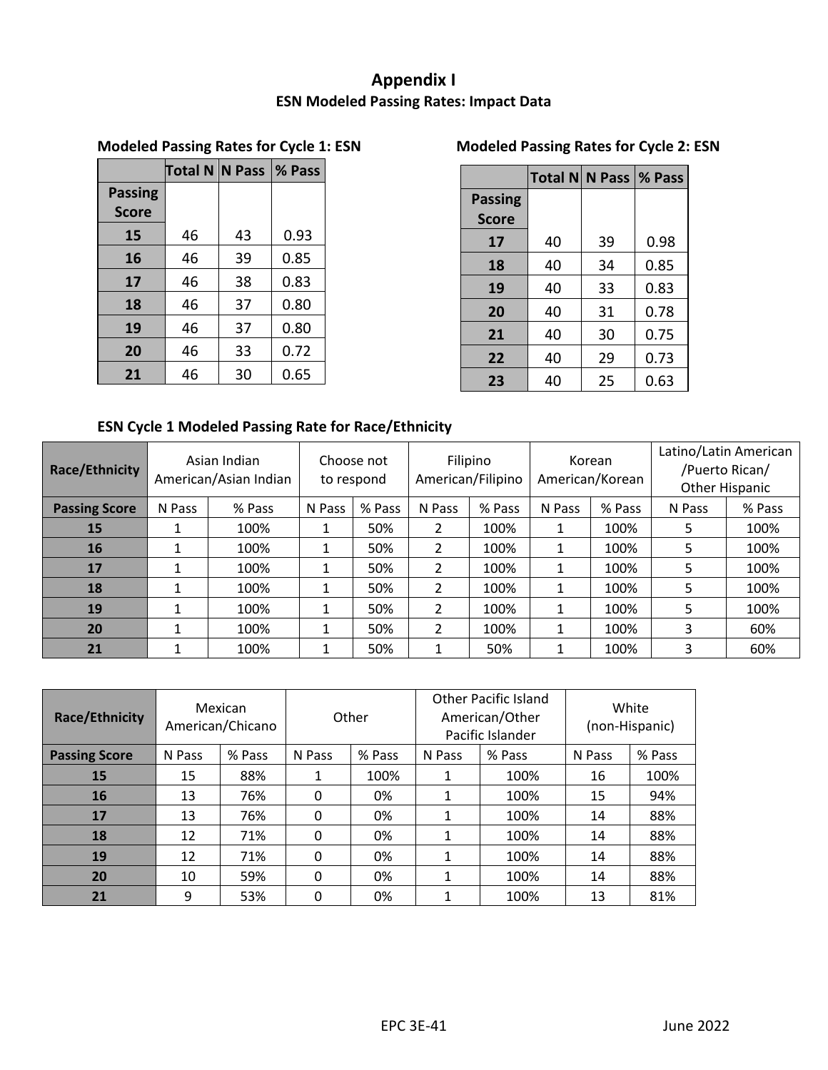# Appendix I

## ESN Modeled Passing Rates: Impact Data

### Modeled Passing Rates for Cycle 1: ESN

| | Total N | N Pass | % Pass |
|---|---|---|---|
| **Passing Score** | | | |
| **15** | 46 | 43 | 0.93 |
| **16** | 46 | 39 | 0.85 |
| **17** | 46 | 38 | 0.83 |
| **18** | 46 | 37 | 0.80 |
| **19** | 46 | 37 | 0.80 |
| **20** | 46 | 33 | 0.72 |
| **21** | 46 | 30 | 0.65 |

### Modeled Passing Rates for Cycle 2: ESN

| | Total N | N Pass | % Pass |
|---|---|---|---|
| **Passing Score** | | | |
| **17** | 40 | 39 | 0.98 |
| **18** | 40 | 34 | 0.85 |
| **19** | 40 | 33 | 0.83 |
| **20** | 40 | 31 | 0.78 |
| **21** | 40 | 30 | 0.75 |
| **22** | 40 | 29 | 0.73 |
| **23** | 40 | 25 | 0.63 |

### ESN Cycle 1 Modeled Passing Rate for Race/Ethnicity

| Race/Ethnicity | Asian Indian American/Asian Indian | | Choose not to respond | | Filipino American/Filipino | | Korean American/Korean | | Latino/Latin American /Puerto Rican/ Other Hispanic | |
|---|---|---|---|---|---|---|---|---|---|---|
| **Passing Score** | N Pass | % Pass | N Pass | % Pass | N Pass | % Pass | N Pass | % Pass | N Pass | % Pass |
| **15** | 1 | 100% | 1 | 50% | 2 | 100% | 1 | 100% | 5 | 100% |
| **16** | 1 | 100% | 1 | 50% | 2 | 100% | 1 | 100% | 5 | 100% |
| **17** | 1 | 100% | 1 | 50% | 2 | 100% | 1 | 100% | 5 | 100% |
| **18** | 1 | 100% | 1 | 50% | 2 | 100% | 1 | 100% | 5 | 100% |
| **19** | 1 | 100% | 1 | 50% | 2 | 100% | 1 | 100% | 5 | 100% |
| **20** | 1 | 100% | 1 | 50% | 2 | 100% | 1 | 100% | 3 | 60% |
| **21** | 1 | 100% | 1 | 50% | 1 | 50% | 1 | 100% | 3 | 60% |

| Race/Ethnicity | Mexican American/Chicano | | Other | | Other Pacific Island American/Other Pacific Islander | | White (non-Hispanic) | |
|---|---|---|---|---|---|---|---|---|
| **Passing Score** | N Pass | % Pass | N Pass | % Pass | N Pass | % Pass | N Pass | % Pass |
| **15** | 15 | 88% | 1 | 100% | 1 | 100% | 16 | 100% |
| **16** | 13 | 76% | 0 | 0% | 1 | 100% | 15 | 94% |
| **17** | 13 | 76% | 0 | 0% | 1 | 100% | 14 | 88% |
| **18** | 12 | 71% | 0 | 0% | 1 | 100% | 14 | 88% |
| **19** | 12 | 71% | 0 | 0% | 1 | 100% | 14 | 88% |
| **20** | 10 | 59% | 0 | 0% | 1 | 100% | 14 | 88% |
| **21** | 9 | 53% | 0 | 0% | 1 | 100% | 13 | 81% |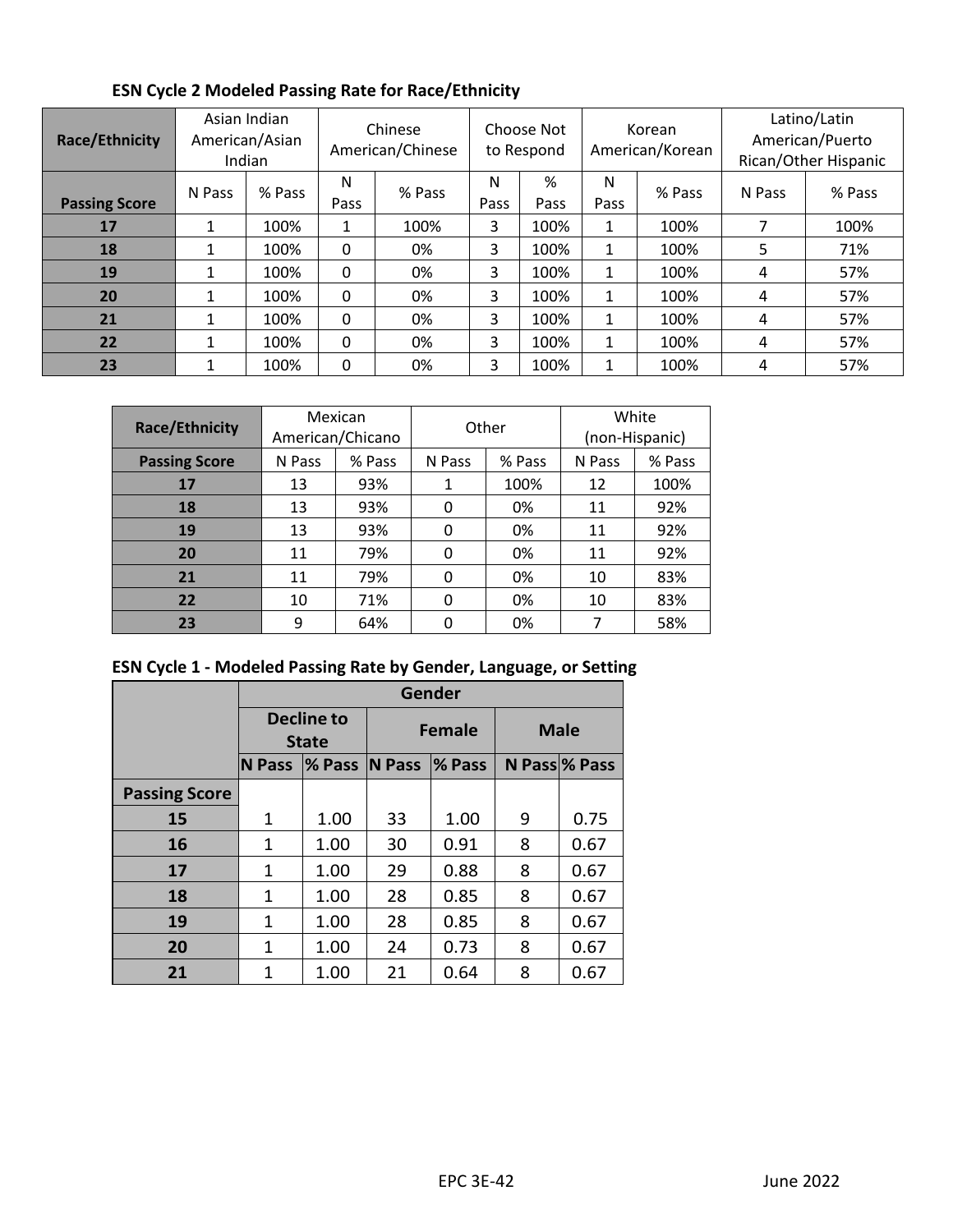**ESN Cycle 2 Modeled Passing Rate for Race/Ethnicity**

| Race/Ethnicity | Asian Indian American/Asian Indian | | Chinese American/Chinese | | Choose Not to Respond | | Korean American/Korean | | Latino/Latin American/Puerto Rican/Other Hispanic | |
|---|---|---|---|---|---|---|---|---|---|---|
| Passing Score | N Pass | % Pass | N Pass | % Pass | N Pass | % Pass | N Pass | % Pass | N Pass | % Pass |
| 17 | 1 | 100% | 1 | 100% | 3 | 100% | 1 | 100% | 7 | 100% |
| 18 | 1 | 100% | 0 | 0% | 3 | 100% | 1 | 100% | 5 | 71% |
| 19 | 1 | 100% | 0 | 0% | 3 | 100% | 1 | 100% | 4 | 57% |
| 20 | 1 | 100% | 0 | 0% | 3 | 100% | 1 | 100% | 4 | 57% |
| 21 | 1 | 100% | 0 | 0% | 3 | 100% | 1 | 100% | 4 | 57% |
| 22 | 1 | 100% | 0 | 0% | 3 | 100% | 1 | 100% | 4 | 57% |
| 23 | 1 | 100% | 0 | 0% | 3 | 100% | 1 | 100% | 4 | 57% |

| Race/Ethnicity | Mexican American/Chicano | | Other | | White (non-Hispanic) | |
|---|---|---|---|---|---|---|
| Passing Score | N Pass | % Pass | N Pass | % Pass | N Pass | % Pass |
| 17 | 13 | 93% | 1 | 100% | 12 | 100% |
| 18 | 13 | 93% | 0 | 0% | 11 | 92% |
| 19 | 13 | 93% | 0 | 0% | 11 | 92% |
| 20 | 11 | 79% | 0 | 0% | 11 | 92% |
| 21 | 11 | 79% | 0 | 0% | 10 | 83% |
| 22 | 10 | 71% | 0 | 0% | 10 | 83% |
| 23 | 9 | 64% | 0 | 0% | 7 | 58% |

**ESN Cycle 1 - Modeled Passing Rate by Gender, Language, or Setting**

| | Gender | | | | | |
|---|---|---|---|---|---|---|
| | **Decline to State** | | **Female** | | **Male** | |
| | **N Pass** | **% Pass** | **N Pass** | **% Pass** | **N Pass** | **% Pass** |
| **Passing Score** | | | | | | |
| **15** | 1 | 1.00 | 33 | 1.00 | 9 | 0.75 |
| **16** | 1 | 1.00 | 30 | 0.91 | 8 | 0.67 |
| **17** | 1 | 1.00 | 29 | 0.88 | 8 | 0.67 |
| **18** | 1 | 1.00 | 28 | 0.85 | 8 | 0.67 |
| **19** | 1 | 1.00 | 28 | 0.85 | 8 | 0.67 |
| **20** | 1 | 1.00 | 24 | 0.73 | 8 | 0.67 |
| **21** | 1 | 1.00 | 21 | 0.64 | 8 | 0.67 |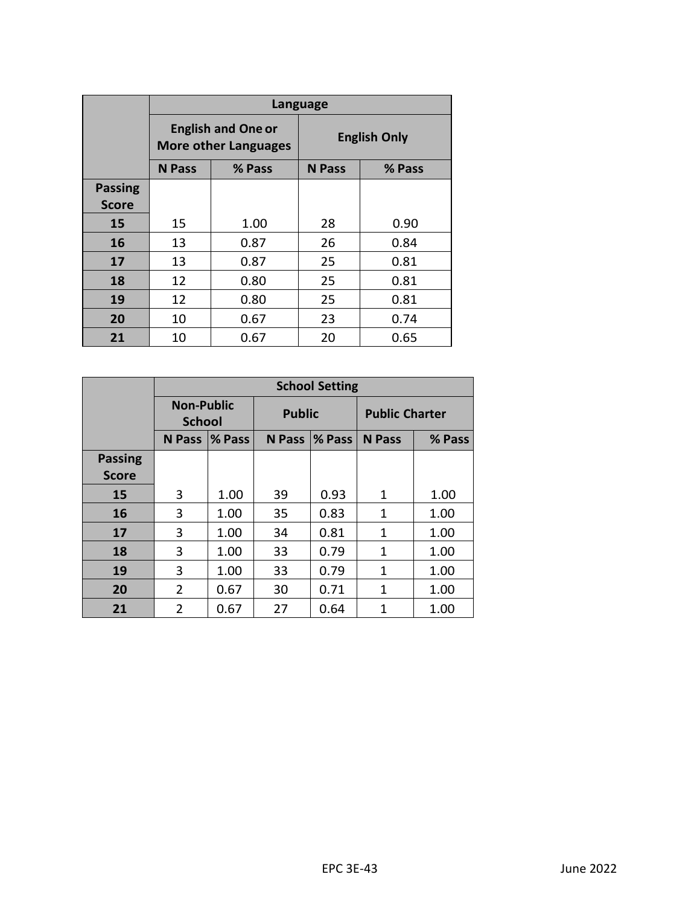| | Language | | | |
|---|---|---|---|---|
| | English and One or More other Languages | | English Only | |
| | N Pass | % Pass | N Pass | % Pass |
| Passing Score | | | | |
| 15 | 15 | 1.00 | 28 | 0.90 |
| 16 | 13 | 0.87 | 26 | 0.84 |
| 17 | 13 | 0.87 | 25 | 0.81 |
| 18 | 12 | 0.80 | 25 | 0.81 |
| 19 | 12 | 0.80 | 25 | 0.81 |
| 20 | 10 | 0.67 | 23 | 0.74 |
| 21 | 10 | 0.67 | 20 | 0.65 |

| | School Setting | | | | | |
|---|---|---|---|---|---|---|
| | Non-Public School | | Public | | Public Charter | |
| | N Pass | % Pass | N Pass | % Pass | N Pass | % Pass |
| Passing Score | | | | | | |
| 15 | 3 | 1.00 | 39 | 0.93 | 1 | 1.00 |
| 16 | 3 | 1.00 | 35 | 0.83 | 1 | 1.00 |
| 17 | 3 | 1.00 | 34 | 0.81 | 1 | 1.00 |
| 18 | 3 | 1.00 | 33 | 0.79 | 1 | 1.00 |
| 19 | 3 | 1.00 | 33 | 0.79 | 1 | 1.00 |
| 20 | 2 | 0.67 | 30 | 0.71 | 1 | 1.00 |
| 21 | 2 | 0.67 | 27 | 0.64 | 1 | 1.00 |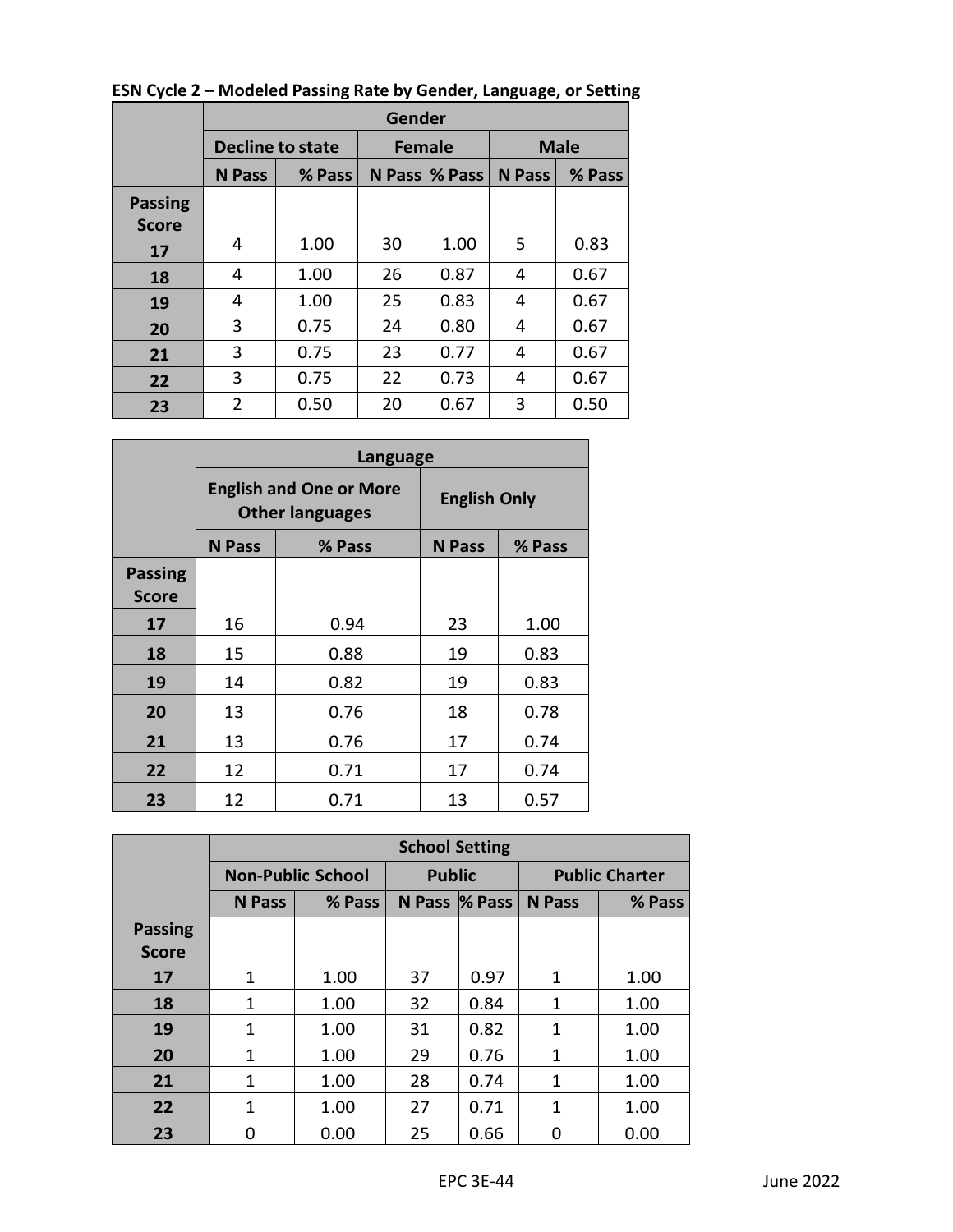**ESN Cycle 2 – Modeled Passing Rate by Gender, Language, or Setting**

| | Gender | | | | | |
|---|---|---|---|---|---|---|
| | Decline to state | | Female | | Male | |
| | N Pass | % Pass | N Pass | % Pass | N Pass | % Pass |
| **Passing Score** | | | | | | |
| **17** | 4 | 1.00 | 30 | 1.00 | 5 | 0.83 |
| **18** | 4 | 1.00 | 26 | 0.87 | 4 | 0.67 |
| **19** | 4 | 1.00 | 25 | 0.83 | 4 | 0.67 |
| **20** | 3 | 0.75 | 24 | 0.80 | 4 | 0.67 |
| **21** | 3 | 0.75 | 23 | 0.77 | 4 | 0.67 |
| **22** | 3 | 0.75 | 22 | 0.73 | 4 | 0.67 |
| **23** | 2 | 0.50 | 20 | 0.67 | 3 | 0.50 |

| | Language | | | |
|---|---|---|---|---|
| | English and One or More Other languages | | English Only | |
| | N Pass | % Pass | N Pass | % Pass |
| **Passing Score** | | | | |
| **17** | 16 | 0.94 | 23 | 1.00 |
| **18** | 15 | 0.88 | 19 | 0.83 |
| **19** | 14 | 0.82 | 19 | 0.83 |
| **20** | 13 | 0.76 | 18 | 0.78 |
| **21** | 13 | 0.76 | 17 | 0.74 |
| **22** | 12 | 0.71 | 17 | 0.74 |
| **23** | 12 | 0.71 | 13 | 0.57 |

| | School Setting | | | | | |
|---|---|---|---|---|---|---|
| | Non-Public School | | Public | | Public Charter | |
| | N Pass | % Pass | N Pass | % Pass | N Pass | % Pass |
| **Passing Score** | | | | | | |
| **17** | 1 | 1.00 | 37 | 0.97 | 1 | 1.00 |
| **18** | 1 | 1.00 | 32 | 0.84 | 1 | 1.00 |
| **19** | 1 | 1.00 | 31 | 0.82 | 1 | 1.00 |
| **20** | 1 | 1.00 | 29 | 0.76 | 1 | 1.00 |
| **21** | 1 | 1.00 | 28 | 0.74 | 1 | 1.00 |
| **22** | 1 | 1.00 | 27 | 0.71 | 1 | 1.00 |
| **23** | 0 | 0.00 | 25 | 0.66 | 0 | 0.00 |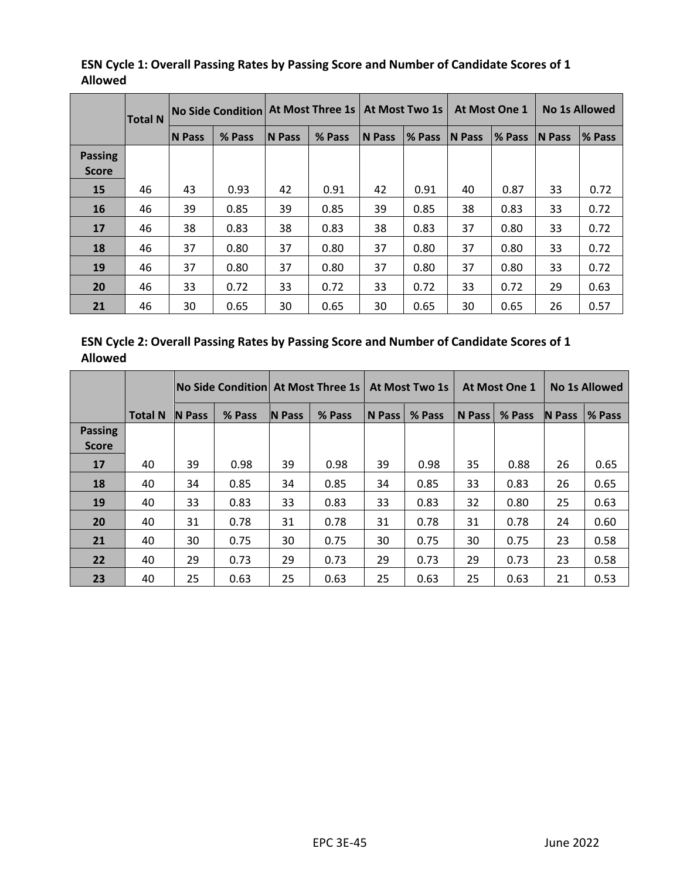**ESN Cycle 1: Overall Passing Rates by Passing Score and Number of Candidate Scores of 1 Allowed**

| | Total N | No Side Condition | | At Most Three 1s | | At Most Two 1s | | At Most One 1 | | No 1s Allowed | |
|---|---|---|---|---|---|---|---|---|---|---|---|
| | | N Pass | % Pass | N Pass | % Pass | N Pass | % Pass | N Pass | % Pass | N Pass | % Pass |
| **Passing Score** | | | | | | | | | | | |
| **15** | 46 | 43 | 0.93 | 42 | 0.91 | 42 | 0.91 | 40 | 0.87 | 33 | 0.72 |
| **16** | 46 | 39 | 0.85 | 39 | 0.85 | 39 | 0.85 | 38 | 0.83 | 33 | 0.72 |
| **17** | 46 | 38 | 0.83 | 38 | 0.83 | 38 | 0.83 | 37 | 0.80 | 33 | 0.72 |
| **18** | 46 | 37 | 0.80 | 37 | 0.80 | 37 | 0.80 | 37 | 0.80 | 33 | 0.72 |
| **19** | 46 | 37 | 0.80 | 37 | 0.80 | 37 | 0.80 | 37 | 0.80 | 33 | 0.72 |
| **20** | 46 | 33 | 0.72 | 33 | 0.72 | 33 | 0.72 | 33 | 0.72 | 29 | 0.63 |
| **21** | 46 | 30 | 0.65 | 30 | 0.65 | 30 | 0.65 | 30 | 0.65 | 26 | 0.57 |

**ESN Cycle 2: Overall Passing Rates by Passing Score and Number of Candidate Scores of 1 Allowed**

| | | No Side Condition | | At Most Three 1s | | At Most Two 1s | | At Most One 1 | | No 1s Allowed | |
|---|---|---|---|---|---|---|---|---|---|---|---|
| | Total N | N Pass | % Pass | N Pass | % Pass | N Pass | % Pass | N Pass | % Pass | N Pass | % Pass |
| **Passing Score** | | | | | | | | | | | |
| **17** | 40 | 39 | 0.98 | 39 | 0.98 | 39 | 0.98 | 35 | 0.88 | 26 | 0.65 |
| **18** | 40 | 34 | 0.85 | 34 | 0.85 | 34 | 0.85 | 33 | 0.83 | 26 | 0.65 |
| **19** | 40 | 33 | 0.83 | 33 | 0.83 | 33 | 0.83 | 32 | 0.80 | 25 | 0.63 |
| **20** | 40 | 31 | 0.78 | 31 | 0.78 | 31 | 0.78 | 31 | 0.78 | 24 | 0.60 |
| **21** | 40 | 30 | 0.75 | 30 | 0.75 | 30 | 0.75 | 30 | 0.75 | 23 | 0.58 |
| **22** | 40 | 29 | 0.73 | 29 | 0.73 | 29 | 0.73 | 29 | 0.73 | 23 | 0.58 |
| **23** | 40 | 25 | 0.63 | 25 | 0.63 | 25 | 0.63 | 25 | 0.63 | 21 | 0.53 |